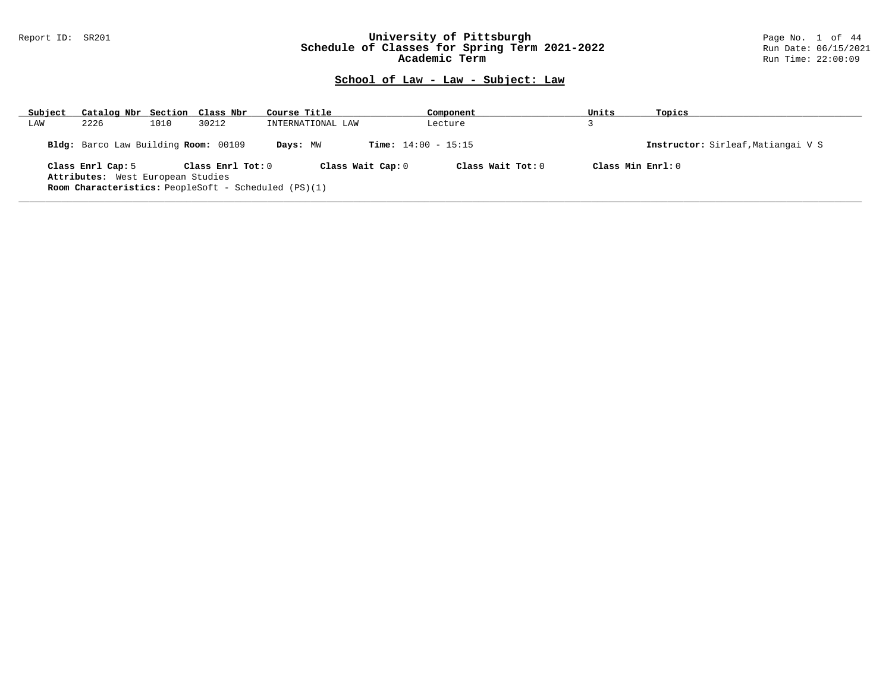Report ID: SR201

# University of Pittsburgh
## Schedule of Classes for Spring Term 2021-2022
### Academic Term

Run Date: 06/15/2021
Run Time: 22:00:09

## School of Law - Law - Subject: Law

| Subject | Catalog Nbr | Section | Class Nbr | Course Title | Component | Units | Topics |
|---|---|---|---|---|---|---|---|
| LAW | 2226 | 1010 | 30212 | INTERNATIONAL LAW | Lecture | 3 | |

**Bldg:** Barco Law Building **Room:** 00109 **Days:** MW **Time:** 14:00 - 15:15 **Instructor:** Sirleaf,Matiangai V S

**Class Enrl Cap:** 5 **Class Enrl Tot:** 0 **Class Wait Cap:** 0 **Class Wait Tot:** 0 **Class Min Enrl:** 0

**Attributes:** West European Studies

**Room Characteristics:** PeopleSoft - Scheduled (PS)(1)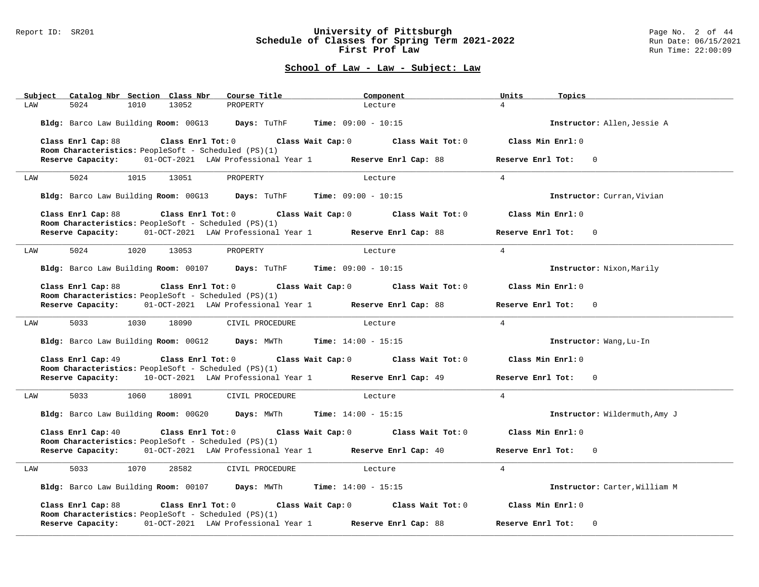## School of Law - Law - Subject: Law

| Subject | Catalog Nbr | Section | Class Nbr | Course Title | Component | Units | Topics |
|---|---|---|---|---|---|---|---|
| LAW | 5024 | 1010 | 13052 | PROPERTY | Lecture | 4 | |

**Bldg:** Barco Law Building **Room:** 00G13 **Days:** TuThF **Time:** 09:00 - 10:15 **Instructor:** Allen,Jessie A

**Class Enrl Cap:** 88 **Class Enrl Tot:** 0 **Class Wait Cap:** 0 **Class Wait Tot:** 0 **Class Min Enrl:** 0
**Room Characteristics:** PeopleSoft - Scheduled (PS)(1)
**Reserve Capacity:** 01-OCT-2021 LAW Professional Year 1 **Reserve Enrl Cap:** 88 **Reserve Enrl Tot:** 0

---

| Subject | Catalog Nbr | Section | Class Nbr | Course Title | Component | Units | Topics |
|---|---|---|---|---|---|---|---|
| LAW | 5024 | 1015 | 13051 | PROPERTY | Lecture | 4 | |

**Bldg:** Barco Law Building **Room:** 00G13 **Days:** TuThF **Time:** 09:00 - 10:15 **Instructor:** Curran,Vivian

**Class Enrl Cap:** 88 **Class Enrl Tot:** 0 **Class Wait Cap:** 0 **Class Wait Tot:** 0 **Class Min Enrl:** 0
**Room Characteristics:** PeopleSoft - Scheduled (PS)(1)
**Reserve Capacity:** 01-OCT-2021 LAW Professional Year 1 **Reserve Enrl Cap:** 88 **Reserve Enrl Tot:** 0

---

| Subject | Catalog Nbr | Section | Class Nbr | Course Title | Component | Units | Topics |
|---|---|---|---|---|---|---|---|
| LAW | 5024 | 1020 | 13053 | PROPERTY | Lecture | 4 | |

**Bldg:** Barco Law Building **Room:** 00107 **Days:** TuThF **Time:** 09:00 - 10:15 **Instructor:** Nixon,Marily

**Class Enrl Cap:** 88 **Class Enrl Tot:** 0 **Class Wait Cap:** 0 **Class Wait Tot:** 0 **Class Min Enrl:** 0
**Room Characteristics:** PeopleSoft - Scheduled (PS)(1)
**Reserve Capacity:** 01-OCT-2021 LAW Professional Year 1 **Reserve Enrl Cap:** 88 **Reserve Enrl Tot:** 0

---

| Subject | Catalog Nbr | Section | Class Nbr | Course Title | Component | Units | Topics |
|---|---|---|---|---|---|---|---|
| LAW | 5033 | 1030 | 18090 | CIVIL PROCEDURE | Lecture | 4 | |

**Bldg:** Barco Law Building **Room:** 00G12 **Days:** MWTh **Time:** 14:00 - 15:15 **Instructor:** Wang,Lu-In

**Class Enrl Cap:** 49 **Class Enrl Tot:** 0 **Class Wait Cap:** 0 **Class Wait Tot:** 0 **Class Min Enrl:** 0
**Room Characteristics:** PeopleSoft - Scheduled (PS)(1)
**Reserve Capacity:** 10-OCT-2021 LAW Professional Year 1 **Reserve Enrl Cap:** 49 **Reserve Enrl Tot:** 0

---

| Subject | Catalog Nbr | Section | Class Nbr | Course Title | Component | Units | Topics |
|---|---|---|---|---|---|---|---|
| LAW | 5033 | 1060 | 18091 | CIVIL PROCEDURE | Lecture | 4 | |

**Bldg:** Barco Law Building **Room:** 00G20 **Days:** MWTh **Time:** 14:00 - 15:15 **Instructor:** Wildermuth,Amy J

**Class Enrl Cap:** 40 **Class Enrl Tot:** 0 **Class Wait Cap:** 0 **Class Wait Tot:** 0 **Class Min Enrl:** 0
**Room Characteristics:** PeopleSoft - Scheduled (PS)(1)
**Reserve Capacity:** 01-OCT-2021 LAW Professional Year 1 **Reserve Enrl Cap:** 40 **Reserve Enrl Tot:** 0

---

| Subject | Catalog Nbr | Section | Class Nbr | Course Title | Component | Units | Topics |
|---|---|---|---|---|---|---|---|
| LAW | 5033 | 1070 | 28582 | CIVIL PROCEDURE | Lecture | 4 | |

**Bldg:** Barco Law Building **Room:** 00107 **Days:** MWTh **Time:** 14:00 - 15:15 **Instructor:** Carter,William M

**Class Enrl Cap:** 88 **Class Enrl Tot:** 0 **Class Wait Cap:** 0 **Class Wait Tot:** 0 **Class Min Enrl:** 0
**Room Characteristics:** PeopleSoft - Scheduled (PS)(1)
**Reserve Capacity:** 01-OCT-2021 LAW Professional Year 1 **Reserve Enrl Cap:** 88 **Reserve Enrl Tot:** 0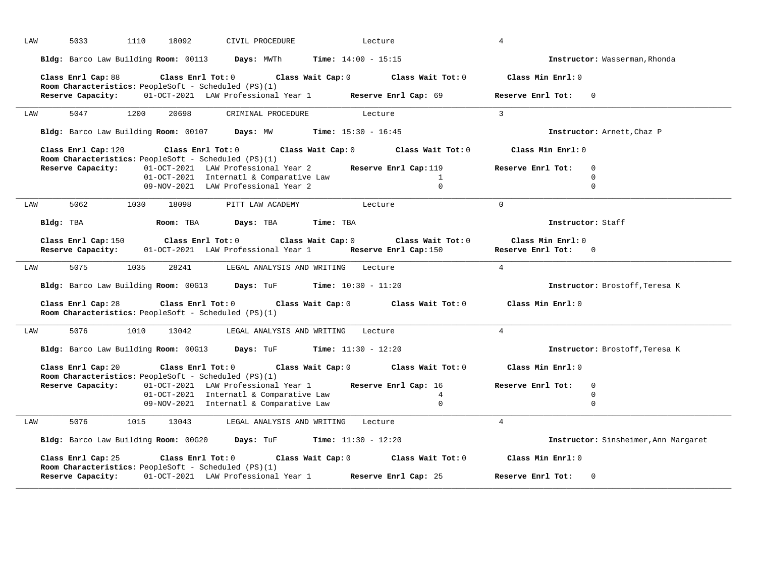LAW 5033 1110 18092 CIVIL PROCEDURE Lecture 4

**Bldg:** Barco Law Building **Room:** 00113 **Days:** MWTh **Time:** 14:00 - 15:15 **Instructor:** Wasserman,Rhonda

**Class Enrl Cap:** 88 **Class Enrl Tot:** 0 **Class Wait Cap:** 0 **Class Wait Tot:** 0 **Class Min Enrl:** 0
**Room Characteristics:** PeopleSoft - Scheduled (PS)(1)
**Reserve Capacity:** 01-OCT-2021 LAW Professional Year 1 **Reserve Enrl Cap:** 69 **Reserve Enrl Tot:** 0

---

LAW 5047 1200 20698 CRIMINAL PROCEDURE Lecture 3

**Bldg:** Barco Law Building **Room:** 00107 **Days:** MW **Time:** 15:30 - 16:45 **Instructor:** Arnett,Chaz P

**Class Enrl Cap:** 120 **Class Enrl Tot:** 0 **Class Wait Cap:** 0 **Class Wait Tot:** 0 **Class Min Enrl:** 0
**Room Characteristics:** PeopleSoft - Scheduled (PS)(1)

| **Reserve Capacity:** | | **Reserve Enrl Cap:** | **Reserve Enrl Tot:** |
|---|---|---|---|
| 01-OCT-2021 | LAW Professional Year 2 | 119 | 0 |
| 01-OCT-2021 | Internatl & Comparative Law | 1 | 0 |
| 09-NOV-2021 | LAW Professional Year 2 | 0 | 0 |

---

LAW 5062 1030 18098 PITT LAW ACADEMY Lecture 0

**Bldg:** TBA **Room:** TBA **Days:** TBA **Time:** TBA **Instructor:** Staff

**Class Enrl Cap:** 150 **Class Enrl Tot:** 0 **Class Wait Cap:** 0 **Class Wait Tot:** 0 **Class Min Enrl:** 0
**Reserve Capacity:** 01-OCT-2021 LAW Professional Year 1 **Reserve Enrl Cap:** 150 **Reserve Enrl Tot:** 0

---

LAW 5075 1035 28241 LEGAL ANALYSIS AND WRITING Lecture 4

**Bldg:** Barco Law Building **Room:** 00G13 **Days:** TuF **Time:** 10:30 - 11:20 **Instructor:** Brostoff,Teresa K

**Class Enrl Cap:** 28 **Class Enrl Tot:** 0 **Class Wait Cap:** 0 **Class Wait Tot:** 0 **Class Min Enrl:** 0
**Room Characteristics:** PeopleSoft - Scheduled (PS)(1)

---

LAW 5076 1010 13042 LEGAL ANALYSIS AND WRITING Lecture 4

**Bldg:** Barco Law Building **Room:** 00G13 **Days:** TuF **Time:** 11:30 - 12:20 **Instructor:** Brostoff,Teresa K

**Class Enrl Cap:** 20 **Class Enrl Tot:** 0 **Class Wait Cap:** 0 **Class Wait Tot:** 0 **Class Min Enrl:** 0
**Room Characteristics:** PeopleSoft - Scheduled (PS)(1)

| **Reserve Capacity:** | | **Reserve Enrl Cap:** | **Reserve Enrl Tot:** |
|---|---|---|---|
| 01-OCT-2021 | LAW Professional Year 1 | 16 | 0 |
| 01-OCT-2021 | Internatl & Comparative Law | 4 | 0 |
| 09-NOV-2021 | Internatl & Comparative Law | 0 | 0 |

---

LAW 5076 1015 13043 LEGAL ANALYSIS AND WRITING Lecture 4

**Bldg:** Barco Law Building **Room:** 00G20 **Days:** TuF **Time:** 11:30 - 12:20 **Instructor:** Sinsheimer,Ann Margaret

**Class Enrl Cap:** 25 **Class Enrl Tot:** 0 **Class Wait Cap:** 0 **Class Wait Tot:** 0 **Class Min Enrl:** 0
**Room Characteristics:** PeopleSoft - Scheduled (PS)(1)
**Reserve Capacity:** 01-OCT-2021 LAW Professional Year 1 **Reserve Enrl Cap:** 25 **Reserve Enrl Tot:** 0

---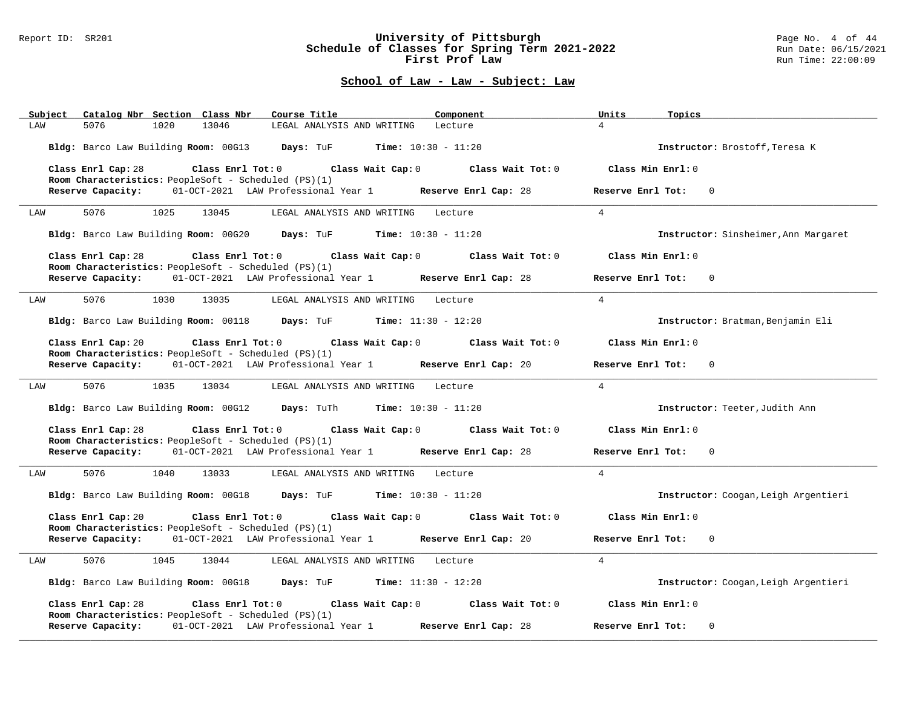## School of Law - Law - Subject: Law

| Subject | Catalog Nbr | Section | Class Nbr | Course Title | Component | Units | Topics |
|---|---|---|---|---|---|---|---|
| LAW | 5076 | 1020 | 13046 | LEGAL ANALYSIS AND WRITING | Lecture | 4 | |

**Bldg:** Barco Law Building **Room:** 00G13 **Days:** TuF **Time:** 10:30 - 11:20 **Instructor:** Brostoff,Teresa K

**Class Enrl Cap:** 28 **Class Enrl Tot:** 0 **Class Wait Cap:** 0 **Class Wait Tot:** 0 **Class Min Enrl:** 0
**Room Characteristics:** PeopleSoft - Scheduled (PS)(1)
**Reserve Capacity:** 01-OCT-2021 LAW Professional Year 1 **Reserve Enrl Cap:** 28 **Reserve Enrl Tot:** 0

---

| Subject | Catalog Nbr | Section | Class Nbr | Course Title | Component | Units | Topics |
|---|---|---|---|---|---|---|---|
| LAW | 5076 | 1025 | 13045 | LEGAL ANALYSIS AND WRITING | Lecture | 4 | |

**Bldg:** Barco Law Building **Room:** 00G20 **Days:** TuF **Time:** 10:30 - 11:20 **Instructor:** Sinsheimer,Ann Margaret

**Class Enrl Cap:** 28 **Class Enrl Tot:** 0 **Class Wait Cap:** 0 **Class Wait Tot:** 0 **Class Min Enrl:** 0
**Room Characteristics:** PeopleSoft - Scheduled (PS)(1)
**Reserve Capacity:** 01-OCT-2021 LAW Professional Year 1 **Reserve Enrl Cap:** 28 **Reserve Enrl Tot:** 0

---

| Subject | Catalog Nbr | Section | Class Nbr | Course Title | Component | Units | Topics |
|---|---|---|---|---|---|---|---|
| LAW | 5076 | 1030 | 13035 | LEGAL ANALYSIS AND WRITING | Lecture | 4 | |

**Bldg:** Barco Law Building **Room:** 00118 **Days:** TuF **Time:** 11:30 - 12:20 **Instructor:** Bratman,Benjamin Eli

**Class Enrl Cap:** 20 **Class Enrl Tot:** 0 **Class Wait Cap:** 0 **Class Wait Tot:** 0 **Class Min Enrl:** 0
**Room Characteristics:** PeopleSoft - Scheduled (PS)(1)
**Reserve Capacity:** 01-OCT-2021 LAW Professional Year 1 **Reserve Enrl Cap:** 20 **Reserve Enrl Tot:** 0

---

| Subject | Catalog Nbr | Section | Class Nbr | Course Title | Component | Units | Topics |
|---|---|---|---|---|---|---|---|
| LAW | 5076 | 1035 | 13034 | LEGAL ANALYSIS AND WRITING | Lecture | 4 | |

**Bldg:** Barco Law Building **Room:** 00G12 **Days:** TuTh **Time:** 10:30 - 11:20 **Instructor:** Teeter,Judith Ann

**Class Enrl Cap:** 28 **Class Enrl Tot:** 0 **Class Wait Cap:** 0 **Class Wait Tot:** 0 **Class Min Enrl:** 0
**Room Characteristics:** PeopleSoft - Scheduled (PS)(1)
**Reserve Capacity:** 01-OCT-2021 LAW Professional Year 1 **Reserve Enrl Cap:** 28 **Reserve Enrl Tot:** 0

---

| Subject | Catalog Nbr | Section | Class Nbr | Course Title | Component | Units | Topics |
|---|---|---|---|---|---|---|---|
| LAW | 5076 | 1040 | 13033 | LEGAL ANALYSIS AND WRITING | Lecture | 4 | |

**Bldg:** Barco Law Building **Room:** 00G18 **Days:** TuF **Time:** 10:30 - 11:20 **Instructor:** Coogan,Leigh Argentieri

**Class Enrl Cap:** 20 **Class Enrl Tot:** 0 **Class Wait Cap:** 0 **Class Wait Tot:** 0 **Class Min Enrl:** 0
**Room Characteristics:** PeopleSoft - Scheduled (PS)(1)
**Reserve Capacity:** 01-OCT-2021 LAW Professional Year 1 **Reserve Enrl Cap:** 20 **Reserve Enrl Tot:** 0

---

| Subject | Catalog Nbr | Section | Class Nbr | Course Title | Component | Units | Topics |
|---|---|---|---|---|---|---|---|
| LAW | 5076 | 1045 | 13044 | LEGAL ANALYSIS AND WRITING | Lecture | 4 | |

**Bldg:** Barco Law Building **Room:** 00G18 **Days:** TuF **Time:** 11:30 - 12:20 **Instructor:** Coogan,Leigh Argentieri

**Class Enrl Cap:** 28 **Class Enrl Tot:** 0 **Class Wait Cap:** 0 **Class Wait Tot:** 0 **Class Min Enrl:** 0
**Room Characteristics:** PeopleSoft - Scheduled (PS)(1)
**Reserve Capacity:** 01-OCT-2021 LAW Professional Year 1 **Reserve Enrl Cap:** 28 **Reserve Enrl Tot:** 0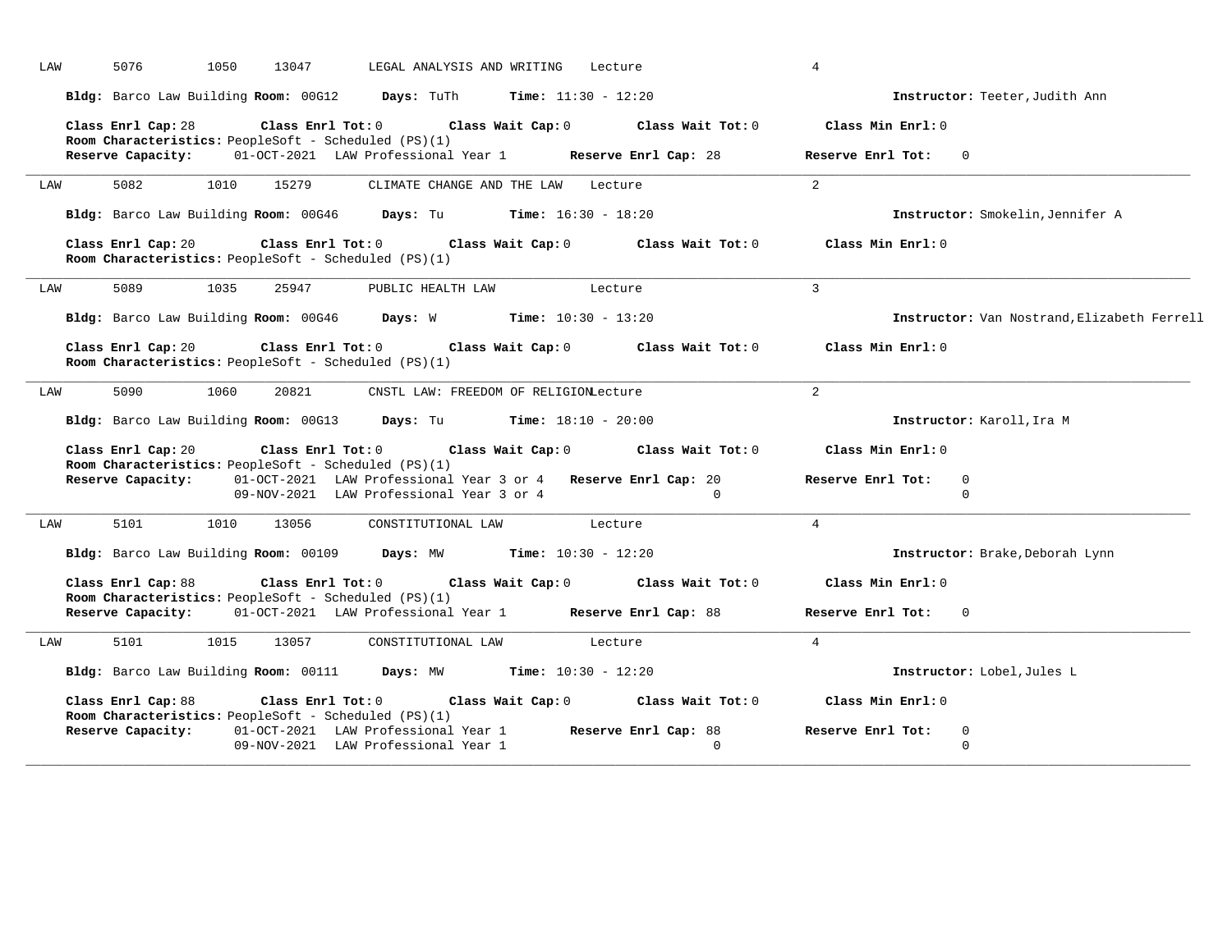LAW 5076 1050 13047 LEGAL ANALYSIS AND WRITING Lecture 4

**Bldg:** Barco Law Building **Room:** 00G12 **Days:** TuTh **Time:** 11:30 - 12:20 **Instructor:** Teeter,Judith Ann

**Class Enrl Cap:** 28 **Class Enrl Tot:** 0 **Class Wait Cap:** 0 **Class Wait Tot:** 0 **Class Min Enrl:** 0
**Room Characteristics:** PeopleSoft - Scheduled (PS)(1)
**Reserve Capacity:** 01-OCT-2021 LAW Professional Year 1 **Reserve Enrl Cap:** 28 **Reserve Enrl Tot:** 0

---

LAW 5082 1010 15279 CLIMATE CHANGE AND THE LAW Lecture 2

**Bldg:** Barco Law Building **Room:** 00G46 **Days:** Tu **Time:** 16:30 - 18:20 **Instructor:** Smokelin,Jennifer A

**Class Enrl Cap:** 20 **Class Enrl Tot:** 0 **Class Wait Cap:** 0 **Class Wait Tot:** 0 **Class Min Enrl:** 0
**Room Characteristics:** PeopleSoft - Scheduled (PS)(1)

---

LAW 5089 1035 25947 PUBLIC HEALTH LAW Lecture 3

**Bldg:** Barco Law Building **Room:** 00G46 **Days:** W **Time:** 10:30 - 13:20 **Instructor:** Van Nostrand,Elizabeth Ferrell

**Class Enrl Cap:** 20 **Class Enrl Tot:** 0 **Class Wait Cap:** 0 **Class Wait Tot:** 0 **Class Min Enrl:** 0
**Room Characteristics:** PeopleSoft - Scheduled (PS)(1)

---

LAW 5090 1060 20821 CNSTL LAW: FREEDOM OF RELIGION Lecture 2

**Bldg:** Barco Law Building **Room:** 00G13 **Days:** Tu **Time:** 18:10 - 20:00 **Instructor:** Karoll,Ira M

**Class Enrl Cap:** 20 **Class Enrl Tot:** 0 **Class Wait Cap:** 0 **Class Wait Tot:** 0 **Class Min Enrl:** 0
**Room Characteristics:** PeopleSoft - Scheduled (PS)(1)
**Reserve Capacity:** 01-OCT-2021 LAW Professional Year 3 or 4 **Reserve Enrl Cap:** 20 **Reserve Enrl Tot:** 0
09-NOV-2021 LAW Professional Year 3 or 4 0 0

---

LAW 5101 1010 13056 CONSTITUTIONAL LAW Lecture 4

**Bldg:** Barco Law Building **Room:** 00109 **Days:** MW **Time:** 10:30 - 12:20 **Instructor:** Brake,Deborah Lynn

**Class Enrl Cap:** 88 **Class Enrl Tot:** 0 **Class Wait Cap:** 0 **Class Wait Tot:** 0 **Class Min Enrl:** 0
**Room Characteristics:** PeopleSoft - Scheduled (PS)(1)
**Reserve Capacity:** 01-OCT-2021 LAW Professional Year 1 **Reserve Enrl Cap:** 88 **Reserve Enrl Tot:** 0

---

LAW 5101 1015 13057 CONSTITUTIONAL LAW Lecture 4

**Bldg:** Barco Law Building **Room:** 00111 **Days:** MW **Time:** 10:30 - 12:20 **Instructor:** Lobel,Jules L

**Class Enrl Cap:** 88 **Class Enrl Tot:** 0 **Class Wait Cap:** 0 **Class Wait Tot:** 0 **Class Min Enrl:** 0
**Room Characteristics:** PeopleSoft - Scheduled (PS)(1)
**Reserve Capacity:** 01-OCT-2021 LAW Professional Year 1 **Reserve Enrl Cap:** 88 **Reserve Enrl Tot:** 0
09-NOV-2021 LAW Professional Year 1 0 0

---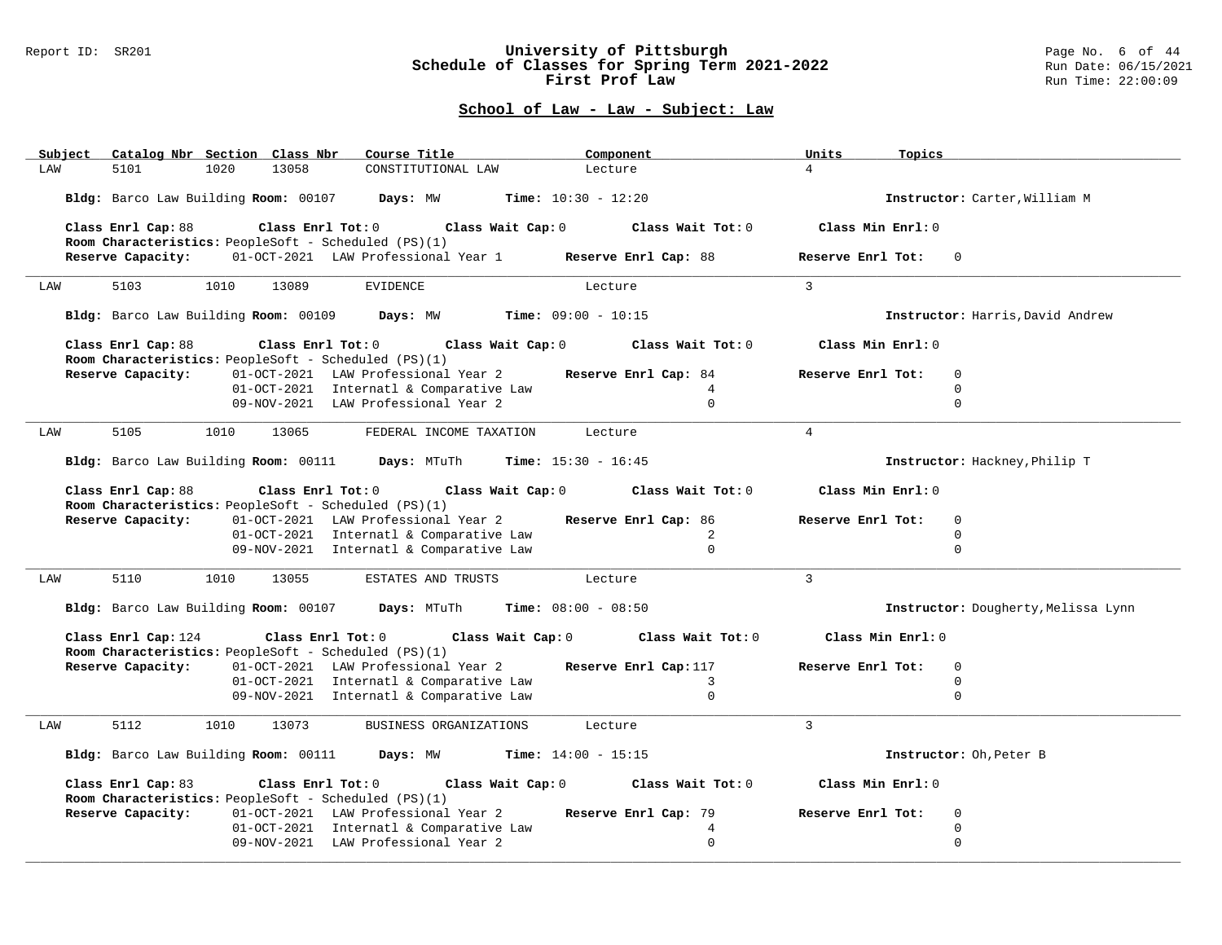## School of Law - Law - Subject: Law

| Subject | Catalog Nbr | Section | Class Nbr | Course Title | Component | Units | Topics |
|---|---|---|---|---|---|---|---|
| LAW | 5101 | 1020 | 13058 | CONSTITUTIONAL LAW | Lecture | 4 | |

**Bldg:** Barco Law Building **Room:** 00107 **Days:** MW **Time:** 10:30 - 12:20 **Instructor:** Carter,William M

**Class Enrl Cap:** 88 **Class Enrl Tot:** 0 **Class Wait Cap:** 0 **Class Wait Tot:** 0 **Class Min Enrl:** 0

**Room Characteristics:** PeopleSoft - Scheduled (PS)(1)

| Reserve Capacity | | Reserve Enrl Cap | Reserve Enrl Tot |
|---|---|---|---|
| 01-OCT-2021 | LAW Professional Year 1 | 88 | 0 |

---

| Subject | Catalog Nbr | Section | Class Nbr | Course Title | Component | Units | Topics |
|---|---|---|---|---|---|---|---|
| LAW | 5103 | 1010 | 13089 | EVIDENCE | Lecture | 3 | |

**Bldg:** Barco Law Building **Room:** 00109 **Days:** MW **Time:** 09:00 - 10:15 **Instructor:** Harris,David Andrew

**Class Enrl Cap:** 88 **Class Enrl Tot:** 0 **Class Wait Cap:** 0 **Class Wait Tot:** 0 **Class Min Enrl:** 0

**Room Characteristics:** PeopleSoft - Scheduled (PS)(1)

| Reserve Capacity | | Reserve Enrl Cap | Reserve Enrl Tot |
|---|---|---|---|
| 01-OCT-2021 | LAW Professional Year 2 | 84 | 0 |
| 01-OCT-2021 | Internatl & Comparative Law | 4 | 0 |
| 09-NOV-2021 | LAW Professional Year 2 | 0 | 0 |

---

| Subject | Catalog Nbr | Section | Class Nbr | Course Title | Component | Units | Topics |
|---|---|---|---|---|---|---|---|
| LAW | 5105 | 1010 | 13065 | FEDERAL INCOME TAXATION | Lecture | 4 | |

**Bldg:** Barco Law Building **Room:** 00111 **Days:** MTuTh **Time:** 15:30 - 16:45 **Instructor:** Hackney,Philip T

**Class Enrl Cap:** 88 **Class Enrl Tot:** 0 **Class Wait Cap:** 0 **Class Wait Tot:** 0 **Class Min Enrl:** 0

**Room Characteristics:** PeopleSoft - Scheduled (PS)(1)

| Reserve Capacity | | Reserve Enrl Cap | Reserve Enrl Tot |
|---|---|---|---|
| 01-OCT-2021 | LAW Professional Year 2 | 86 | 0 |
| 01-OCT-2021 | Internatl & Comparative Law | 2 | 0 |
| 09-NOV-2021 | Internatl & Comparative Law | 0 | 0 |

---

| Subject | Catalog Nbr | Section | Class Nbr | Course Title | Component | Units | Topics |
|---|---|---|---|---|---|---|---|
| LAW | 5110 | 1010 | 13055 | ESTATES AND TRUSTS | Lecture | 3 | |

**Bldg:** Barco Law Building **Room:** 00107 **Days:** MTuTh **Time:** 08:00 - 08:50 **Instructor:** Dougherty,Melissa Lynn

**Class Enrl Cap:** 124 **Class Enrl Tot:** 0 **Class Wait Cap:** 0 **Class Wait Tot:** 0 **Class Min Enrl:** 0

**Room Characteristics:** PeopleSoft - Scheduled (PS)(1)

| Reserve Capacity | | Reserve Enrl Cap | Reserve Enrl Tot |
|---|---|---|---|
| 01-OCT-2021 | LAW Professional Year 2 | 117 | 0 |
| 01-OCT-2021 | Internatl & Comparative Law | 3 | 0 |
| 09-NOV-2021 | Internatl & Comparative Law | 0 | 0 |

---

| Subject | Catalog Nbr | Section | Class Nbr | Course Title | Component | Units | Topics |
|---|---|---|---|---|---|---|---|
| LAW | 5112 | 1010 | 13073 | BUSINESS ORGANIZATIONS | Lecture | 3 | |

**Bldg:** Barco Law Building **Room:** 00111 **Days:** MW **Time:** 14:00 - 15:15 **Instructor:** Oh,Peter B

**Class Enrl Cap:** 83 **Class Enrl Tot:** 0 **Class Wait Cap:** 0 **Class Wait Tot:** 0 **Class Min Enrl:** 0

**Room Characteristics:** PeopleSoft - Scheduled (PS)(1)

| Reserve Capacity | | Reserve Enrl Cap | Reserve Enrl Tot |
|---|---|---|---|
| 01-OCT-2021 | LAW Professional Year 2 | 79 | 0 |
| 01-OCT-2021 | Internatl & Comparative Law | 4 | 0 |
| 09-NOV-2021 | LAW Professional Year 2 | 0 | 0 |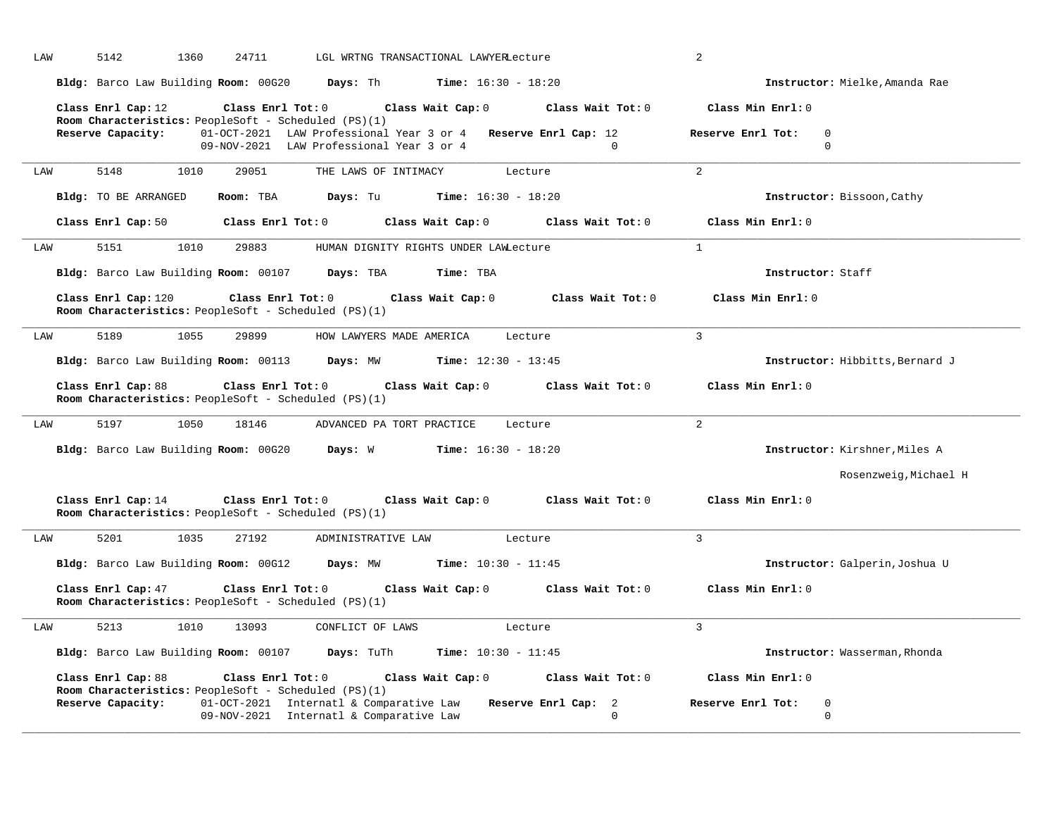LAW 5142 1360 24711 LGL WRTNG TRANSACTIONAL LAWYER Lecture 2

**Bldg:** Barco Law Building **Room:** 00G20 **Days:** Th **Time:** 16:30 - 18:20 **Instructor:** Mielke,Amanda Rae

**Class Enrl Cap:** 12 **Class Enrl Tot:** 0 **Class Wait Cap:** 0 **Class Wait Tot:** 0 **Class Min Enrl:** 0
**Room Characteristics:** PeopleSoft - Scheduled (PS)(1)

| **Reserve Capacity:** | | **Reserve Enrl Cap:** | **Reserve Enrl Tot:** |
|---|---|---|---|
| 01-OCT-2021 | LAW Professional Year 3 or 4 | 12 | 0 |
| 09-NOV-2021 | LAW Professional Year 3 or 4 | 0 | 0 |

---

LAW 5148 1010 29051 THE LAWS OF INTIMACY Lecture 2

**Bldg:** TO BE ARRANGED **Room:** TBA **Days:** Tu **Time:** 16:30 - 18:20 **Instructor:** Bissoon,Cathy

**Class Enrl Cap:** 50 **Class Enrl Tot:** 0 **Class Wait Cap:** 0 **Class Wait Tot:** 0 **Class Min Enrl:** 0

---

LAW 5151 1010 29883 HUMAN DIGNITY RIGHTS UNDER LAW Lecture 1

**Bldg:** Barco Law Building **Room:** 00107 **Days:** TBA **Time:** TBA **Instructor:** Staff

**Class Enrl Cap:** 120 **Class Enrl Tot:** 0 **Class Wait Cap:** 0 **Class Wait Tot:** 0 **Class Min Enrl:** 0
**Room Characteristics:** PeopleSoft - Scheduled (PS)(1)

---

LAW 5189 1055 29899 HOW LAWYERS MADE AMERICA Lecture 3

**Bldg:** Barco Law Building **Room:** 00113 **Days:** MW **Time:** 12:30 - 13:45 **Instructor:** Hibbitts,Bernard J

**Class Enrl Cap:** 88 **Class Enrl Tot:** 0 **Class Wait Cap:** 0 **Class Wait Tot:** 0 **Class Min Enrl:** 0
**Room Characteristics:** PeopleSoft - Scheduled (PS)(1)

---

LAW 5197 1050 18146 ADVANCED PA TORT PRACTICE Lecture 2

**Bldg:** Barco Law Building **Room:** 00G20 **Days:** W **Time:** 16:30 - 18:20 **Instructor:** Kirshner,Miles A
Rosenzweig,Michael H

**Class Enrl Cap:** 14 **Class Enrl Tot:** 0 **Class Wait Cap:** 0 **Class Wait Tot:** 0 **Class Min Enrl:** 0
**Room Characteristics:** PeopleSoft - Scheduled (PS)(1)

---

LAW 5201 1035 27192 ADMINISTRATIVE LAW Lecture 3

**Bldg:** Barco Law Building **Room:** 00G12 **Days:** MW **Time:** 10:30 - 11:45 **Instructor:** Galperin,Joshua U

**Class Enrl Cap:** 47 **Class Enrl Tot:** 0 **Class Wait Cap:** 0 **Class Wait Tot:** 0 **Class Min Enrl:** 0
**Room Characteristics:** PeopleSoft - Scheduled (PS)(1)

---

LAW 5213 1010 13093 CONFLICT OF LAWS Lecture 3

**Bldg:** Barco Law Building **Room:** 00107 **Days:** TuTh **Time:** 10:30 - 11:45 **Instructor:** Wasserman,Rhonda

**Class Enrl Cap:** 88 **Class Enrl Tot:** 0 **Class Wait Cap:** 0 **Class Wait Tot:** 0 **Class Min Enrl:** 0
**Room Characteristics:** PeopleSoft - Scheduled (PS)(1)

| **Reserve Capacity:** | | **Reserve Enrl Cap:** | **Reserve Enrl Tot:** |
|---|---|---|---|
| 01-OCT-2021 | Internatl & Comparative Law | 2 | 0 |
| 09-NOV-2021 | Internatl & Comparative Law | 0 | 0 |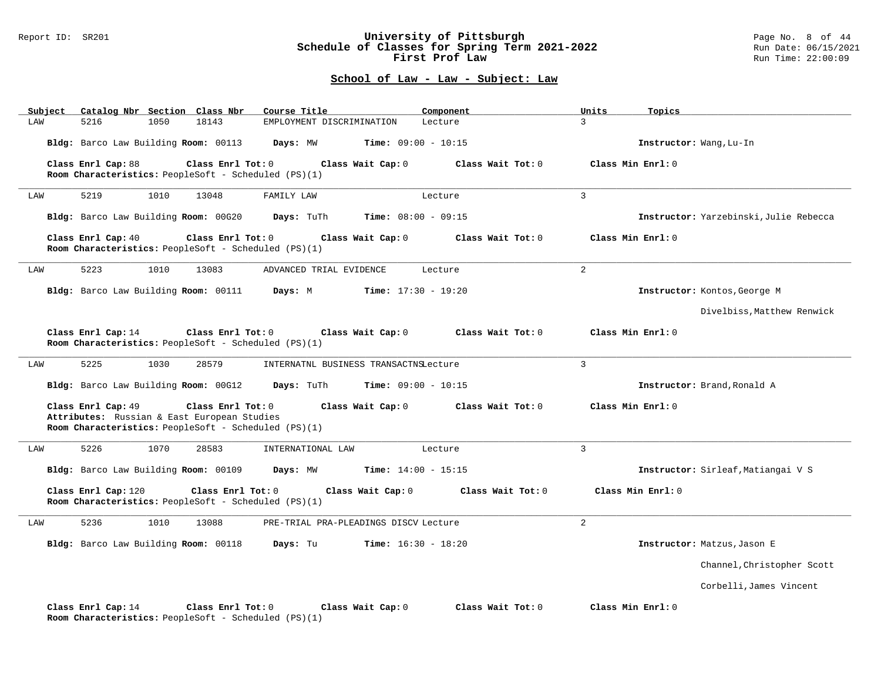## School of Law - Law - Subject: Law

| Subject | Catalog Nbr | Section | Class Nbr | Course Title | Component | Units | Topics |
|---|---|---|---|---|---|---|---|
| LAW | 5216 | 1050 | 18143 | EMPLOYMENT DISCRIMINATION | Lecture | 3 | |

**Bldg:** Barco Law Building **Room:** 00113 **Days:** MW **Time:** 09:00 - 10:15 **Instructor:** Wang,Lu-In

**Class Enrl Cap:** 88 **Class Enrl Tot:** 0 **Class Wait Cap:** 0 **Class Wait Tot:** 0 **Class Min Enrl:** 0
**Room Characteristics:** PeopleSoft - Scheduled (PS)(1)

---

| Subject | Catalog Nbr | Section | Class Nbr | Course Title | Component | Units | Topics |
|---|---|---|---|---|---|---|---|
| LAW | 5219 | 1010 | 13048 | FAMILY LAW | Lecture | 3 | |

**Bldg:** Barco Law Building **Room:** 00G20 **Days:** TuTh **Time:** 08:00 - 09:15 **Instructor:** Yarzebinski,Julie Rebecca

**Class Enrl Cap:** 40 **Class Enrl Tot:** 0 **Class Wait Cap:** 0 **Class Wait Tot:** 0 **Class Min Enrl:** 0
**Room Characteristics:** PeopleSoft - Scheduled (PS)(1)

---

| Subject | Catalog Nbr | Section | Class Nbr | Course Title | Component | Units | Topics |
|---|---|---|---|---|---|---|---|
| LAW | 5223 | 1010 | 13083 | ADVANCED TRIAL EVIDENCE | Lecture | 2 | |

**Bldg:** Barco Law Building **Room:** 00111 **Days:** M **Time:** 17:30 - 19:20 **Instructor:** Kontos,George M
Divelbiss,Matthew Renwick

**Class Enrl Cap:** 14 **Class Enrl Tot:** 0 **Class Wait Cap:** 0 **Class Wait Tot:** 0 **Class Min Enrl:** 0
**Room Characteristics:** PeopleSoft - Scheduled (PS)(1)

---

| Subject | Catalog Nbr | Section | Class Nbr | Course Title | Component | Units | Topics |
|---|---|---|---|---|---|---|---|
| LAW | 5225 | 1030 | 28579 | INTERNATNL BUSINESS TRANSACTNS | Lecture | 3 | |

**Bldg:** Barco Law Building **Room:** 00G12 **Days:** TuTh **Time:** 09:00 - 10:15 **Instructor:** Brand,Ronald A

**Class Enrl Cap:** 49 **Class Enrl Tot:** 0 **Class Wait Cap:** 0 **Class Wait Tot:** 0 **Class Min Enrl:** 0
**Attributes:** Russian & East European Studies
**Room Characteristics:** PeopleSoft - Scheduled (PS)(1)

---

| Subject | Catalog Nbr | Section | Class Nbr | Course Title | Component | Units | Topics |
|---|---|---|---|---|---|---|---|
| LAW | 5226 | 1070 | 28583 | INTERNATIONAL LAW | Lecture | 3 | |

**Bldg:** Barco Law Building **Room:** 00109 **Days:** MW **Time:** 14:00 - 15:15 **Instructor:** Sirleaf,Matiangai V S

**Class Enrl Cap:** 120 **Class Enrl Tot:** 0 **Class Wait Cap:** 0 **Class Wait Tot:** 0 **Class Min Enrl:** 0
**Room Characteristics:** PeopleSoft - Scheduled (PS)(1)

---

| Subject | Catalog Nbr | Section | Class Nbr | Course Title | Component | Units | Topics |
|---|---|---|---|---|---|---|---|
| LAW | 5236 | 1010 | 13088 | PRE-TRIAL PRA-PLEADINGS DISCV | Lecture | 2 | |

**Bldg:** Barco Law Building **Room:** 00118 **Days:** Tu **Time:** 16:30 - 18:20 **Instructor:** Matzus,Jason E
Channel,Christopher Scott
Corbelli,James Vincent

**Class Enrl Cap:** 14 **Class Enrl Tot:** 0 **Class Wait Cap:** 0 **Class Wait Tot:** 0 **Class Min Enrl:** 0
**Room Characteristics:** PeopleSoft - Scheduled (PS)(1)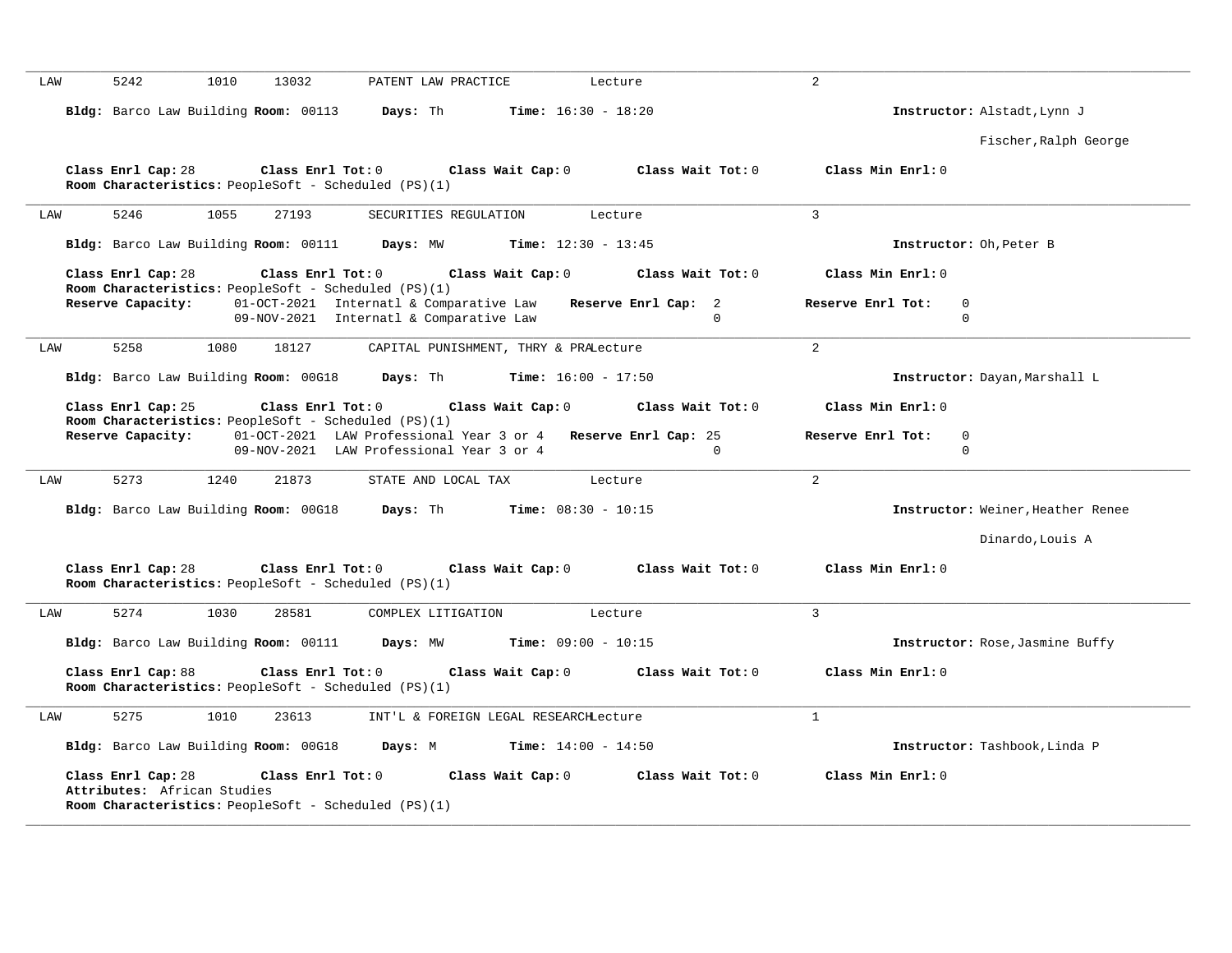---

LAW 5242 1010 13032 PATENT LAW PRACTICE Lecture 2

**Bldg:** Barco Law Building **Room:** 00113 **Days:** Th **Time:** 16:30 - 18:20 **Instructor:** Alstadt,Lynn J
Fischer,Ralph George

**Class Enrl Cap:** 28 **Class Enrl Tot:** 0 **Class Wait Cap:** 0 **Class Wait Tot:** 0 **Class Min Enrl:** 0
**Room Characteristics:** PeopleSoft - Scheduled (PS)(1)

---

LAW 5246 1055 27193 SECURITIES REGULATION Lecture 3

**Bldg:** Barco Law Building **Room:** 00111 **Days:** MW **Time:** 12:30 - 13:45 **Instructor:** Oh,Peter B

**Class Enrl Cap:** 28 **Class Enrl Tot:** 0 **Class Wait Cap:** 0 **Class Wait Tot:** 0 **Class Min Enrl:** 0
**Room Characteristics:** PeopleSoft - Scheduled (PS)(1)

| **Reserve Capacity:** | | **Reserve Enrl Cap:** | **Reserve Enrl Tot:** |
|---|---|---|---|
| 01-OCT-2021 | Internatl & Comparative Law | 2 | 0 |
| 09-NOV-2021 | Internatl & Comparative Law | 0 | 0 |

---

LAW 5258 1080 18127 CAPITAL PUNISHMENT, THRY & PRALecture 2

**Bldg:** Barco Law Building **Room:** 00G18 **Days:** Th **Time:** 16:00 - 17:50 **Instructor:** Dayan,Marshall L

**Class Enrl Cap:** 25 **Class Enrl Tot:** 0 **Class Wait Cap:** 0 **Class Wait Tot:** 0 **Class Min Enrl:** 0
**Room Characteristics:** PeopleSoft - Scheduled (PS)(1)

| **Reserve Capacity:** | | **Reserve Enrl Cap:** | **Reserve Enrl Tot:** |
|---|---|---|---|
| 01-OCT-2021 | LAW Professional Year 3 or 4 | 25 | 0 |
| 09-NOV-2021 | LAW Professional Year 3 or 4 | 0 | 0 |

---

LAW 5273 1240 21873 STATE AND LOCAL TAX Lecture 2

**Bldg:** Barco Law Building **Room:** 00G18 **Days:** Th **Time:** 08:30 - 10:15 **Instructor:** Weiner,Heather Renee
Dinardo,Louis A

**Class Enrl Cap:** 28 **Class Enrl Tot:** 0 **Class Wait Cap:** 0 **Class Wait Tot:** 0 **Class Min Enrl:** 0
**Room Characteristics:** PeopleSoft - Scheduled (PS)(1)

---

LAW 5274 1030 28581 COMPLEX LITIGATION Lecture 3

**Bldg:** Barco Law Building **Room:** 00111 **Days:** MW **Time:** 09:00 - 10:15 **Instructor:** Rose,Jasmine Buffy

**Class Enrl Cap:** 88 **Class Enrl Tot:** 0 **Class Wait Cap:** 0 **Class Wait Tot:** 0 **Class Min Enrl:** 0
**Room Characteristics:** PeopleSoft - Scheduled (PS)(1)

---

LAW 5275 1010 23613 INT'L & FOREIGN LEGAL RESEARCHLecture 1

**Bldg:** Barco Law Building **Room:** 00G18 **Days:** M **Time:** 14:00 - 14:50 **Instructor:** Tashbook,Linda P

**Class Enrl Cap:** 28 **Class Enrl Tot:** 0 **Class Wait Cap:** 0 **Class Wait Tot:** 0 **Class Min Enrl:** 0
**Attributes:** African Studies
**Room Characteristics:** PeopleSoft - Scheduled (PS)(1)

---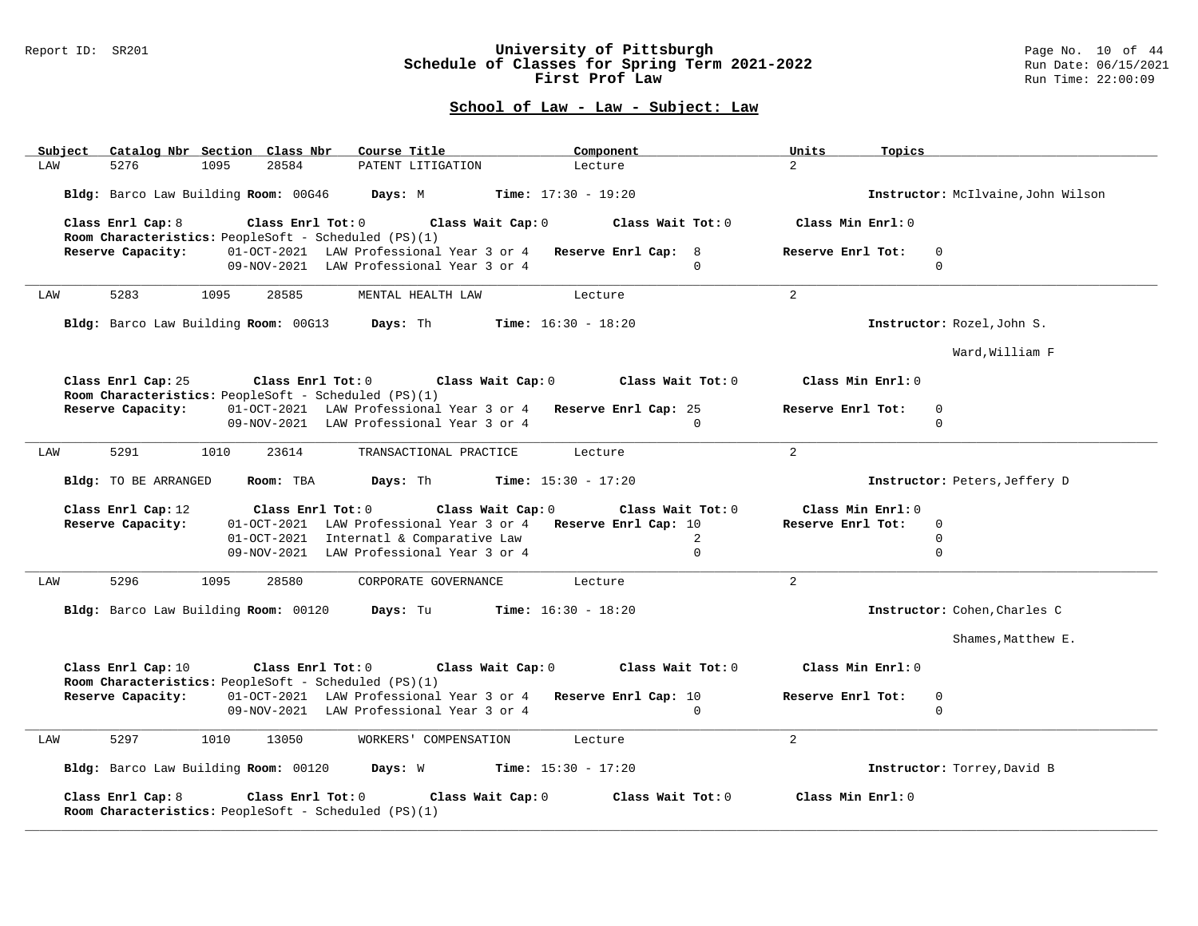## School of Law - Law - Subject: Law

| Subject | Catalog Nbr | Section | Class Nbr | Course Title | Component | Units | Topics |
|---|---|---|---|---|---|---|---|
| LAW | 5276 | 1095 | 28584 | PATENT LITIGATION | Lecture | 2 | |

**Bldg:** Barco Law Building **Room:** 00G46 **Days:** M **Time:** 17:30 - 19:20 **Instructor:** McIlvaine,John Wilson

**Class Enrl Cap:** 8 **Class Enrl Tot:** 0 **Class Wait Cap:** 0 **Class Wait Tot:** 0 **Class Min Enrl:** 0

**Room Characteristics:** PeopleSoft - Scheduled (PS)(1)

| Reserve Capacity: | | Reserve Enrl Cap: | Reserve Enrl Tot: |
|---|---|---|---|
| 01-OCT-2021 | LAW Professional Year 3 or 4 | 8 | 0 |
| 09-NOV-2021 | LAW Professional Year 3 or 4 | 0 | 0 |

---

| Subject | Catalog Nbr | Section | Class Nbr | Course Title | Component | Units | Topics |
|---|---|---|---|---|---|---|---|
| LAW | 5283 | 1095 | 28585 | MENTAL HEALTH LAW | Lecture | 2 | |

**Bldg:** Barco Law Building **Room:** 00G13 **Days:** Th **Time:** 16:30 - 18:20 **Instructor:** Rozel,John S.

Ward,William F

**Class Enrl Cap:** 25 **Class Enrl Tot:** 0 **Class Wait Cap:** 0 **Class Wait Tot:** 0 **Class Min Enrl:** 0

**Room Characteristics:** PeopleSoft - Scheduled (PS)(1)

| Reserve Capacity: | | Reserve Enrl Cap: | Reserve Enrl Tot: |
|---|---|---|---|
| 01-OCT-2021 | LAW Professional Year 3 or 4 | 25 | 0 |
| 09-NOV-2021 | LAW Professional Year 3 or 4 | 0 | 0 |

---

| Subject | Catalog Nbr | Section | Class Nbr | Course Title | Component | Units | Topics |
|---|---|---|---|---|---|---|---|
| LAW | 5291 | 1010 | 23614 | TRANSACTIONAL PRACTICE | Lecture | 2 | |

**Bldg:** TO BE ARRANGED **Room:** TBA **Days:** Th **Time:** 15:30 - 17:20 **Instructor:** Peters,Jeffery D

**Class Enrl Cap:** 12 **Class Enrl Tot:** 0 **Class Wait Cap:** 0 **Class Wait Tot:** 0 **Class Min Enrl:** 0

| Reserve Capacity: | | Reserve Enrl Cap: | Reserve Enrl Tot: |
|---|---|---|---|
| 01-OCT-2021 | LAW Professional Year 3 or 4 | 10 | 0 |
| 01-OCT-2021 | Internatl & Comparative Law | 2 | 0 |
| 09-NOV-2021 | LAW Professional Year 3 or 4 | 0 | 0 |

---

| Subject | Catalog Nbr | Section | Class Nbr | Course Title | Component | Units | Topics |
|---|---|---|---|---|---|---|---|
| LAW | 5296 | 1095 | 28580 | CORPORATE GOVERNANCE | Lecture | 2 | |

**Bldg:** Barco Law Building **Room:** 00120 **Days:** Tu **Time:** 16:30 - 18:20 **Instructor:** Cohen,Charles C

Shames,Matthew E.

**Class Enrl Cap:** 10 **Class Enrl Tot:** 0 **Class Wait Cap:** 0 **Class Wait Tot:** 0 **Class Min Enrl:** 0

**Room Characteristics:** PeopleSoft - Scheduled (PS)(1)

| Reserve Capacity: | | Reserve Enrl Cap: | Reserve Enrl Tot: |
|---|---|---|---|
| 01-OCT-2021 | LAW Professional Year 3 or 4 | 10 | 0 |
| 09-NOV-2021 | LAW Professional Year 3 or 4 | 0 | 0 |

---

| Subject | Catalog Nbr | Section | Class Nbr | Course Title | Component | Units | Topics |
|---|---|---|---|---|---|---|---|
| LAW | 5297 | 1010 | 13050 | WORKERS' COMPENSATION | Lecture | 2 | |

**Bldg:** Barco Law Building **Room:** 00120 **Days:** W **Time:** 15:30 - 17:20 **Instructor:** Torrey,David B

**Class Enrl Cap:** 8 **Class Enrl Tot:** 0 **Class Wait Cap:** 0 **Class Wait Tot:** 0 **Class Min Enrl:** 0

**Room Characteristics:** PeopleSoft - Scheduled (PS)(1)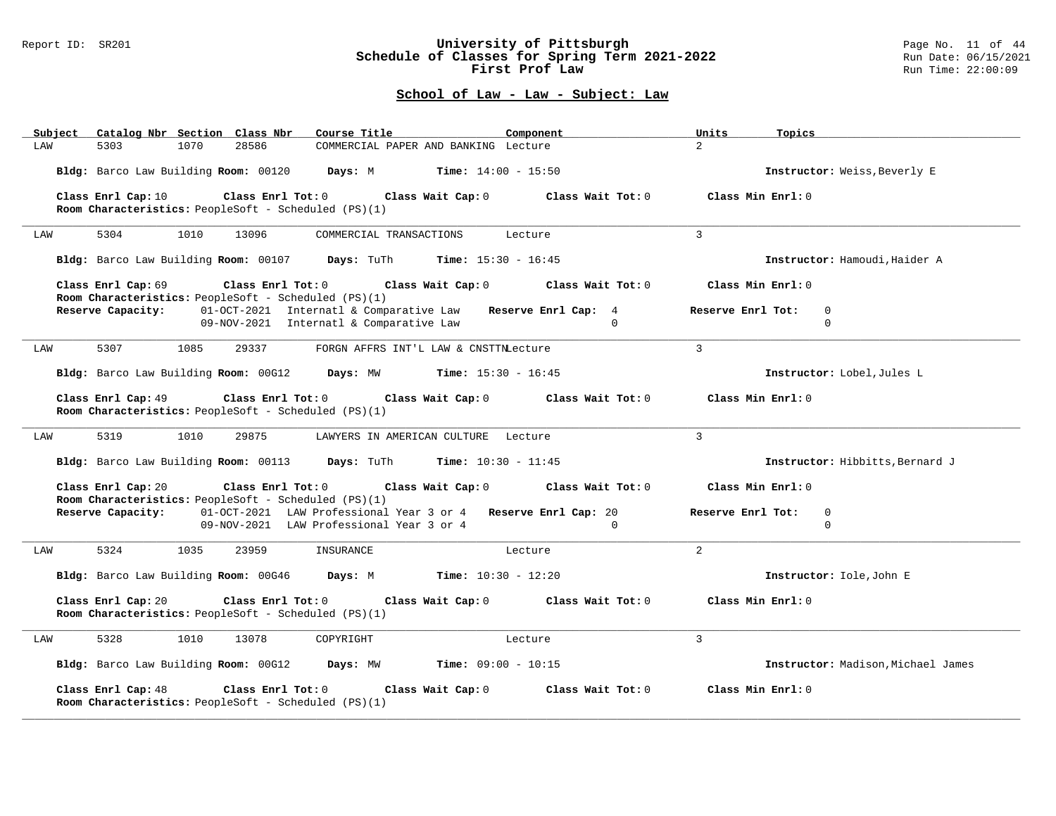## School of Law - Law - Subject: Law

| Subject | Catalog Nbr | Section | Class Nbr | Course Title | Component | Units | Topics |
|---|---|---|---|---|---|---|---|
| LAW | 5303 | 1070 | 28586 | COMMERCIAL PAPER AND BANKING | Lecture | 2 | |

**Bldg:** Barco Law Building **Room:** 00120 **Days:** M **Time:** 14:00 - 15:50 **Instructor:** Weiss,Beverly E

**Class Enrl Cap:** 10 **Class Enrl Tot:** 0 **Class Wait Cap:** 0 **Class Wait Tot:** 0 **Class Min Enrl:** 0
**Room Characteristics:** PeopleSoft - Scheduled (PS)(1)

---

| Subject | Catalog Nbr | Section | Class Nbr | Course Title | Component | Units | Topics |
|---|---|---|---|---|---|---|---|
| LAW | 5304 | 1010 | 13096 | COMMERCIAL TRANSACTIONS | Lecture | 3 | |

**Bldg:** Barco Law Building **Room:** 00107 **Days:** TuTh **Time:** 15:30 - 16:45 **Instructor:** Hamoudi,Haider A

**Class Enrl Cap:** 69 **Class Enrl Tot:** 0 **Class Wait Cap:** 0 **Class Wait Tot:** 0 **Class Min Enrl:** 0
**Room Characteristics:** PeopleSoft - Scheduled (PS)(1)

| Reserve Capacity: | | Reserve Enrl Cap: | Reserve Enrl Tot: |
|---|---|---|---|
| 01-OCT-2021 | Internatl & Comparative Law | 4 | 0 |
| 09-NOV-2021 | Internatl & Comparative Law | 0 | 0 |

---

| Subject | Catalog Nbr | Section | Class Nbr | Course Title | Component | Units | Topics |
|---|---|---|---|---|---|---|---|
| LAW | 5307 | 1085 | 29337 | FORGN AFFRS INT'L LAW & CNSTTN | Lecture | 3 | |

**Bldg:** Barco Law Building **Room:** 00G12 **Days:** MW **Time:** 15:30 - 16:45 **Instructor:** Lobel,Jules L

**Class Enrl Cap:** 49 **Class Enrl Tot:** 0 **Class Wait Cap:** 0 **Class Wait Tot:** 0 **Class Min Enrl:** 0
**Room Characteristics:** PeopleSoft - Scheduled (PS)(1)

---

| Subject | Catalog Nbr | Section | Class Nbr | Course Title | Component | Units | Topics |
|---|---|---|---|---|---|---|---|
| LAW | 5319 | 1010 | 29875 | LAWYERS IN AMERICAN CULTURE | Lecture | 3 | |

**Bldg:** Barco Law Building **Room:** 00113 **Days:** TuTh **Time:** 10:30 - 11:45 **Instructor:** Hibbitts,Bernard J

**Class Enrl Cap:** 20 **Class Enrl Tot:** 0 **Class Wait Cap:** 0 **Class Wait Tot:** 0 **Class Min Enrl:** 0
**Room Characteristics:** PeopleSoft - Scheduled (PS)(1)

| Reserve Capacity: | | Reserve Enrl Cap: | Reserve Enrl Tot: |
|---|---|---|---|
| 01-OCT-2021 | LAW Professional Year 3 or 4 | 20 | 0 |
| 09-NOV-2021 | LAW Professional Year 3 or 4 | 0 | 0 |

---

| Subject | Catalog Nbr | Section | Class Nbr | Course Title | Component | Units | Topics |
|---|---|---|---|---|---|---|---|
| LAW | 5324 | 1035 | 23959 | INSURANCE | Lecture | 2 | |

**Bldg:** Barco Law Building **Room:** 00G46 **Days:** M **Time:** 10:30 - 12:20 **Instructor:** Iole,John E

**Class Enrl Cap:** 20 **Class Enrl Tot:** 0 **Class Wait Cap:** 0 **Class Wait Tot:** 0 **Class Min Enrl:** 0
**Room Characteristics:** PeopleSoft - Scheduled (PS)(1)

---

| Subject | Catalog Nbr | Section | Class Nbr | Course Title | Component | Units | Topics |
|---|---|---|---|---|---|---|---|
| LAW | 5328 | 1010 | 13078 | COPYRIGHT | Lecture | 3 | |

**Bldg:** Barco Law Building **Room:** 00G12 **Days:** MW **Time:** 09:00 - 10:15 **Instructor:** Madison,Michael James

**Class Enrl Cap:** 48 **Class Enrl Tot:** 0 **Class Wait Cap:** 0 **Class Wait Tot:** 0 **Class Min Enrl:** 0
**Room Characteristics:** PeopleSoft - Scheduled (PS)(1)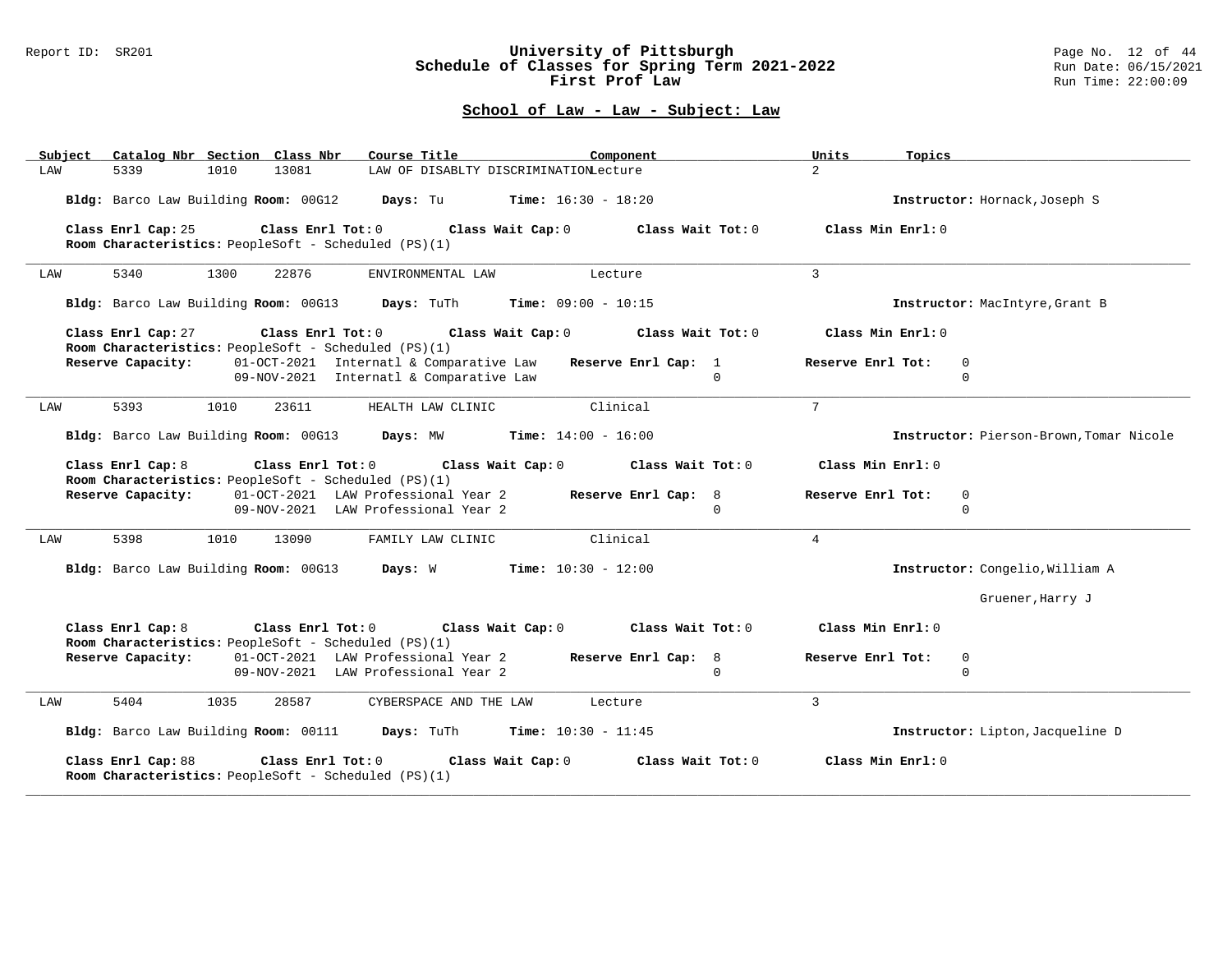## School of Law - Law - Subject: Law

| Subject | Catalog Nbr | Section | Class Nbr | Course Title | Component | Units | Topics |
|---|---|---|---|---|---|---|---|
| LAW | 5339 | 1010 | 13081 | LAW OF DISABLTY DISCRIMINATION | Lecture | 2 | |

**Bldg:** Barco Law Building **Room:** 00G12 **Days:** Tu **Time:** 16:30 - 18:20 **Instructor:** Hornack,Joseph S

**Class Enrl Cap:** 25 **Class Enrl Tot:** 0 **Class Wait Cap:** 0 **Class Wait Tot:** 0 **Class Min Enrl:** 0

**Room Characteristics:** PeopleSoft - Scheduled (PS)(1)

---

| Subject | Catalog Nbr | Section | Class Nbr | Course Title | Component | Units | Topics |
|---|---|---|---|---|---|---|---|
| LAW | 5340 | 1300 | 22876 | ENVIRONMENTAL LAW | Lecture | 3 | |

**Bldg:** Barco Law Building **Room:** 00G13 **Days:** TuTh **Time:** 09:00 - 10:15 **Instructor:** MacIntyre,Grant B

**Class Enrl Cap:** 27 **Class Enrl Tot:** 0 **Class Wait Cap:** 0 **Class Wait Tot:** 0 **Class Min Enrl:** 0

**Room Characteristics:** PeopleSoft - Scheduled (PS)(1)

| Reserve Capacity: | | Reserve Enrl Cap: | Reserve Enrl Tot: |
|---|---|---|---|
| 01-OCT-2021 | Internatl & Comparative Law | 1 | 0 |
| 09-NOV-2021 | Internatl & Comparative Law | 0 | 0 |

---

| Subject | Catalog Nbr | Section | Class Nbr | Course Title | Component | Units | Topics |
|---|---|---|---|---|---|---|---|
| LAW | 5393 | 1010 | 23611 | HEALTH LAW CLINIC | Clinical | 7 | |

**Bldg:** Barco Law Building **Room:** 00G13 **Days:** MW **Time:** 14:00 - 16:00 **Instructor:** Pierson-Brown,Tomar Nicole

**Class Enrl Cap:** 8 **Class Enrl Tot:** 0 **Class Wait Cap:** 0 **Class Wait Tot:** 0 **Class Min Enrl:** 0

**Room Characteristics:** PeopleSoft - Scheduled (PS)(1)

| Reserve Capacity: | | Reserve Enrl Cap: | Reserve Enrl Tot: |
|---|---|---|---|
| 01-OCT-2021 | LAW Professional Year 2 | 8 | 0 |
| 09-NOV-2021 | LAW Professional Year 2 | 0 | 0 |

---

| Subject | Catalog Nbr | Section | Class Nbr | Course Title | Component | Units | Topics |
|---|---|---|---|---|---|---|---|
| LAW | 5398 | 1010 | 13090 | FAMILY LAW CLINIC | Clinical | 4 | |

**Bldg:** Barco Law Building **Room:** 00G13 **Days:** W **Time:** 10:30 - 12:00 **Instructor:** Congelio,William A

Gruener,Harry J

**Class Enrl Cap:** 8 **Class Enrl Tot:** 0 **Class Wait Cap:** 0 **Class Wait Tot:** 0 **Class Min Enrl:** 0

**Room Characteristics:** PeopleSoft - Scheduled (PS)(1)

| Reserve Capacity: | | Reserve Enrl Cap: | Reserve Enrl Tot: |
|---|---|---|---|
| 01-OCT-2021 | LAW Professional Year 2 | 8 | 0 |
| 09-NOV-2021 | LAW Professional Year 2 | 0 | 0 |

---

| Subject | Catalog Nbr | Section | Class Nbr | Course Title | Component | Units | Topics |
|---|---|---|---|---|---|---|---|
| LAW | 5404 | 1035 | 28587 | CYBERSPACE AND THE LAW | Lecture | 3 | |

**Bldg:** Barco Law Building **Room:** 00111 **Days:** TuTh **Time:** 10:30 - 11:45 **Instructor:** Lipton,Jacqueline D

**Class Enrl Cap:** 88 **Class Enrl Tot:** 0 **Class Wait Cap:** 0 **Class Wait Tot:** 0 **Class Min Enrl:** 0

**Room Characteristics:** PeopleSoft - Scheduled (PS)(1)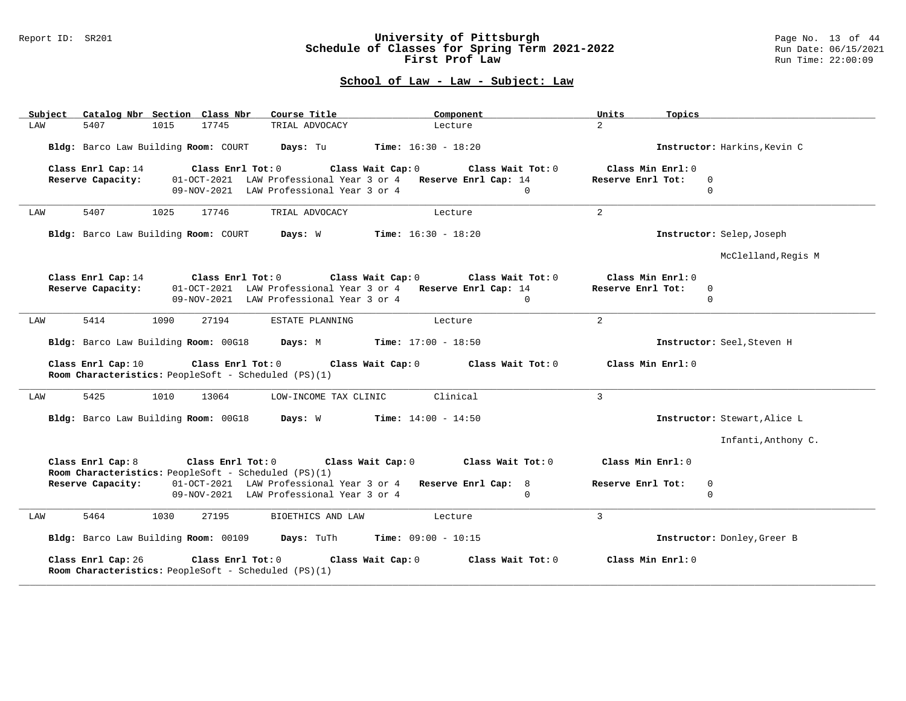# University of Pittsburgh
## Schedule of Classes for Spring Term 2021-2022
### First Prof Law

Report ID: SR201

## School of Law - Law - Subject: Law

| Subject | Catalog Nbr | Section | Class Nbr | Course Title | Component | Units | Topics |
|---|---|---|---|---|---|---|---|
| LAW | 5407 | 1015 | 17745 | TRIAL ADVOCACY | Lecture | 2 | |

**Bldg:** Barco Law Building **Room:** COURT **Days:** Tu **Time:** 16:30 - 18:20 **Instructor:** Harkins,Kevin C

**Class Enrl Cap:** 14 **Class Enrl Tot:** 0 **Class Wait Cap:** 0 **Class Wait Tot:** 0 **Class Min Enrl:** 0

**Reserve Capacity:**

| Date | Reserve Group | Reserve Enrl Cap | Reserve Enrl Tot |
|---|---|---|---|
| 01-OCT-2021 | LAW Professional Year 3 or 4 | 14 | 0 |
| 09-NOV-2021 | LAW Professional Year 3 or 4 | 0 | 0 |

---

| Subject | Catalog Nbr | Section | Class Nbr | Course Title | Component | Units | Topics |
|---|---|---|---|---|---|---|---|
| LAW | 5407 | 1025 | 17746 | TRIAL ADVOCACY | Lecture | 2 | |

**Bldg:** Barco Law Building **Room:** COURT **Days:** W **Time:** 16:30 - 18:20 **Instructor:** Selep,Joseph; McClelland,Regis M

**Class Enrl Cap:** 14 **Class Enrl Tot:** 0 **Class Wait Cap:** 0 **Class Wait Tot:** 0 **Class Min Enrl:** 0

**Reserve Capacity:**

| Date | Reserve Group | Reserve Enrl Cap | Reserve Enrl Tot |
|---|---|---|---|
| 01-OCT-2021 | LAW Professional Year 3 or 4 | 14 | 0 |
| 09-NOV-2021 | LAW Professional Year 3 or 4 | 0 | 0 |

---

| Subject | Catalog Nbr | Section | Class Nbr | Course Title | Component | Units | Topics |
|---|---|---|---|---|---|---|---|
| LAW | 5414 | 1090 | 27194 | ESTATE PLANNING | Lecture | 2 | |

**Bldg:** Barco Law Building **Room:** 00G18 **Days:** M **Time:** 17:00 - 18:50 **Instructor:** Seel,Steven H

**Class Enrl Cap:** 10 **Class Enrl Tot:** 0 **Class Wait Cap:** 0 **Class Wait Tot:** 0 **Class Min Enrl:** 0

**Room Characteristics:** PeopleSoft - Scheduled (PS)(1)

---

| Subject | Catalog Nbr | Section | Class Nbr | Course Title | Component | Units | Topics |
|---|---|---|---|---|---|---|---|
| LAW | 5425 | 1010 | 13064 | LOW-INCOME TAX CLINIC | Clinical | 3 | |

**Bldg:** Barco Law Building **Room:** 00G18 **Days:** W **Time:** 14:00 - 14:50 **Instructor:** Stewart,Alice L; Infanti,Anthony C.

**Class Enrl Cap:** 8 **Class Enrl Tot:** 0 **Class Wait Cap:** 0 **Class Wait Tot:** 0 **Class Min Enrl:** 0

**Room Characteristics:** PeopleSoft - Scheduled (PS)(1)

**Reserve Capacity:**

| Date | Reserve Group | Reserve Enrl Cap | Reserve Enrl Tot |
|---|---|---|---|
| 01-OCT-2021 | LAW Professional Year 3 or 4 | 8 | 0 |
| 09-NOV-2021 | LAW Professional Year 3 or 4 | 0 | 0 |

---

| Subject | Catalog Nbr | Section | Class Nbr | Course Title | Component | Units | Topics |
|---|---|---|---|---|---|---|---|
| LAW | 5464 | 1030 | 27195 | BIOETHICS AND LAW | Lecture | 3 | |

**Bldg:** Barco Law Building **Room:** 00109 **Days:** TuTh **Time:** 09:00 - 10:15 **Instructor:** Donley,Greer B

**Class Enrl Cap:** 26 **Class Enrl Tot:** 0 **Class Wait Cap:** 0 **Class Wait Tot:** 0 **Class Min Enrl:** 0

**Room Characteristics:** PeopleSoft - Scheduled (PS)(1)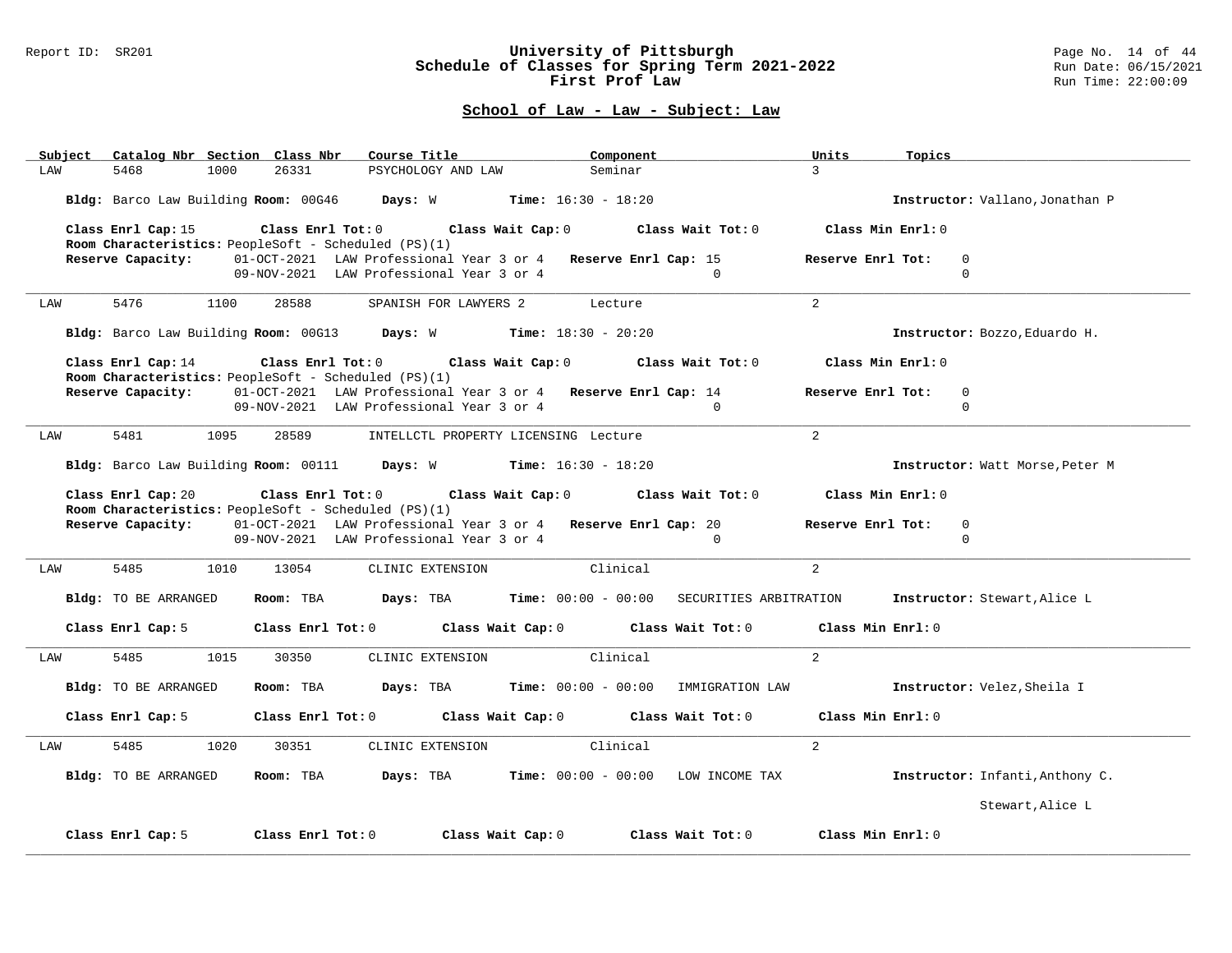# University of Pittsburgh
## Schedule of Classes for Spring Term 2021-2022
## First Prof Law

### School of Law - Law - Subject: Law

| Subject | Catalog Nbr | Section | Class Nbr | Course Title | Component | Units | Topics |
|---|---|---|---|---|---|---|---|
| LAW | 5468 | 1000 | 26331 | PSYCHOLOGY AND LAW | Seminar | 3 | |

**Bldg:** Barco Law Building **Room:** 00G46 **Days:** W **Time:** 16:30 - 18:20 **Instructor:** Vallano,Jonathan P

**Class Enrl Cap:** 15 **Class Enrl Tot:** 0 **Class Wait Cap:** 0 **Class Wait Tot:** 0 **Class Min Enrl:** 0

**Room Characteristics:** PeopleSoft - Scheduled (PS)(1)

**Reserve Capacity:** 01-OCT-2021 LAW Professional Year 3 or 4 **Reserve Enrl Cap:** 15 **Reserve Enrl Tot:** 0
09-NOV-2021 LAW Professional Year 3 or 4 0 0

---

| Subject | Catalog Nbr | Section | Class Nbr | Course Title | Component | Units | Topics |
|---|---|---|---|---|---|---|---|
| LAW | 5476 | 1100 | 28588 | SPANISH FOR LAWYERS 2 | Lecture | 2 | |

**Bldg:** Barco Law Building **Room:** 00G13 **Days:** W **Time:** 18:30 - 20:20 **Instructor:** Bozzo,Eduardo H.

**Class Enrl Cap:** 14 **Class Enrl Tot:** 0 **Class Wait Cap:** 0 **Class Wait Tot:** 0 **Class Min Enrl:** 0

**Room Characteristics:** PeopleSoft - Scheduled (PS)(1)

**Reserve Capacity:** 01-OCT-2021 LAW Professional Year 3 or 4 **Reserve Enrl Cap:** 14 **Reserve Enrl Tot:** 0
09-NOV-2021 LAW Professional Year 3 or 4 0 0

---

| Subject | Catalog Nbr | Section | Class Nbr | Course Title | Component | Units | Topics |
|---|---|---|---|---|---|---|---|
| LAW | 5481 | 1095 | 28589 | INTELLCTL PROPERTY LICENSING | Lecture | 2 | |

**Bldg:** Barco Law Building **Room:** 00111 **Days:** W **Time:** 16:30 - 18:20 **Instructor:** Watt Morse,Peter M

**Class Enrl Cap:** 20 **Class Enrl Tot:** 0 **Class Wait Cap:** 0 **Class Wait Tot:** 0 **Class Min Enrl:** 0

**Room Characteristics:** PeopleSoft - Scheduled (PS)(1)

**Reserve Capacity:** 01-OCT-2021 LAW Professional Year 3 or 4 **Reserve Enrl Cap:** 20 **Reserve Enrl Tot:** 0
09-NOV-2021 LAW Professional Year 3 or 4 0 0

---

| Subject | Catalog Nbr | Section | Class Nbr | Course Title | Component | Units | Topics |
|---|---|---|---|---|---|---|---|
| LAW | 5485 | 1010 | 13054 | CLINIC EXTENSION | Clinical | 2 | |

**Bldg:** TO BE ARRANGED **Room:** TBA **Days:** TBA **Time:** 00:00 - 00:00 SECURITIES ARBITRATION **Instructor:** Stewart,Alice L

**Class Enrl Cap:** 5 **Class Enrl Tot:** 0 **Class Wait Cap:** 0 **Class Wait Tot:** 0 **Class Min Enrl:** 0

---

| Subject | Catalog Nbr | Section | Class Nbr | Course Title | Component | Units | Topics |
|---|---|---|---|---|---|---|---|
| LAW | 5485 | 1015 | 30350 | CLINIC EXTENSION | Clinical | 2 | |

**Bldg:** TO BE ARRANGED **Room:** TBA **Days:** TBA **Time:** 00:00 - 00:00 IMMIGRATION LAW **Instructor:** Velez,Sheila I

**Class Enrl Cap:** 5 **Class Enrl Tot:** 0 **Class Wait Cap:** 0 **Class Wait Tot:** 0 **Class Min Enrl:** 0

---

| Subject | Catalog Nbr | Section | Class Nbr | Course Title | Component | Units | Topics |
|---|---|---|---|---|---|---|---|
| LAW | 5485 | 1020 | 30351 | CLINIC EXTENSION | Clinical | 2 | |

**Bldg:** TO BE ARRANGED **Room:** TBA **Days:** TBA **Time:** 00:00 - 00:00 LOW INCOME TAX **Instructor:** Infanti,Anthony C.
Stewart,Alice L

**Class Enrl Cap:** 5 **Class Enrl Tot:** 0 **Class Wait Cap:** 0 **Class Wait Tot:** 0 **Class Min Enrl:** 0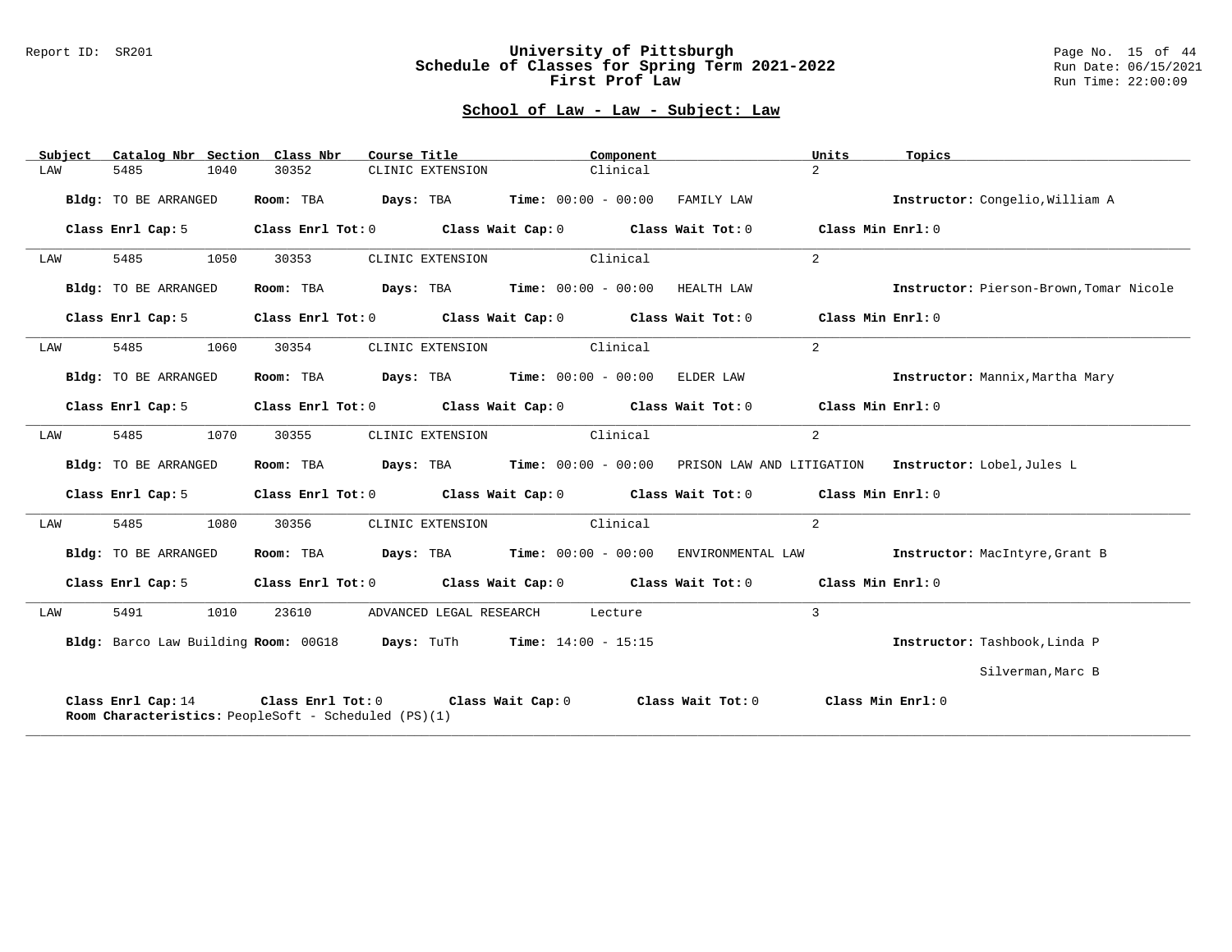## School of Law - Law - Subject: Law

| Subject | Catalog Nbr | Section | Class Nbr | Course Title | Component | Units | Topics |
|---|---|---|---|---|---|---|---|
| LAW | 5485 | 1040 | 30352 | CLINIC EXTENSION | Clinical | 2 | |

**Bldg:** TO BE ARRANGED **Room:** TBA **Days:** TBA **Time:** 00:00 - 00:00 FAMILY LAW **Instructor:** Congelio,William A

**Class Enrl Cap:** 5 **Class Enrl Tot:** 0 **Class Wait Cap:** 0 **Class Wait Tot:** 0 **Class Min Enrl:** 0

---

| Subject | Catalog Nbr | Section | Class Nbr | Course Title | Component | Units | Topics |
|---|---|---|---|---|---|---|---|
| LAW | 5485 | 1050 | 30353 | CLINIC EXTENSION | Clinical | 2 | |

**Bldg:** TO BE ARRANGED **Room:** TBA **Days:** TBA **Time:** 00:00 - 00:00 HEALTH LAW **Instructor:** Pierson-Brown,Tomar Nicole

**Class Enrl Cap:** 5 **Class Enrl Tot:** 0 **Class Wait Cap:** 0 **Class Wait Tot:** 0 **Class Min Enrl:** 0

---

| Subject | Catalog Nbr | Section | Class Nbr | Course Title | Component | Units | Topics |
|---|---|---|---|---|---|---|---|
| LAW | 5485 | 1060 | 30354 | CLINIC EXTENSION | Clinical | 2 | |

**Bldg:** TO BE ARRANGED **Room:** TBA **Days:** TBA **Time:** 00:00 - 00:00 ELDER LAW **Instructor:** Mannix,Martha Mary

**Class Enrl Cap:** 5 **Class Enrl Tot:** 0 **Class Wait Cap:** 0 **Class Wait Tot:** 0 **Class Min Enrl:** 0

---

| Subject | Catalog Nbr | Section | Class Nbr | Course Title | Component | Units | Topics |
|---|---|---|---|---|---|---|---|
| LAW | 5485 | 1070 | 30355 | CLINIC EXTENSION | Clinical | 2 | |

**Bldg:** TO BE ARRANGED **Room:** TBA **Days:** TBA **Time:** 00:00 - 00:00 PRISON LAW AND LITIGATION **Instructor:** Lobel,Jules L

**Class Enrl Cap:** 5 **Class Enrl Tot:** 0 **Class Wait Cap:** 0 **Class Wait Tot:** 0 **Class Min Enrl:** 0

---

| Subject | Catalog Nbr | Section | Class Nbr | Course Title | Component | Units | Topics |
|---|---|---|---|---|---|---|---|
| LAW | 5485 | 1080 | 30356 | CLINIC EXTENSION | Clinical | 2 | |

**Bldg:** TO BE ARRANGED **Room:** TBA **Days:** TBA **Time:** 00:00 - 00:00 ENVIRONMENTAL LAW **Instructor:** MacIntyre,Grant B

**Class Enrl Cap:** 5 **Class Enrl Tot:** 0 **Class Wait Cap:** 0 **Class Wait Tot:** 0 **Class Min Enrl:** 0

---

| Subject | Catalog Nbr | Section | Class Nbr | Course Title | Component | Units | Topics |
|---|---|---|---|---|---|---|---|
| LAW | 5491 | 1010 | 23610 | ADVANCED LEGAL RESEARCH | Lecture | 3 | |

**Bldg:** Barco Law Building **Room:** 00G18 **Days:** TuTh **Time:** 14:00 - 15:15 **Instructor:** Tashbook,Linda P
Silverman,Marc B

**Class Enrl Cap:** 14 **Class Enrl Tot:** 0 **Class Wait Cap:** 0 **Class Wait Tot:** 0 **Class Min Enrl:** 0
**Room Characteristics:** PeopleSoft - Scheduled (PS)(1)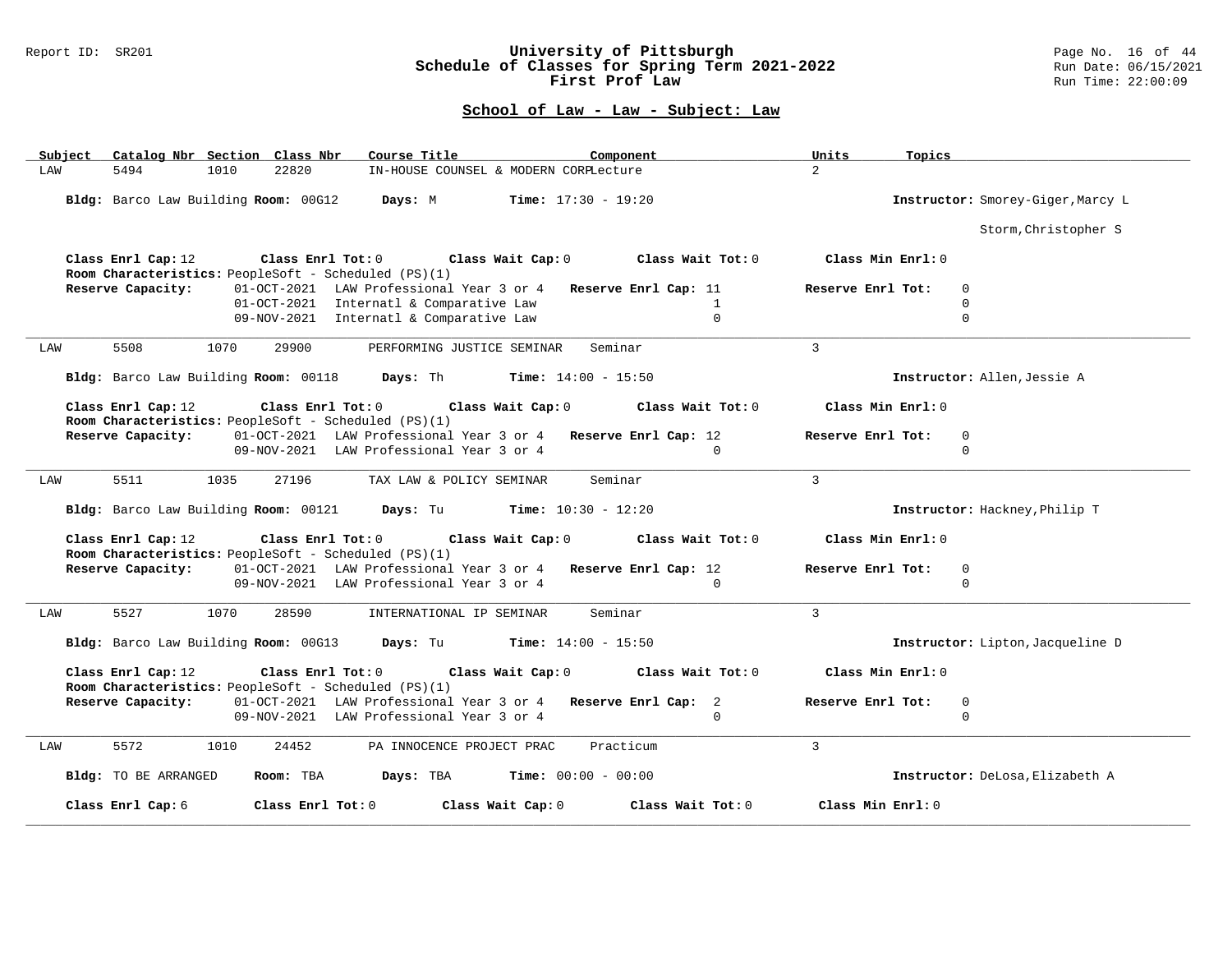## School of Law - Law - Subject: Law

| Subject | Catalog Nbr | Section | Class Nbr | Course Title | Component | Units | Topics |
|---|---|---|---|---|---|---|---|
| LAW | 5494 | 1010 | 22820 | IN-HOUSE COUNSEL & MODERN CORP | Lecture | 2 | |

**Bldg:** Barco Law Building **Room:** 00G12 **Days:** M **Time:** 17:30 - 19:20 **Instructor:** Smorey-Giger,Marcy L; Storm,Christopher S

**Class Enrl Cap:** 12 **Class Enrl Tot:** 0 **Class Wait Cap:** 0 **Class Wait Tot:** 0 **Class Min Enrl:** 0

**Room Characteristics:** PeopleSoft - Scheduled (PS)(1)

| Reserve Capacity: | | Reserve Enrl Cap | Reserve Enrl Tot |
|---|---|---|---|
| 01-OCT-2021 | LAW Professional Year 3 or 4 | 11 | 0 |
| 01-OCT-2021 | Internatl & Comparative Law | 1 | 0 |
| 09-NOV-2021 | Internatl & Comparative Law | 0 | 0 |

---

| Subject | Catalog Nbr | Section | Class Nbr | Course Title | Component | Units | Topics |
|---|---|---|---|---|---|---|---|
| LAW | 5508 | 1070 | 29900 | PERFORMING JUSTICE SEMINAR | Seminar | 3 | |

**Bldg:** Barco Law Building **Room:** 00118 **Days:** Th **Time:** 14:00 - 15:50 **Instructor:** Allen,Jessie A

**Class Enrl Cap:** 12 **Class Enrl Tot:** 0 **Class Wait Cap:** 0 **Class Wait Tot:** 0 **Class Min Enrl:** 0

**Room Characteristics:** PeopleSoft - Scheduled (PS)(1)

| Reserve Capacity: | | Reserve Enrl Cap | Reserve Enrl Tot |
|---|---|---|---|
| 01-OCT-2021 | LAW Professional Year 3 or 4 | 12 | 0 |
| 09-NOV-2021 | LAW Professional Year 3 or 4 | 0 | 0 |

---

| Subject | Catalog Nbr | Section | Class Nbr | Course Title | Component | Units | Topics |
|---|---|---|---|---|---|---|---|
| LAW | 5511 | 1035 | 27196 | TAX LAW & POLICY SEMINAR | Seminar | 3 | |

**Bldg:** Barco Law Building **Room:** 00121 **Days:** Tu **Time:** 10:30 - 12:20 **Instructor:** Hackney,Philip T

**Class Enrl Cap:** 12 **Class Enrl Tot:** 0 **Class Wait Cap:** 0 **Class Wait Tot:** 0 **Class Min Enrl:** 0

**Room Characteristics:** PeopleSoft - Scheduled (PS)(1)

| Reserve Capacity: | | Reserve Enrl Cap | Reserve Enrl Tot |
|---|---|---|---|
| 01-OCT-2021 | LAW Professional Year 3 or 4 | 12 | 0 |
| 09-NOV-2021 | LAW Professional Year 3 or 4 | 0 | 0 |

---

| Subject | Catalog Nbr | Section | Class Nbr | Course Title | Component | Units | Topics |
|---|---|---|---|---|---|---|---|
| LAW | 5527 | 1070 | 28590 | INTERNATIONAL IP SEMINAR | Seminar | 3 | |

**Bldg:** Barco Law Building **Room:** 00G13 **Days:** Tu **Time:** 14:00 - 15:50 **Instructor:** Lipton,Jacqueline D

**Class Enrl Cap:** 12 **Class Enrl Tot:** 0 **Class Wait Cap:** 0 **Class Wait Tot:** 0 **Class Min Enrl:** 0

**Room Characteristics:** PeopleSoft - Scheduled (PS)(1)

| Reserve Capacity: | | Reserve Enrl Cap | Reserve Enrl Tot |
|---|---|---|---|
| 01-OCT-2021 | LAW Professional Year 3 or 4 | 2 | 0 |
| 09-NOV-2021 | LAW Professional Year 3 or 4 | 0 | 0 |

---

| Subject | Catalog Nbr | Section | Class Nbr | Course Title | Component | Units | Topics |
|---|---|---|---|---|---|---|---|
| LAW | 5572 | 1010 | 24452 | PA INNOCENCE PROJECT PRAC | Practicum | 3 | |

**Bldg:** TO BE ARRANGED **Room:** TBA **Days:** TBA **Time:** 00:00 - 00:00 **Instructor:** DeLosa,Elizabeth A

**Class Enrl Cap:** 6 **Class Enrl Tot:** 0 **Class Wait Cap:** 0 **Class Wait Tot:** 0 **Class Min Enrl:** 0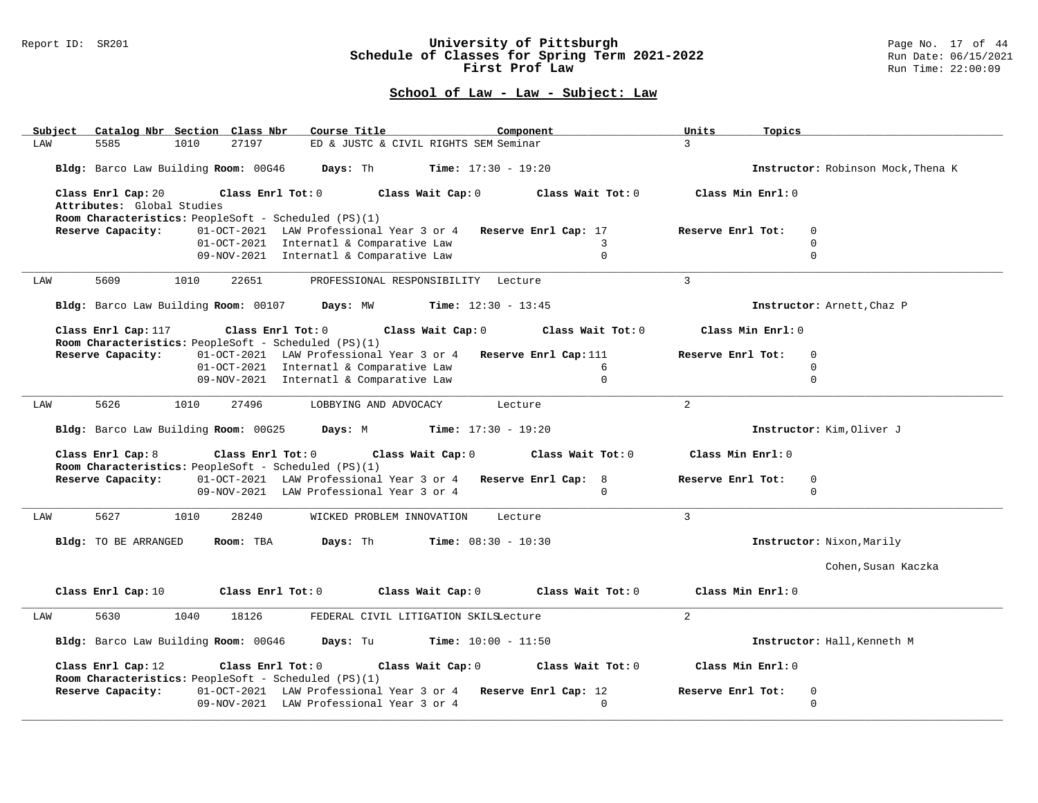## School of Law - Law - Subject: Law

| Subject | Catalog Nbr | Section | Class Nbr | Course Title | Component | Units | Topics |
|---|---|---|---|---|---|---|---|
| LAW | 5585 | 1010 | 27197 | ED & JUSTC & CIVIL RIGHTS SEM | Seminar | 3 | |

**Bldg:** Barco Law Building **Room:** 00G46 **Days:** Th **Time:** 17:30 - 19:20 **Instructor:** Robinson Mock,Thena K

**Class Enrl Cap:** 20 **Class Enrl Tot:** 0 **Class Wait Cap:** 0 **Class Wait Tot:** 0 **Class Min Enrl:** 0

**Attributes:** Global Studies

**Room Characteristics:** PeopleSoft - Scheduled (PS)(1)

| Reserve Capacity: | Date | Reserve | Reserve Enrl Cap | Reserve Enrl Tot |
|---|---|---|---|---|
| | 01-OCT-2021 | LAW Professional Year 3 or 4 | 17 | 0 |
| | 01-OCT-2021 | Internatl & Comparative Law | 3 | 0 |
| | 09-NOV-2021 | Internatl & Comparative Law | 0 | 0 |

---

| Subject | Catalog Nbr | Section | Class Nbr | Course Title | Component | Units | Topics |
|---|---|---|---|---|---|---|---|
| LAW | 5609 | 1010 | 22651 | PROFESSIONAL RESPONSIBILITY | Lecture | 3 | |

**Bldg:** Barco Law Building **Room:** 00107 **Days:** MW **Time:** 12:30 - 13:45 **Instructor:** Arnett,Chaz P

**Class Enrl Cap:** 117 **Class Enrl Tot:** 0 **Class Wait Cap:** 0 **Class Wait Tot:** 0 **Class Min Enrl:** 0

**Room Characteristics:** PeopleSoft - Scheduled (PS)(1)

| Reserve Capacity: | Date | Reserve | Reserve Enrl Cap | Reserve Enrl Tot |
|---|---|---|---|---|
| | 01-OCT-2021 | LAW Professional Year 3 or 4 | 111 | 0 |
| | 01-OCT-2021 | Internatl & Comparative Law | 6 | 0 |
| | 09-NOV-2021 | Internatl & Comparative Law | 0 | 0 |

---

| Subject | Catalog Nbr | Section | Class Nbr | Course Title | Component | Units | Topics |
|---|---|---|---|---|---|---|---|
| LAW | 5626 | 1010 | 27496 | LOBBYING AND ADVOCACY | Lecture | 2 | |

**Bldg:** Barco Law Building **Room:** 00G25 **Days:** M **Time:** 17:30 - 19:20 **Instructor:** Kim,Oliver J

**Class Enrl Cap:** 8 **Class Enrl Tot:** 0 **Class Wait Cap:** 0 **Class Wait Tot:** 0 **Class Min Enrl:** 0

**Room Characteristics:** PeopleSoft - Scheduled (PS)(1)

| Reserve Capacity: | Date | Reserve | Reserve Enrl Cap | Reserve Enrl Tot |
|---|---|---|---|---|
| | 01-OCT-2021 | LAW Professional Year 3 or 4 | 8 | 0 |
| | 09-NOV-2021 | LAW Professional Year 3 or 4 | 0 | 0 |

---

| Subject | Catalog Nbr | Section | Class Nbr | Course Title | Component | Units | Topics |
|---|---|---|---|---|---|---|---|
| LAW | 5627 | 1010 | 28240 | WICKED PROBLEM INNOVATION | Lecture | 3 | |

**Bldg:** TO BE ARRANGED **Room:** TBA **Days:** Th **Time:** 08:30 - 10:30 **Instructor:** Nixon,Marily; Cohen,Susan Kaczka

**Class Enrl Cap:** 10 **Class Enrl Tot:** 0 **Class Wait Cap:** 0 **Class Wait Tot:** 0 **Class Min Enrl:** 0

---

| Subject | Catalog Nbr | Section | Class Nbr | Course Title | Component | Units | Topics |
|---|---|---|---|---|---|---|---|
| LAW | 5630 | 1040 | 18126 | FEDERAL CIVIL LITIGATION SKILS | Lecture | 2 | |

**Bldg:** Barco Law Building **Room:** 00G46 **Days:** Tu **Time:** 10:00 - 11:50 **Instructor:** Hall,Kenneth M

**Class Enrl Cap:** 12 **Class Enrl Tot:** 0 **Class Wait Cap:** 0 **Class Wait Tot:** 0 **Class Min Enrl:** 0

**Room Characteristics:** PeopleSoft - Scheduled (PS)(1)

| Reserve Capacity: | Date | Reserve | Reserve Enrl Cap | Reserve Enrl Tot |
|---|---|---|---|---|
| | 01-OCT-2021 | LAW Professional Year 3 or 4 | 12 | 0 |
| | 09-NOV-2021 | LAW Professional Year 3 or 4 | 0 | 0 |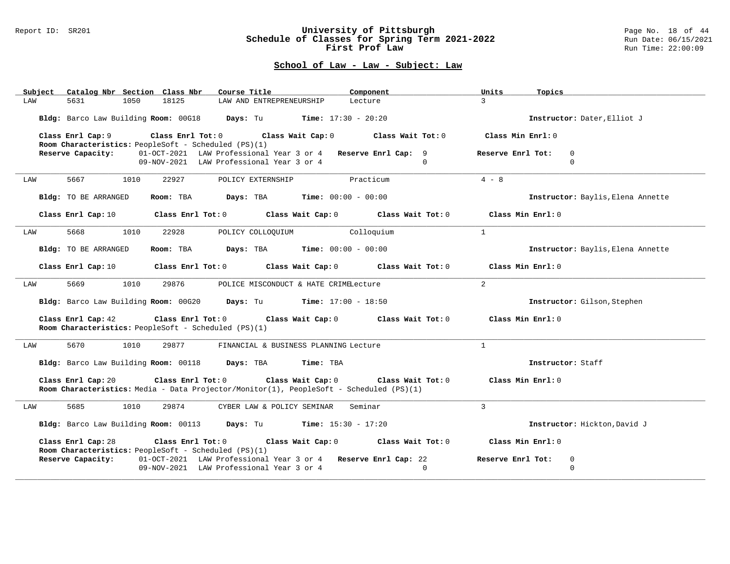# University of Pittsburgh
## Schedule of Classes for Spring Term 2021-2022
### First Prof Law

Report ID: SR201

Run Date: 06/15/2021
Run Time: 22:00:09

## School of Law - Law - Subject: Law

| Subject | Catalog Nbr | Section | Class Nbr | Course Title | Component | Units | Topics |
|---|---|---|---|---|---|---|---|
| LAW | 5631 | 1050 | 18125 | LAW AND ENTREPRENEURSHIP | Lecture | 3 | |

**Bldg:** Barco Law Building **Room:** 00G18 **Days:** Tu **Time:** 17:30 - 20:20 **Instructor:** Dater,Elliot J

**Class Enrl Cap:** 9 **Class Enrl Tot:** 0 **Class Wait Cap:** 0 **Class Wait Tot:** 0 **Class Min Enrl:** 0

**Room Characteristics:** PeopleSoft - Scheduled (PS)(1)

**Reserve Capacity:**

| Date | Reserve | Reserve Enrl Cap | Reserve Enrl Tot |
|---|---|---|---|
| 01-OCT-2021 | LAW Professional Year 3 or 4 | 9 | 0 |
| 09-NOV-2021 | LAW Professional Year 3 or 4 | 0 | 0 |

---

| Subject | Catalog Nbr | Section | Class Nbr | Course Title | Component | Units | Topics |
|---|---|---|---|---|---|---|---|
| LAW | 5667 | 1010 | 22927 | POLICY EXTERNSHIP | Practicum | 4 - 8 | |

**Bldg:** TO BE ARRANGED **Room:** TBA **Days:** TBA **Time:** 00:00 - 00:00 **Instructor:** Baylis,Elena Annette

**Class Enrl Cap:** 10 **Class Enrl Tot:** 0 **Class Wait Cap:** 0 **Class Wait Tot:** 0 **Class Min Enrl:** 0

---

| Subject | Catalog Nbr | Section | Class Nbr | Course Title | Component | Units | Topics |
|---|---|---|---|---|---|---|---|
| LAW | 5668 | 1010 | 22928 | POLICY COLLOQUIUM | Colloquium | 1 | |

**Bldg:** TO BE ARRANGED **Room:** TBA **Days:** TBA **Time:** 00:00 - 00:00 **Instructor:** Baylis,Elena Annette

**Class Enrl Cap:** 10 **Class Enrl Tot:** 0 **Class Wait Cap:** 0 **Class Wait Tot:** 0 **Class Min Enrl:** 0

---

| Subject | Catalog Nbr | Section | Class Nbr | Course Title | Component | Units | Topics |
|---|---|---|---|---|---|---|---|
| LAW | 5669 | 1010 | 29876 | POLICE MISCONDUCT & HATE CRIME | Lecture | 2 | |

**Bldg:** Barco Law Building **Room:** 00G20 **Days:** Tu **Time:** 17:00 - 18:50 **Instructor:** Gilson,Stephen

**Class Enrl Cap:** 42 **Class Enrl Tot:** 0 **Class Wait Cap:** 0 **Class Wait Tot:** 0 **Class Min Enrl:** 0

**Room Characteristics:** PeopleSoft - Scheduled (PS)(1)

---

| Subject | Catalog Nbr | Section | Class Nbr | Course Title | Component | Units | Topics |
|---|---|---|---|---|---|---|---|
| LAW | 5670 | 1010 | 29877 | FINANCIAL & BUSINESS PLANNING | Lecture | 1 | |

**Bldg:** Barco Law Building **Room:** 00118 **Days:** TBA **Time:** TBA **Instructor:** Staff

**Class Enrl Cap:** 20 **Class Enrl Tot:** 0 **Class Wait Cap:** 0 **Class Wait Tot:** 0 **Class Min Enrl:** 0

**Room Characteristics:** Media - Data Projector/Monitor(1), PeopleSoft - Scheduled (PS)(1)

---

| Subject | Catalog Nbr | Section | Class Nbr | Course Title | Component | Units | Topics |
|---|---|---|---|---|---|---|---|
| LAW | 5685 | 1010 | 29874 | CYBER LAW & POLICY SEMINAR | Seminar | 3 | |

**Bldg:** Barco Law Building **Room:** 00113 **Days:** Tu **Time:** 15:30 - 17:20 **Instructor:** Hickton,David J

**Class Enrl Cap:** 28 **Class Enrl Tot:** 0 **Class Wait Cap:** 0 **Class Wait Tot:** 0 **Class Min Enrl:** 0

**Room Characteristics:** PeopleSoft - Scheduled (PS)(1)

**Reserve Capacity:**

| Date | Reserve | Reserve Enrl Cap | Reserve Enrl Tot |
|---|---|---|---|
| 01-OCT-2021 | LAW Professional Year 3 or 4 | 22 | 0 |
| 09-NOV-2021 | LAW Professional Year 3 or 4 | 0 | 0 |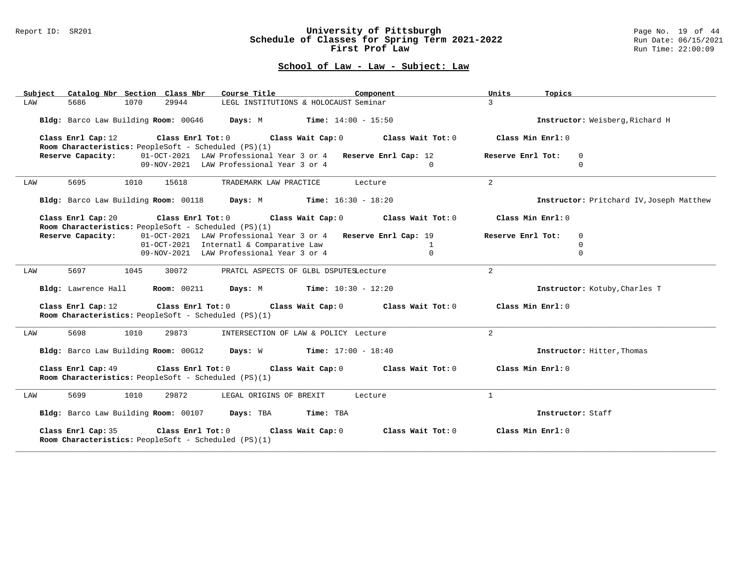**University of Pittsburgh**
**Schedule of Classes for Spring Term 2021-2022**
**First Prof Law**

Report ID: SR201 — Run Date: 06/15/2021 — Run Time: 22:00:09

## School of Law - Law - Subject: Law

| Subject | Catalog Nbr | Section | Class Nbr | Course Title | Component | Units | Topics |
|---|---|---|---|---|---|---|---|
| LAW | 5686 | 1070 | 29944 | LEGL INSTITUTIONS & HOLOCAUST | Seminar | 3 | |

**Bldg:** Barco Law Building **Room:** 00G46 **Days:** M **Time:** 14:00 - 15:50 **Instructor:** Weisberg,Richard H

**Class Enrl Cap:** 12 **Class Enrl Tot:** 0 **Class Wait Cap:** 0 **Class Wait Tot:** 0 **Class Min Enrl:** 0
**Room Characteristics:** PeopleSoft - Scheduled (PS)(1)

| Reserve Capacity: | | Reserve Enrl Cap | Reserve Enrl Tot |
|---|---|---|---|
| 01-OCT-2021 | LAW Professional Year 3 or 4 | 12 | 0 |
| 09-NOV-2021 | LAW Professional Year 3 or 4 | 0 | 0 |

---

| Subject | Catalog Nbr | Section | Class Nbr | Course Title | Component | Units | Topics |
|---|---|---|---|---|---|---|---|
| LAW | 5695 | 1010 | 15618 | TRADEMARK LAW PRACTICE | Lecture | 2 | |

**Bldg:** Barco Law Building **Room:** 00118 **Days:** M **Time:** 16:30 - 18:20 **Instructor:** Pritchard IV,Joseph Matthew

**Class Enrl Cap:** 20 **Class Enrl Tot:** 0 **Class Wait Cap:** 0 **Class Wait Tot:** 0 **Class Min Enrl:** 0
**Room Characteristics:** PeopleSoft - Scheduled (PS)(1)

| Reserve Capacity: | | Reserve Enrl Cap | Reserve Enrl Tot |
|---|---|---|---|
| 01-OCT-2021 | LAW Professional Year 3 or 4 | 19 | 0 |
| 01-OCT-2021 | Internatl & Comparative Law | 1 | 0 |
| 09-NOV-2021 | LAW Professional Year 3 or 4 | 0 | 0 |

---

| Subject | Catalog Nbr | Section | Class Nbr | Course Title | Component | Units | Topics |
|---|---|---|---|---|---|---|---|
| LAW | 5697 | 1045 | 30072 | PRATCL ASPECTS OF GLBL DSPUTES | Lecture | 2 | |

**Bldg:** Lawrence Hall **Room:** 00211 **Days:** M **Time:** 10:30 - 12:20 **Instructor:** Kotuby,Charles T

**Class Enrl Cap:** 12 **Class Enrl Tot:** 0 **Class Wait Cap:** 0 **Class Wait Tot:** 0 **Class Min Enrl:** 0
**Room Characteristics:** PeopleSoft - Scheduled (PS)(1)

---

| Subject | Catalog Nbr | Section | Class Nbr | Course Title | Component | Units | Topics |
|---|---|---|---|---|---|---|---|
| LAW | 5698 | 1010 | 29873 | INTERSECTION OF LAW & POLICY | Lecture | 2 | |

**Bldg:** Barco Law Building **Room:** 00G12 **Days:** W **Time:** 17:00 - 18:40 **Instructor:** Hitter,Thomas

**Class Enrl Cap:** 49 **Class Enrl Tot:** 0 **Class Wait Cap:** 0 **Class Wait Tot:** 0 **Class Min Enrl:** 0
**Room Characteristics:** PeopleSoft - Scheduled (PS)(1)

---

| Subject | Catalog Nbr | Section | Class Nbr | Course Title | Component | Units | Topics |
|---|---|---|---|---|---|---|---|
| LAW | 5699 | 1010 | 29872 | LEGAL ORIGINS OF BREXIT | Lecture | 1 | |

**Bldg:** Barco Law Building **Room:** 00107 **Days:** TBA **Time:** TBA **Instructor:** Staff

**Class Enrl Cap:** 35 **Class Enrl Tot:** 0 **Class Wait Cap:** 0 **Class Wait Tot:** 0 **Class Min Enrl:** 0
**Room Characteristics:** PeopleSoft - Scheduled (PS)(1)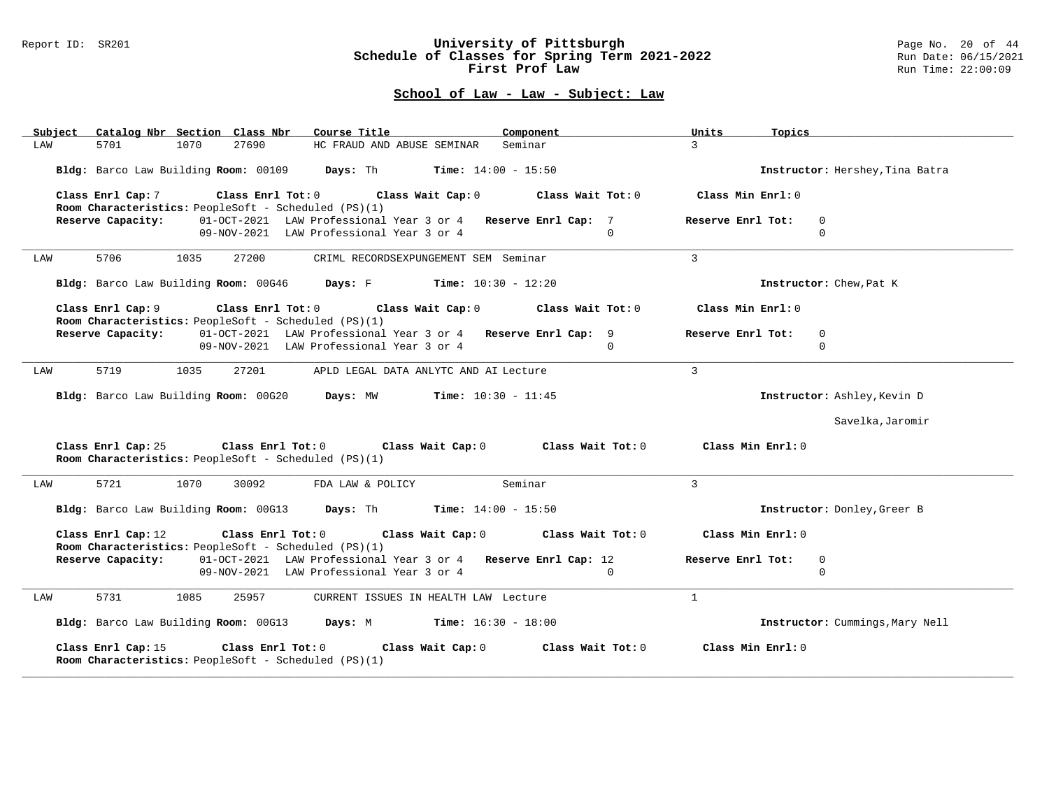## School of Law - Law - Subject: Law

| Subject | Catalog Nbr | Section | Class Nbr | Course Title | Component | Units | Topics |
|---|---|---|---|---|---|---|---|
| LAW | 5701 | 1070 | 27690 | HC FRAUD AND ABUSE SEMINAR | Seminar | 3 | |

**Bldg:** Barco Law Building **Room:** 00109 **Days:** Th **Time:** 14:00 - 15:50 **Instructor:** Hershey,Tina Batra

**Class Enrl Cap:** 7 **Class Enrl Tot:** 0 **Class Wait Cap:** 0 **Class Wait Tot:** 0 **Class Min Enrl:** 0
**Room Characteristics:** PeopleSoft - Scheduled (PS)(1)

| Reserve Capacity: | Date | Requirement | Reserve Enrl Cap | Reserve Enrl Tot |
|---|---|---|---|---|
| | 01-OCT-2021 | LAW Professional Year 3 or 4 | 7 | 0 |
| | 09-NOV-2021 | LAW Professional Year 3 or 4 | 0 | 0 |

---

| Subject | Catalog Nbr | Section | Class Nbr | Course Title | Component | Units | Topics |
|---|---|---|---|---|---|---|---|
| LAW | 5706 | 1035 | 27200 | CRIML RECORDSEXPUNGEMENT SEM | Seminar | 3 | |

**Bldg:** Barco Law Building **Room:** 00G46 **Days:** F **Time:** 10:30 - 12:20 **Instructor:** Chew,Pat K

**Class Enrl Cap:** 9 **Class Enrl Tot:** 0 **Class Wait Cap:** 0 **Class Wait Tot:** 0 **Class Min Enrl:** 0
**Room Characteristics:** PeopleSoft - Scheduled (PS)(1)

| Reserve Capacity: | Date | Requirement | Reserve Enrl Cap | Reserve Enrl Tot |
|---|---|---|---|---|
| | 01-OCT-2021 | LAW Professional Year 3 or 4 | 9 | 0 |
| | 09-NOV-2021 | LAW Professional Year 3 or 4 | 0 | 0 |

---

| Subject | Catalog Nbr | Section | Class Nbr | Course Title | Component | Units | Topics |
|---|---|---|---|---|---|---|---|
| LAW | 5719 | 1035 | 27201 | APLD LEGAL DATA ANLYTC AND AI | Lecture | 3 | |

**Bldg:** Barco Law Building **Room:** 00G20 **Days:** MW **Time:** 10:30 - 11:45 **Instructor:** Ashley,Kevin D
Savelka,Jaromir

**Class Enrl Cap:** 25 **Class Enrl Tot:** 0 **Class Wait Cap:** 0 **Class Wait Tot:** 0 **Class Min Enrl:** 0
**Room Characteristics:** PeopleSoft - Scheduled (PS)(1)

---

| Subject | Catalog Nbr | Section | Class Nbr | Course Title | Component | Units | Topics |
|---|---|---|---|---|---|---|---|
| LAW | 5721 | 1070 | 30092 | FDA LAW & POLICY | Seminar | 3 | |

**Bldg:** Barco Law Building **Room:** 00G13 **Days:** Th **Time:** 14:00 - 15:50 **Instructor:** Donley,Greer B

**Class Enrl Cap:** 12 **Class Enrl Tot:** 0 **Class Wait Cap:** 0 **Class Wait Tot:** 0 **Class Min Enrl:** 0
**Room Characteristics:** PeopleSoft - Scheduled (PS)(1)

| Reserve Capacity: | Date | Requirement | Reserve Enrl Cap | Reserve Enrl Tot |
|---|---|---|---|---|
| | 01-OCT-2021 | LAW Professional Year 3 or 4 | 12 | 0 |
| | 09-NOV-2021 | LAW Professional Year 3 or 4 | 0 | 0 |

---

| Subject | Catalog Nbr | Section | Class Nbr | Course Title | Component | Units | Topics |
|---|---|---|---|---|---|---|---|
| LAW | 5731 | 1085 | 25957 | CURRENT ISSUES IN HEALTH LAW | Lecture | 1 | |

**Bldg:** Barco Law Building **Room:** 00G13 **Days:** M **Time:** 16:30 - 18:00 **Instructor:** Cummings,Mary Nell

**Class Enrl Cap:** 15 **Class Enrl Tot:** 0 **Class Wait Cap:** 0 **Class Wait Tot:** 0 **Class Min Enrl:** 0
**Room Characteristics:** PeopleSoft - Scheduled (PS)(1)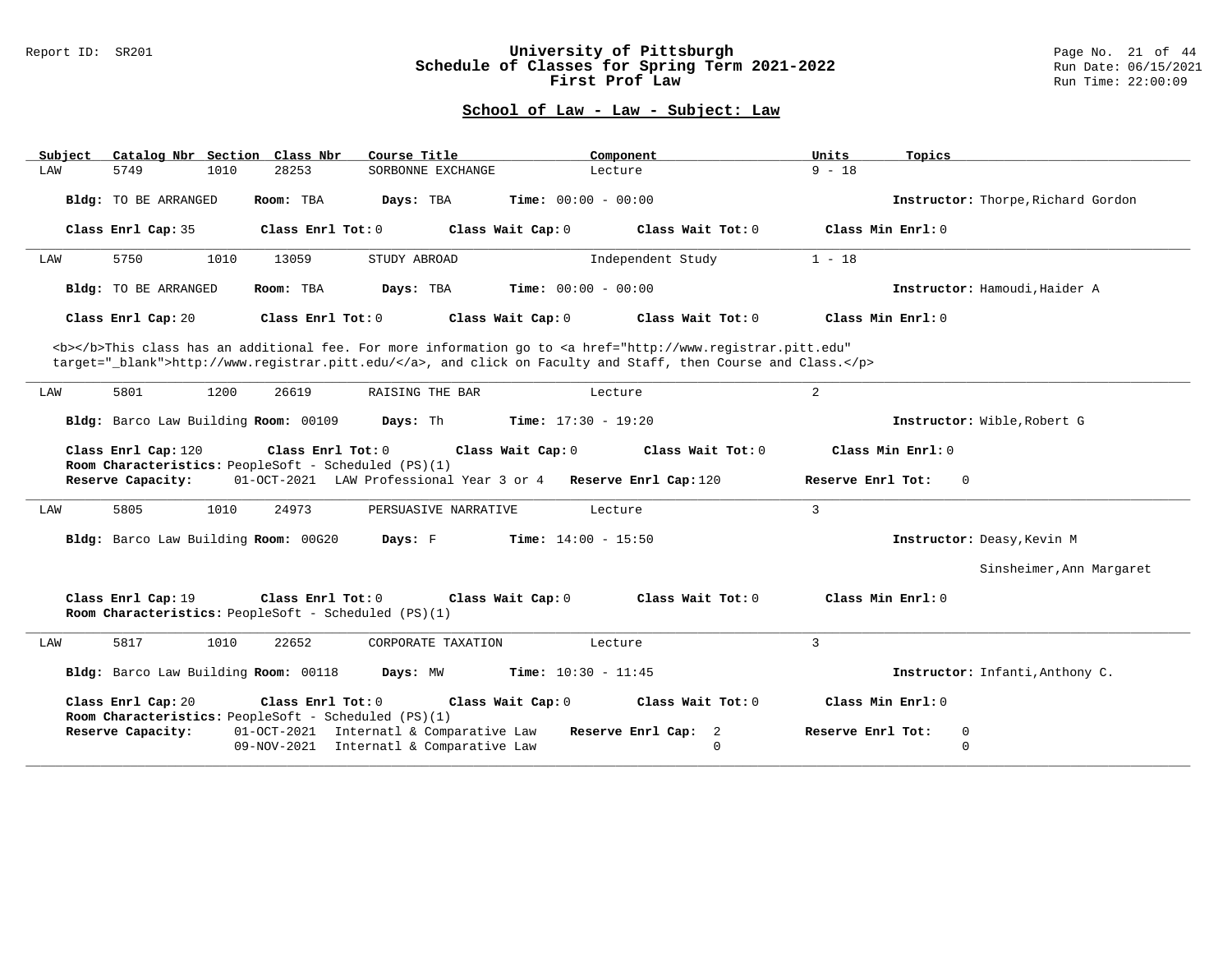## School of Law - Law - Subject: Law

| Subject | Catalog Nbr | Section | Class Nbr | Course Title | Component | Units | Topics |
|---|---|---|---|---|---|---|---|
| LAW | 5749 | 1010 | 28253 | SORBONNE EXCHANGE | Lecture | 9 - 18 | |

**Bldg:** TO BE ARRANGED **Room:** TBA **Days:** TBA **Time:** 00:00 - 00:00 **Instructor:** Thorpe,Richard Gordon

**Class Enrl Cap:** 35 **Class Enrl Tot:** 0 **Class Wait Cap:** 0 **Class Wait Tot:** 0 **Class Min Enrl:** 0

---

| Subject | Catalog Nbr | Section | Class Nbr | Course Title | Component | Units | Topics |
|---|---|---|---|---|---|---|---|
| LAW | 5750 | 1010 | 13059 | STUDY ABROAD | Independent Study | 1 - 18 | |

**Bldg:** TO BE ARRANGED **Room:** TBA **Days:** TBA **Time:** 00:00 - 00:00 **Instructor:** Hamoudi,Haider A

**Class Enrl Cap:** 20 **Class Enrl Tot:** 0 **Class Wait Cap:** 0 **Class Wait Tot:** 0 **Class Min Enrl:** 0

<b></b>This class has an additional fee. For more information go to <a href="http://www.registrar.pitt.edu" target="_blank">http://www.registrar.pitt.edu/</a>, and click on Faculty and Staff, then Course and Class.</p>

---

| Subject | Catalog Nbr | Section | Class Nbr | Course Title | Component | Units | Topics |
|---|---|---|---|---|---|---|---|
| LAW | 5801 | 1200 | 26619 | RAISING THE BAR | Lecture | 2 | |

**Bldg:** Barco Law Building **Room:** 00109 **Days:** Th **Time:** 17:30 - 19:20 **Instructor:** Wible,Robert G

**Class Enrl Cap:** 120 **Class Enrl Tot:** 0 **Class Wait Cap:** 0 **Class Wait Tot:** 0 **Class Min Enrl:** 0

**Room Characteristics:** PeopleSoft - Scheduled (PS)(1)

**Reserve Capacity:** 01-OCT-2021 LAW Professional Year 3 or 4 **Reserve Enrl Cap:** 120 **Reserve Enrl Tot:** 0

---

| Subject | Catalog Nbr | Section | Class Nbr | Course Title | Component | Units | Topics |
|---|---|---|---|---|---|---|---|
| LAW | 5805 | 1010 | 24973 | PERSUASIVE NARRATIVE | Lecture | 3 | |

**Bldg:** Barco Law Building **Room:** 00G20 **Days:** F **Time:** 14:00 - 15:50 **Instructor:** Deasy,Kevin M; Sinsheimer,Ann Margaret

**Class Enrl Cap:** 19 **Class Enrl Tot:** 0 **Class Wait Cap:** 0 **Class Wait Tot:** 0 **Class Min Enrl:** 0

**Room Characteristics:** PeopleSoft - Scheduled (PS)(1)

---

| Subject | Catalog Nbr | Section | Class Nbr | Course Title | Component | Units | Topics |
|---|---|---|---|---|---|---|---|
| LAW | 5817 | 1010 | 22652 | CORPORATE TAXATION | Lecture | 3 | |

**Bldg:** Barco Law Building **Room:** 00118 **Days:** MW **Time:** 10:30 - 11:45 **Instructor:** Infanti,Anthony C.

**Class Enrl Cap:** 20 **Class Enrl Tot:** 0 **Class Wait Cap:** 0 **Class Wait Tot:** 0 **Class Min Enrl:** 0

**Room Characteristics:** PeopleSoft - Scheduled (PS)(1)

| Reserve Capacity: | | Reserve Enrl Cap: | Reserve Enrl Tot: |
|---|---|---|---|
| 01-OCT-2021 | Internatl & Comparative Law | 2 | 0 |
| 09-NOV-2021 | Internatl & Comparative Law | 0 | 0 |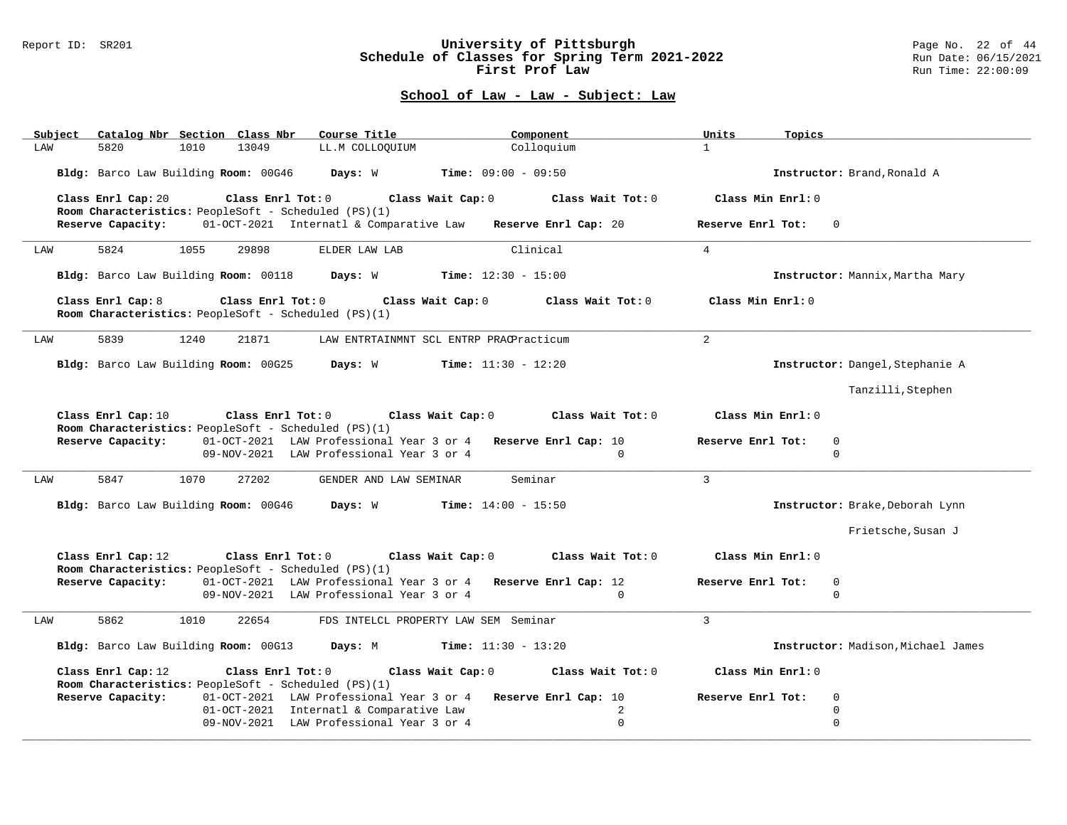**University of Pittsburgh**
**Schedule of Classes for Spring Term 2021-2022**
**First Prof Law**

Report ID: SR201

## School of Law - Law - Subject: Law

| Subject | Catalog Nbr | Section | Class Nbr | Course Title | Component | Units | Topics |
|---|---|---|---|---|---|---|---|
| LAW | 5820 | 1010 | 13049 | LL.M COLLOQUIUM | Colloquium | 1 | |

**Bldg:** Barco Law Building **Room:** 00G46 **Days:** W **Time:** 09:00 - 09:50 **Instructor:** Brand,Ronald A

**Class Enrl Cap:** 20 **Class Enrl Tot:** 0 **Class Wait Cap:** 0 **Class Wait Tot:** 0 **Class Min Enrl:** 0
**Room Characteristics:** PeopleSoft - Scheduled (PS)(1)
**Reserve Capacity:** 01-OCT-2021 Internatl & Comparative Law **Reserve Enrl Cap:** 20 **Reserve Enrl Tot:** 0

---

| Subject | Catalog Nbr | Section | Class Nbr | Course Title | Component | Units | Topics |
|---|---|---|---|---|---|---|---|
| LAW | 5824 | 1055 | 29898 | ELDER LAW LAB | Clinical | 4 | |

**Bldg:** Barco Law Building **Room:** 00118 **Days:** W **Time:** 12:30 - 15:00 **Instructor:** Mannix,Martha Mary

**Class Enrl Cap:** 8 **Class Enrl Tot:** 0 **Class Wait Cap:** 0 **Class Wait Tot:** 0 **Class Min Enrl:** 0
**Room Characteristics:** PeopleSoft - Scheduled (PS)(1)

---

| Subject | Catalog Nbr | Section | Class Nbr | Course Title | Component | Units | Topics |
|---|---|---|---|---|---|---|---|
| LAW | 5839 | 1240 | 21871 | LAW ENTRTAINMNT SCL ENTRP PRAC | Practicum | 2 | |

**Bldg:** Barco Law Building **Room:** 00G25 **Days:** W **Time:** 11:30 - 12:20 **Instructor:** Dangel,Stephanie A; Tanzilli,Stephen

**Class Enrl Cap:** 10 **Class Enrl Tot:** 0 **Class Wait Cap:** 0 **Class Wait Tot:** 0 **Class Min Enrl:** 0
**Room Characteristics:** PeopleSoft - Scheduled (PS)(1)

| Reserve Capacity | | Reserve Enrl Cap | Reserve Enrl Tot |
|---|---|---|---|
| 01-OCT-2021 | LAW Professional Year 3 or 4 | 10 | 0 |
| 09-NOV-2021 | LAW Professional Year 3 or 4 | 0 | 0 |

---

| Subject | Catalog Nbr | Section | Class Nbr | Course Title | Component | Units | Topics |
|---|---|---|---|---|---|---|---|
| LAW | 5847 | 1070 | 27202 | GENDER AND LAW SEMINAR | Seminar | 3 | |

**Bldg:** Barco Law Building **Room:** 00G46 **Days:** W **Time:** 14:00 - 15:50 **Instructor:** Brake,Deborah Lynn; Frietsche,Susan J

**Class Enrl Cap:** 12 **Class Enrl Tot:** 0 **Class Wait Cap:** 0 **Class Wait Tot:** 0 **Class Min Enrl:** 0
**Room Characteristics:** PeopleSoft - Scheduled (PS)(1)

| Reserve Capacity | | Reserve Enrl Cap | Reserve Enrl Tot |
|---|---|---|---|
| 01-OCT-2021 | LAW Professional Year 3 or 4 | 12 | 0 |
| 09-NOV-2021 | LAW Professional Year 3 or 4 | 0 | 0 |

---

| Subject | Catalog Nbr | Section | Class Nbr | Course Title | Component | Units | Topics |
|---|---|---|---|---|---|---|---|
| LAW | 5862 | 1010 | 22654 | FDS INTELCL PROPERTY LAW SEM | Seminar | 3 | |

**Bldg:** Barco Law Building **Room:** 00G13 **Days:** M **Time:** 11:30 - 13:20 **Instructor:** Madison,Michael James

**Class Enrl Cap:** 12 **Class Enrl Tot:** 0 **Class Wait Cap:** 0 **Class Wait Tot:** 0 **Class Min Enrl:** 0
**Room Characteristics:** PeopleSoft - Scheduled (PS)(1)

| Reserve Capacity | | Reserve Enrl Cap | Reserve Enrl Tot |
|---|---|---|---|
| 01-OCT-2021 | LAW Professional Year 3 or 4 | 10 | 0 |
| 01-OCT-2021 | Internatl & Comparative Law | 2 | 0 |
| 09-NOV-2021 | LAW Professional Year 3 or 4 | 0 | 0 |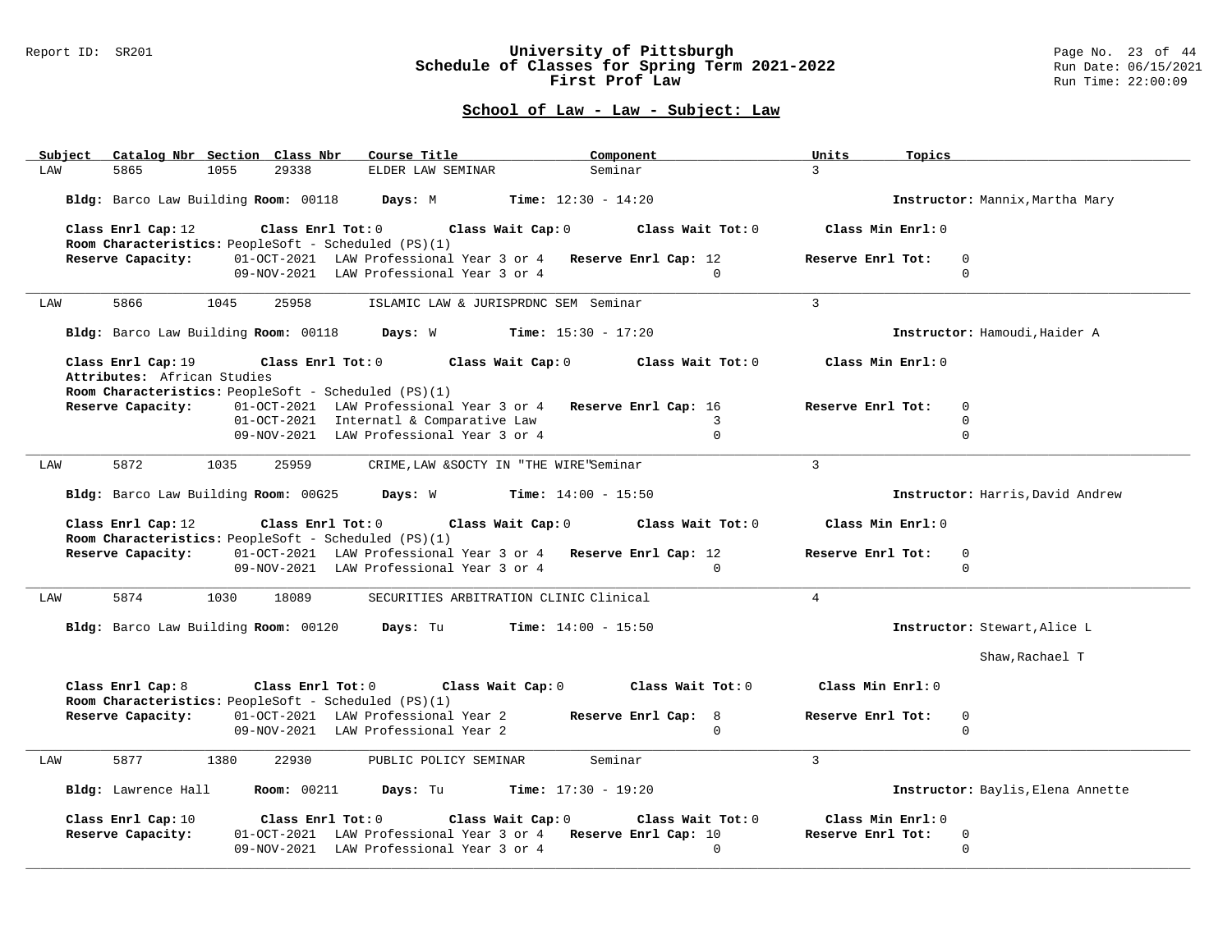Report ID: SR201

# University of Pittsburgh
## Schedule of Classes for Spring Term 2021-2022
### First Prof Law

Run Date: 06/15/2021
Run Time: 22:00:09

## School of Law - Law - Subject: Law

| Subject | Catalog Nbr | Section | Class Nbr | Course Title | Component | Units | Topics |
|---|---|---|---|---|---|---|---|
| LAW | 5865 | 1055 | 29338 | ELDER LAW SEMINAR | Seminar | 3 | |

**Bldg:** Barco Law Building **Room:** 00118 **Days:** M **Time:** 12:30 - 14:20 **Instructor:** Mannix,Martha Mary

**Class Enrl Cap:** 12 **Class Enrl Tot:** 0 **Class Wait Cap:** 0 **Class Wait Tot:** 0 **Class Min Enrl:** 0
**Room Characteristics:** PeopleSoft - Scheduled (PS)(1)
**Reserve Capacity:**

| Date | Reserve | Reserve Enrl Cap | Reserve Enrl Tot |
|---|---|---|---|
| 01-OCT-2021 | LAW Professional Year 3 or 4 | 12 | 0 |
| 09-NOV-2021 | LAW Professional Year 3 or 4 | 0 | 0 |

---

| Subject | Catalog Nbr | Section | Class Nbr | Course Title | Component | Units | Topics |
|---|---|---|---|---|---|---|---|
| LAW | 5866 | 1045 | 25958 | ISLAMIC LAW & JURISPRDNC SEM | Seminar | 3 | |

**Bldg:** Barco Law Building **Room:** 00118 **Days:** W **Time:** 15:30 - 17:20 **Instructor:** Hamoudi,Haider A

**Class Enrl Cap:** 19 **Class Enrl Tot:** 0 **Class Wait Cap:** 0 **Class Wait Tot:** 0 **Class Min Enrl:** 0
**Attributes:** African Studies
**Room Characteristics:** PeopleSoft - Scheduled (PS)(1)
**Reserve Capacity:**

| Date | Reserve | Reserve Enrl Cap | Reserve Enrl Tot |
|---|---|---|---|
| 01-OCT-2021 | LAW Professional Year 3 or 4 | 16 | 0 |
| 01-OCT-2021 | Internatl & Comparative Law | 3 | 0 |
| 09-NOV-2021 | LAW Professional Year 3 or 4 | 0 | 0 |

---

| Subject | Catalog Nbr | Section | Class Nbr | Course Title | Component | Units | Topics |
|---|---|---|---|---|---|---|---|
| LAW | 5872 | 1035 | 25959 | CRIME,LAW &SOCTY IN "THE WIRE" | Seminar | 3 | |

**Bldg:** Barco Law Building **Room:** 00G25 **Days:** W **Time:** 14:00 - 15:50 **Instructor:** Harris,David Andrew

**Class Enrl Cap:** 12 **Class Enrl Tot:** 0 **Class Wait Cap:** 0 **Class Wait Tot:** 0 **Class Min Enrl:** 0
**Room Characteristics:** PeopleSoft - Scheduled (PS)(1)
**Reserve Capacity:**

| Date | Reserve | Reserve Enrl Cap | Reserve Enrl Tot |
|---|---|---|---|
| 01-OCT-2021 | LAW Professional Year 3 or 4 | 12 | 0 |
| 09-NOV-2021 | LAW Professional Year 3 or 4 | 0 | 0 |

---

| Subject | Catalog Nbr | Section | Class Nbr | Course Title | Component | Units | Topics |
|---|---|---|---|---|---|---|---|
| LAW | 5874 | 1030 | 18089 | SECURITIES ARBITRATION CLINIC | Clinical | 4 | |

**Bldg:** Barco Law Building **Room:** 00120 **Days:** Tu **Time:** 14:00 - 15:50 **Instructor:** Stewart,Alice L; Shaw,Rachael T

**Class Enrl Cap:** 8 **Class Enrl Tot:** 0 **Class Wait Cap:** 0 **Class Wait Tot:** 0 **Class Min Enrl:** 0
**Room Characteristics:** PeopleSoft - Scheduled (PS)(1)
**Reserve Capacity:**

| Date | Reserve | Reserve Enrl Cap | Reserve Enrl Tot |
|---|---|---|---|
| 01-OCT-2021 | LAW Professional Year 2 | 8 | 0 |
| 09-NOV-2021 | LAW Professional Year 2 | 0 | 0 |

---

| Subject | Catalog Nbr | Section | Class Nbr | Course Title | Component | Units | Topics |
|---|---|---|---|---|---|---|---|
| LAW | 5877 | 1380 | 22930 | PUBLIC POLICY SEMINAR | Seminar | 3 | |

**Bldg:** Lawrence Hall **Room:** 00211 **Days:** Tu **Time:** 17:30 - 19:20 **Instructor:** Baylis,Elena Annette

**Class Enrl Cap:** 10 **Class Enrl Tot:** 0 **Class Wait Cap:** 0 **Class Wait Tot:** 0 **Class Min Enrl:** 0
**Reserve Capacity:**

| Date | Reserve | Reserve Enrl Cap | Reserve Enrl Tot |
|---|---|---|---|
| 01-OCT-2021 | LAW Professional Year 3 or 4 | 10 | 0 |
| 09-NOV-2021 | LAW Professional Year 3 or 4 | 0 | 0 |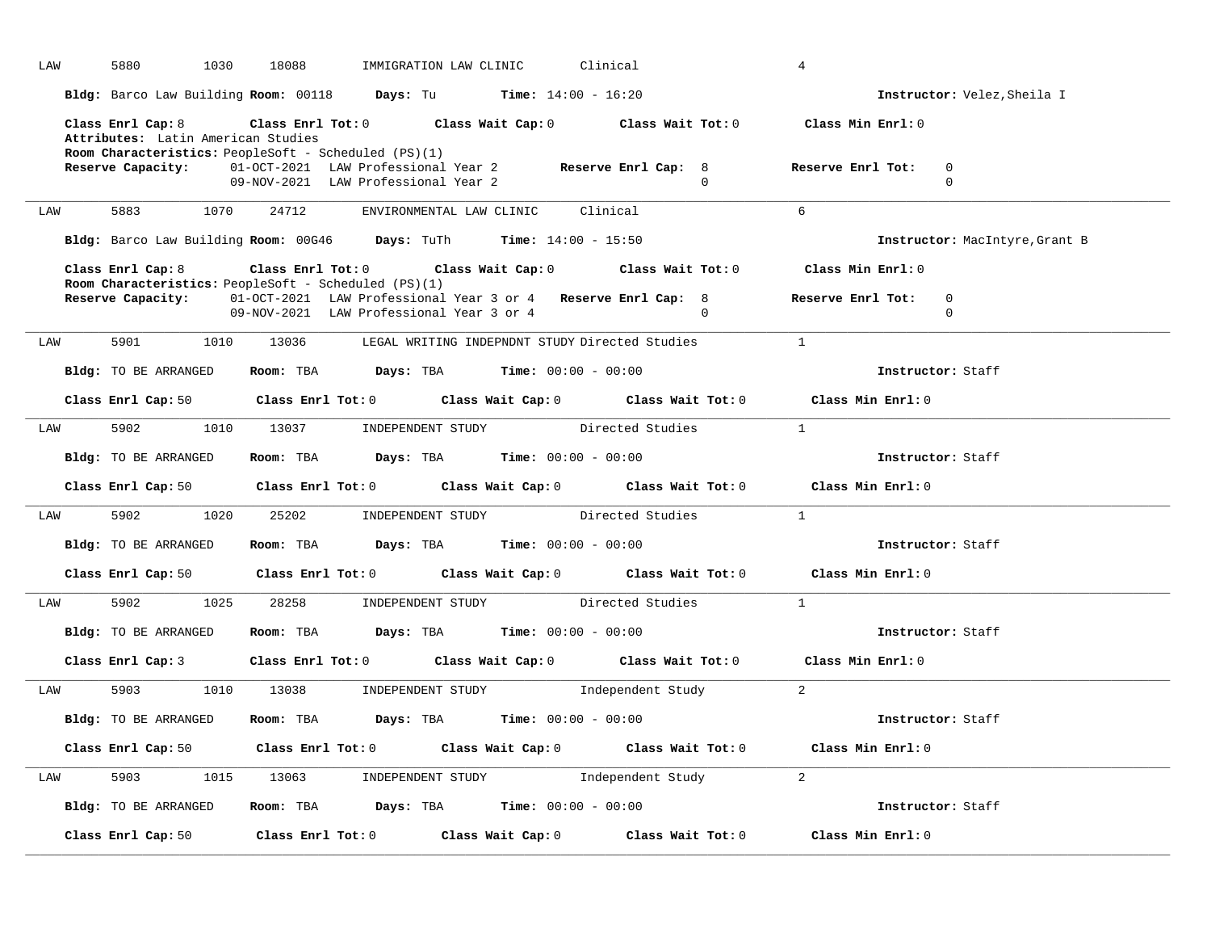LAW 5880 1030 18088 IMMIGRATION LAW CLINIC Clinical 4

**Bldg:** Barco Law Building **Room:** 00118 **Days:** Tu **Time:** 14:00 - 16:20 **Instructor:** Velez,Sheila I

**Class Enrl Cap:** 8 **Class Enrl Tot:** 0 **Class Wait Cap:** 0 **Class Wait Tot:** 0 **Class Min Enrl:** 0
**Attributes:** Latin American Studies
**Room Characteristics:** PeopleSoft - Scheduled (PS)(1)

| **Reserve Capacity:** | | **Reserve Enrl Cap:** | **Reserve Enrl Tot:** |
|---|---|---|---|
| 01-OCT-2021 | LAW Professional Year 2 | 8 | 0 |
| 09-NOV-2021 | LAW Professional Year 2 | 0 | 0 |

---

LAW 5883 1070 24712 ENVIRONMENTAL LAW CLINIC Clinical 6

**Bldg:** Barco Law Building **Room:** 00G46 **Days:** TuTh **Time:** 14:00 - 15:50 **Instructor:** MacIntyre,Grant B

**Class Enrl Cap:** 8 **Class Enrl Tot:** 0 **Class Wait Cap:** 0 **Class Wait Tot:** 0 **Class Min Enrl:** 0
**Room Characteristics:** PeopleSoft - Scheduled (PS)(1)

| **Reserve Capacity:** | | **Reserve Enrl Cap:** | **Reserve Enrl Tot:** |
|---|---|---|---|
| 01-OCT-2021 | LAW Professional Year 3 or 4 | 8 | 0 |
| 09-NOV-2021 | LAW Professional Year 3 or 4 | 0 | 0 |

---

LAW 5901 1010 13036 LEGAL WRITING INDEPNDNT STUDY Directed Studies 1

**Bldg:** TO BE ARRANGED **Room:** TBA **Days:** TBA **Time:** 00:00 - 00:00 **Instructor:** Staff

**Class Enrl Cap:** 50 **Class Enrl Tot:** 0 **Class Wait Cap:** 0 **Class Wait Tot:** 0 **Class Min Enrl:** 0

---

LAW 5902 1010 13037 INDEPENDENT STUDY Directed Studies 1

**Bldg:** TO BE ARRANGED **Room:** TBA **Days:** TBA **Time:** 00:00 - 00:00 **Instructor:** Staff

**Class Enrl Cap:** 50 **Class Enrl Tot:** 0 **Class Wait Cap:** 0 **Class Wait Tot:** 0 **Class Min Enrl:** 0

---

LAW 5902 1020 25202 INDEPENDENT STUDY Directed Studies 1

**Bldg:** TO BE ARRANGED **Room:** TBA **Days:** TBA **Time:** 00:00 - 00:00 **Instructor:** Staff

**Class Enrl Cap:** 50 **Class Enrl Tot:** 0 **Class Wait Cap:** 0 **Class Wait Tot:** 0 **Class Min Enrl:** 0

---

LAW 5902 1025 28258 INDEPENDENT STUDY Directed Studies 1

**Bldg:** TO BE ARRANGED **Room:** TBA **Days:** TBA **Time:** 00:00 - 00:00 **Instructor:** Staff

**Class Enrl Cap:** 3 **Class Enrl Tot:** 0 **Class Wait Cap:** 0 **Class Wait Tot:** 0 **Class Min Enrl:** 0

---

LAW 5903 1010 13038 INDEPENDENT STUDY Independent Study 2

**Bldg:** TO BE ARRANGED **Room:** TBA **Days:** TBA **Time:** 00:00 - 00:00 **Instructor:** Staff

**Class Enrl Cap:** 50 **Class Enrl Tot:** 0 **Class Wait Cap:** 0 **Class Wait Tot:** 0 **Class Min Enrl:** 0

---

LAW 5903 1015 13063 INDEPENDENT STUDY Independent Study 2

**Bldg:** TO BE ARRANGED **Room:** TBA **Days:** TBA **Time:** 00:00 - 00:00 **Instructor:** Staff

**Class Enrl Cap:** 50 **Class Enrl Tot:** 0 **Class Wait Cap:** 0 **Class Wait Tot:** 0 **Class Min Enrl:** 0

---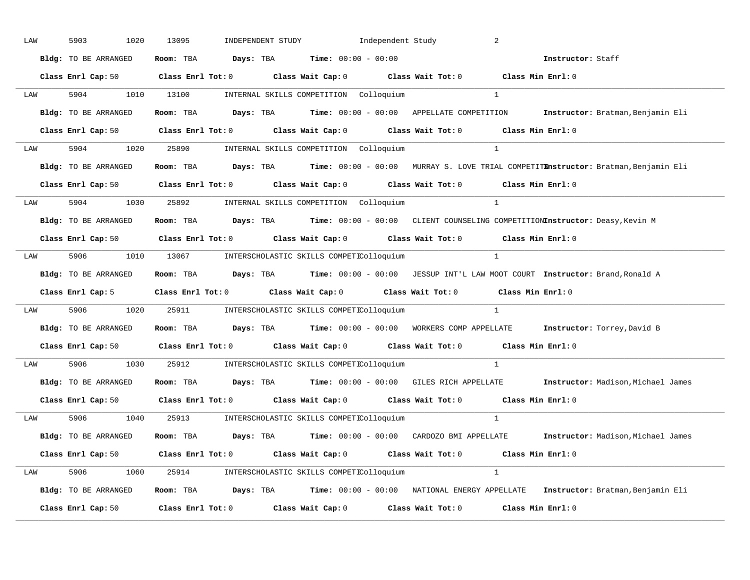LAW 5903 1020 13095 INDEPENDENT STUDY Independent Study 2

**Bldg:** TO BE ARRANGED **Room:** TBA **Days:** TBA **Time:** 00:00 - 00:00 **Instructor:** Staff

**Class Enrl Cap:** 50 **Class Enrl Tot:** 0 **Class Wait Cap:** 0 **Class Wait Tot:** 0 **Class Min Enrl:** 0

---

LAW 5904 1010 13100 INTERNAL SKILLS COMPETITION Colloquium 1

**Bldg:** TO BE ARRANGED **Room:** TBA **Days:** TBA **Time:** 00:00 - 00:00 APPELLATE COMPETITION **Instructor:** Bratman,Benjamin Eli

**Class Enrl Cap:** 50 **Class Enrl Tot:** 0 **Class Wait Cap:** 0 **Class Wait Tot:** 0 **Class Min Enrl:** 0

---

LAW 5904 1020 25890 INTERNAL SKILLS COMPETITION Colloquium 1

**Bldg:** TO BE ARRANGED **Room:** TBA **Days:** TBA **Time:** 00:00 - 00:00 MURRAY S. LOVE TRIAL COMPETITI **Instructor:** Bratman,Benjamin Eli

**Class Enrl Cap:** 50 **Class Enrl Tot:** 0 **Class Wait Cap:** 0 **Class Wait Tot:** 0 **Class Min Enrl:** 0

---

LAW 5904 1030 25892 INTERNAL SKILLS COMPETITION Colloquium 1

**Bldg:** TO BE ARRANGED **Room:** TBA **Days:** TBA **Time:** 00:00 - 00:00 CLIENT COUNSELING COMPETITION **Instructor:** Deasy,Kevin M

**Class Enrl Cap:** 50 **Class Enrl Tot:** 0 **Class Wait Cap:** 0 **Class Wait Tot:** 0 **Class Min Enrl:** 0

---

LAW 5906 1010 13067 INTERSCHOLASTIC SKILLS COMPETI Colloquium 1

**Bldg:** TO BE ARRANGED **Room:** TBA **Days:** TBA **Time:** 00:00 - 00:00 JESSUP INT'L LAW MOOT COURT **Instructor:** Brand,Ronald A

**Class Enrl Cap:** 5 **Class Enrl Tot:** 0 **Class Wait Cap:** 0 **Class Wait Tot:** 0 **Class Min Enrl:** 0

---

LAW 5906 1020 25911 INTERSCHOLASTIC SKILLS COMPETI Colloquium 1

**Bldg:** TO BE ARRANGED **Room:** TBA **Days:** TBA **Time:** 00:00 - 00:00 WORKERS COMP APPELLATE **Instructor:** Torrey,David B

**Class Enrl Cap:** 50 **Class Enrl Tot:** 0 **Class Wait Cap:** 0 **Class Wait Tot:** 0 **Class Min Enrl:** 0

---

LAW 5906 1030 25912 INTERSCHOLASTIC SKILLS COMPETI Colloquium 1

**Bldg:** TO BE ARRANGED **Room:** TBA **Days:** TBA **Time:** 00:00 - 00:00 GILES RICH APPELLATE **Instructor:** Madison,Michael James

**Class Enrl Cap:** 50 **Class Enrl Tot:** 0 **Class Wait Cap:** 0 **Class Wait Tot:** 0 **Class Min Enrl:** 0

---

LAW 5906 1040 25913 INTERSCHOLASTIC SKILLS COMPETI Colloquium 1

**Bldg:** TO BE ARRANGED **Room:** TBA **Days:** TBA **Time:** 00:00 - 00:00 CARDOZO BMI APPELLATE **Instructor:** Madison,Michael James

**Class Enrl Cap:** 50 **Class Enrl Tot:** 0 **Class Wait Cap:** 0 **Class Wait Tot:** 0 **Class Min Enrl:** 0

---

LAW 5906 1060 25914 INTERSCHOLASTIC SKILLS COMPETI Colloquium 1

**Bldg:** TO BE ARRANGED **Room:** TBA **Days:** TBA **Time:** 00:00 - 00:00 NATIONAL ENERGY APPELLATE **Instructor:** Bratman,Benjamin Eli

**Class Enrl Cap:** 50 **Class Enrl Tot:** 0 **Class Wait Cap:** 0 **Class Wait Tot:** 0 **Class Min Enrl:** 0

---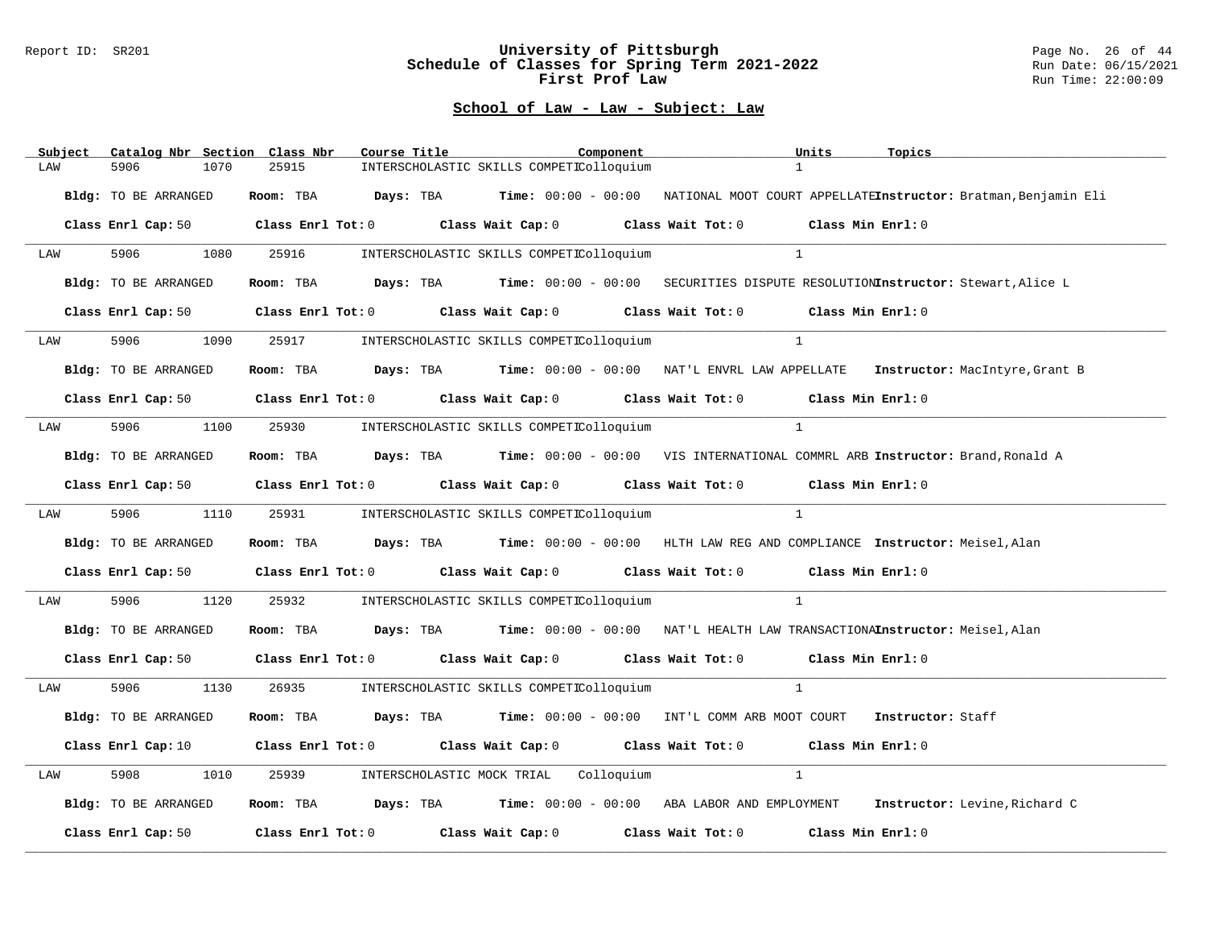## School of Law - Law - Subject: Law

| Subject | Catalog Nbr | Section | Class Nbr | Course Title | Component | Units | Topics |
|---|---|---|---|---|---|---|---|
| LAW | 5906 | 1070 | 25915 | INTERSCHOLASTIC SKILLS COMPETI | Colloquium | 1 | |

**Bldg:** TO BE ARRANGED **Room:** TBA **Days:** TBA **Time:** 00:00 - 00:00 NATIONAL MOOT COURT APPELLATE **Instructor:** Bratman,Benjamin Eli

**Class Enrl Cap:** 50 **Class Enrl Tot:** 0 **Class Wait Cap:** 0 **Class Wait Tot:** 0 **Class Min Enrl:** 0

| Subject | Catalog Nbr | Section | Class Nbr | Course Title | Component | Units | Topics |
|---|---|---|---|---|---|---|---|
| LAW | 5906 | 1080 | 25916 | INTERSCHOLASTIC SKILLS COMPETI | Colloquium | 1 | |

**Bldg:** TO BE ARRANGED **Room:** TBA **Days:** TBA **Time:** 00:00 - 00:00 SECURITIES DISPUTE RESOLUTION **Instructor:** Stewart,Alice L

**Class Enrl Cap:** 50 **Class Enrl Tot:** 0 **Class Wait Cap:** 0 **Class Wait Tot:** 0 **Class Min Enrl:** 0

| Subject | Catalog Nbr | Section | Class Nbr | Course Title | Component | Units | Topics |
|---|---|---|---|---|---|---|---|
| LAW | 5906 | 1090 | 25917 | INTERSCHOLASTIC SKILLS COMPETI | Colloquium | 1 | |

**Bldg:** TO BE ARRANGED **Room:** TBA **Days:** TBA **Time:** 00:00 - 00:00 NAT'L ENVRL LAW APPELLATE **Instructor:** MacIntyre,Grant B

**Class Enrl Cap:** 50 **Class Enrl Tot:** 0 **Class Wait Cap:** 0 **Class Wait Tot:** 0 **Class Min Enrl:** 0

| Subject | Catalog Nbr | Section | Class Nbr | Course Title | Component | Units | Topics |
|---|---|---|---|---|---|---|---|
| LAW | 5906 | 1100 | 25930 | INTERSCHOLASTIC SKILLS COMPETI | Colloquium | 1 | |

**Bldg:** TO BE ARRANGED **Room:** TBA **Days:** TBA **Time:** 00:00 - 00:00 VIS INTERNATIONAL COMMRL ARB **Instructor:** Brand,Ronald A

**Class Enrl Cap:** 50 **Class Enrl Tot:** 0 **Class Wait Cap:** 0 **Class Wait Tot:** 0 **Class Min Enrl:** 0

| Subject | Catalog Nbr | Section | Class Nbr | Course Title | Component | Units | Topics |
|---|---|---|---|---|---|---|---|
| LAW | 5906 | 1110 | 25931 | INTERSCHOLASTIC SKILLS COMPETI | Colloquium | 1 | |

**Bldg:** TO BE ARRANGED **Room:** TBA **Days:** TBA **Time:** 00:00 - 00:00 HLTH LAW REG AND COMPLIANCE **Instructor:** Meisel,Alan

**Class Enrl Cap:** 50 **Class Enrl Tot:** 0 **Class Wait Cap:** 0 **Class Wait Tot:** 0 **Class Min Enrl:** 0

| Subject | Catalog Nbr | Section | Class Nbr | Course Title | Component | Units | Topics |
|---|---|---|---|---|---|---|---|
| LAW | 5906 | 1120 | 25932 | INTERSCHOLASTIC SKILLS COMPETI | Colloquium | 1 | |

**Bldg:** TO BE ARRANGED **Room:** TBA **Days:** TBA **Time:** 00:00 - 00:00 NAT'L HEALTH LAW TRANSACTIONAL **Instructor:** Meisel,Alan

**Class Enrl Cap:** 50 **Class Enrl Tot:** 0 **Class Wait Cap:** 0 **Class Wait Tot:** 0 **Class Min Enrl:** 0

| Subject | Catalog Nbr | Section | Class Nbr | Course Title | Component | Units | Topics |
|---|---|---|---|---|---|---|---|
| LAW | 5906 | 1130 | 26935 | INTERSCHOLASTIC SKILLS COMPETI | Colloquium | 1 | |

**Bldg:** TO BE ARRANGED **Room:** TBA **Days:** TBA **Time:** 00:00 - 00:00 INT'L COMM ARB MOOT COURT **Instructor:** Staff

**Class Enrl Cap:** 10 **Class Enrl Tot:** 0 **Class Wait Cap:** 0 **Class Wait Tot:** 0 **Class Min Enrl:** 0

| Subject | Catalog Nbr | Section | Class Nbr | Course Title | Component | Units | Topics |
|---|---|---|---|---|---|---|---|
| LAW | 5908 | 1010 | 25939 | INTERSCHOLASTIC MOCK TRIAL | Colloquium | 1 | |

**Bldg:** TO BE ARRANGED **Room:** TBA **Days:** TBA **Time:** 00:00 - 00:00 ABA LABOR AND EMPLOYMENT **Instructor:** Levine,Richard C

**Class Enrl Cap:** 50 **Class Enrl Tot:** 0 **Class Wait Cap:** 0 **Class Wait Tot:** 0 **Class Min Enrl:** 0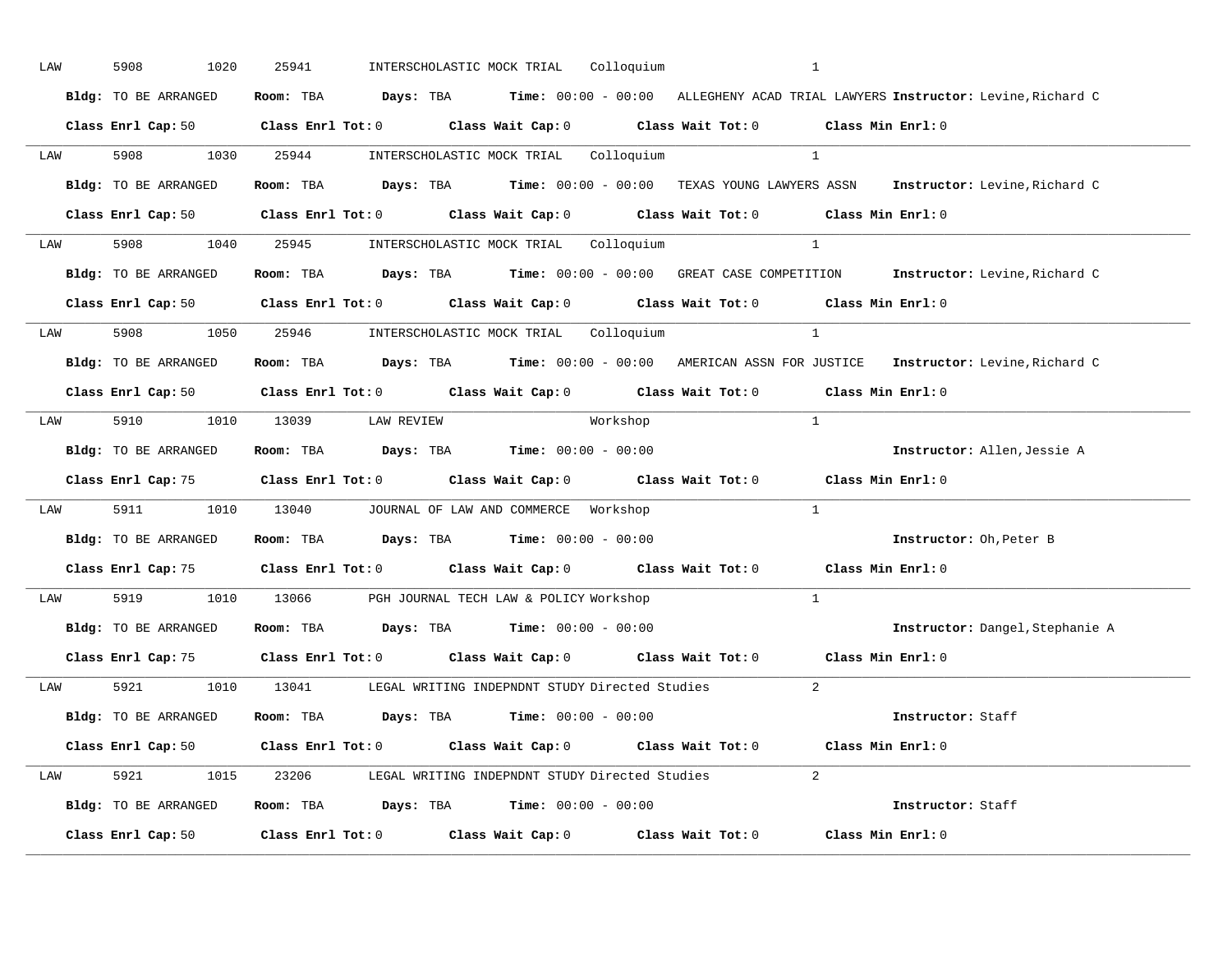LAW 5908 1020 25941 INTERSCHOLASTIC MOCK TRIAL Colloquium 1

**Bldg:** TO BE ARRANGED **Room:** TBA **Days:** TBA **Time:** 00:00 - 00:00 ALLEGHENY ACAD TRIAL LAWYERS **Instructor:** Levine,Richard C

**Class Enrl Cap:** 50 **Class Enrl Tot:** 0 **Class Wait Cap:** 0 **Class Wait Tot:** 0 **Class Min Enrl:** 0

---

LAW 5908 1030 25944 INTERSCHOLASTIC MOCK TRIAL Colloquium 1

**Bldg:** TO BE ARRANGED **Room:** TBA **Days:** TBA **Time:** 00:00 - 00:00 TEXAS YOUNG LAWYERS ASSN **Instructor:** Levine,Richard C

**Class Enrl Cap:** 50 **Class Enrl Tot:** 0 **Class Wait Cap:** 0 **Class Wait Tot:** 0 **Class Min Enrl:** 0

---

LAW 5908 1040 25945 INTERSCHOLASTIC MOCK TRIAL Colloquium 1

**Bldg:** TO BE ARRANGED **Room:** TBA **Days:** TBA **Time:** 00:00 - 00:00 GREAT CASE COMPETITION **Instructor:** Levine,Richard C

**Class Enrl Cap:** 50 **Class Enrl Tot:** 0 **Class Wait Cap:** 0 **Class Wait Tot:** 0 **Class Min Enrl:** 0

---

LAW 5908 1050 25946 INTERSCHOLASTIC MOCK TRIAL Colloquium 1

**Bldg:** TO BE ARRANGED **Room:** TBA **Days:** TBA **Time:** 00:00 - 00:00 AMERICAN ASSN FOR JUSTICE **Instructor:** Levine,Richard C

**Class Enrl Cap:** 50 **Class Enrl Tot:** 0 **Class Wait Cap:** 0 **Class Wait Tot:** 0 **Class Min Enrl:** 0

---

LAW 5910 1010 13039 LAW REVIEW Workshop 1

**Bldg:** TO BE ARRANGED **Room:** TBA **Days:** TBA **Time:** 00:00 - 00:00 **Instructor:** Allen,Jessie A

**Class Enrl Cap:** 75 **Class Enrl Tot:** 0 **Class Wait Cap:** 0 **Class Wait Tot:** 0 **Class Min Enrl:** 0

---

LAW 5911 1010 13040 JOURNAL OF LAW AND COMMERCE Workshop 1

**Bldg:** TO BE ARRANGED **Room:** TBA **Days:** TBA **Time:** 00:00 - 00:00 **Instructor:** Oh,Peter B

**Class Enrl Cap:** 75 **Class Enrl Tot:** 0 **Class Wait Cap:** 0 **Class Wait Tot:** 0 **Class Min Enrl:** 0

---

LAW 5919 1010 13066 PGH JOURNAL TECH LAW & POLICY Workshop 1

**Bldg:** TO BE ARRANGED **Room:** TBA **Days:** TBA **Time:** 00:00 - 00:00 **Instructor:** Dangel,Stephanie A

**Class Enrl Cap:** 75 **Class Enrl Tot:** 0 **Class Wait Cap:** 0 **Class Wait Tot:** 0 **Class Min Enrl:** 0

---

LAW 5921 1010 13041 LEGAL WRITING INDEPNDNT STUDY Directed Studies 2

**Bldg:** TO BE ARRANGED **Room:** TBA **Days:** TBA **Time:** 00:00 - 00:00 **Instructor:** Staff

**Class Enrl Cap:** 50 **Class Enrl Tot:** 0 **Class Wait Cap:** 0 **Class Wait Tot:** 0 **Class Min Enrl:** 0

---

LAW 5921 1015 23206 LEGAL WRITING INDEPNDNT STUDY Directed Studies 2

**Bldg:** TO BE ARRANGED **Room:** TBA **Days:** TBA **Time:** 00:00 - 00:00 **Instructor:** Staff

**Class Enrl Cap:** 50 **Class Enrl Tot:** 0 **Class Wait Cap:** 0 **Class Wait Tot:** 0 **Class Min Enrl:** 0

---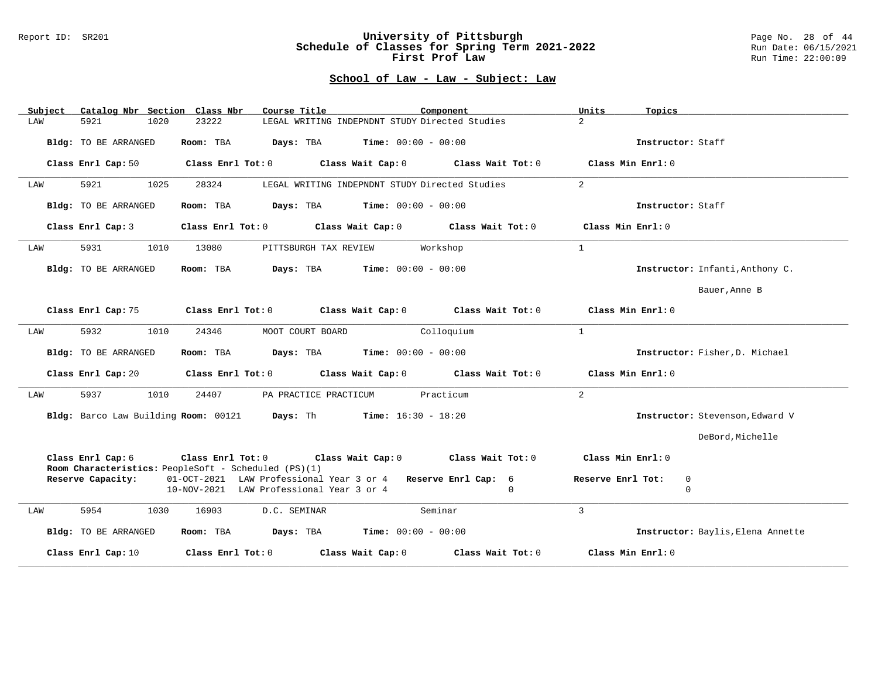# University of Pittsburgh
## Schedule of Classes for Spring Term 2021-2022
## First Prof Law

Report ID: SR201

Run Date: 06/15/2021
Run Time: 22:00:09

### School of Law - Law - Subject: Law

| Subject | Catalog Nbr | Section | Class Nbr | Course Title | Component | Units | Topics |
|---|---|---|---|---|---|---|---|
| LAW | 5921 | 1020 | 23222 | LEGAL WRITING INDEPNDNT STUDY | Directed Studies | 2 | |

**Bldg:** TO BE ARRANGED **Room:** TBA **Days:** TBA **Time:** 00:00 - 00:00 **Instructor:** Staff

**Class Enrl Cap:** 50 **Class Enrl Tot:** 0 **Class Wait Cap:** 0 **Class Wait Tot:** 0 **Class Min Enrl:** 0

---

| Subject | Catalog Nbr | Section | Class Nbr | Course Title | Component | Units | Topics |
|---|---|---|---|---|---|---|---|
| LAW | 5921 | 1025 | 28324 | LEGAL WRITING INDEPNDNT STUDY | Directed Studies | 2 | |

**Bldg:** TO BE ARRANGED **Room:** TBA **Days:** TBA **Time:** 00:00 - 00:00 **Instructor:** Staff

**Class Enrl Cap:** 3 **Class Enrl Tot:** 0 **Class Wait Cap:** 0 **Class Wait Tot:** 0 **Class Min Enrl:** 0

---

| Subject | Catalog Nbr | Section | Class Nbr | Course Title | Component | Units | Topics |
|---|---|---|---|---|---|---|---|
| LAW | 5931 | 1010 | 13080 | PITTSBURGH TAX REVIEW | Workshop | 1 | |

**Bldg:** TO BE ARRANGED **Room:** TBA **Days:** TBA **Time:** 00:00 - 00:00 **Instructor:** Infanti,Anthony C.; Bauer,Anne B

**Class Enrl Cap:** 75 **Class Enrl Tot:** 0 **Class Wait Cap:** 0 **Class Wait Tot:** 0 **Class Min Enrl:** 0

---

| Subject | Catalog Nbr | Section | Class Nbr | Course Title | Component | Units | Topics |
|---|---|---|---|---|---|---|---|
| LAW | 5932 | 1010 | 24346 | MOOT COURT BOARD | Colloquium | 1 | |

**Bldg:** TO BE ARRANGED **Room:** TBA **Days:** TBA **Time:** 00:00 - 00:00 **Instructor:** Fisher,D. Michael

**Class Enrl Cap:** 20 **Class Enrl Tot:** 0 **Class Wait Cap:** 0 **Class Wait Tot:** 0 **Class Min Enrl:** 0

---

| Subject | Catalog Nbr | Section | Class Nbr | Course Title | Component | Units | Topics |
|---|---|---|---|---|---|---|---|
| LAW | 5937 | 1010 | 24407 | PA PRACTICE PRACTICUM | Practicum | 2 | |

**Bldg:** Barco Law Building **Room:** 00121 **Days:** Th **Time:** 16:30 - 18:20 **Instructor:** Stevenson,Edward V; DeBord,Michelle

**Class Enrl Cap:** 6 **Class Enrl Tot:** 0 **Class Wait Cap:** 0 **Class Wait Tot:** 0 **Class Min Enrl:** 0

**Room Characteristics:** PeopleSoft - Scheduled (PS)(1)

| Reserve Capacity: | | Reserve Enrl Cap: | Reserve Enrl Tot: |
|---|---|---|---|
| 01-OCT-2021 | LAW Professional Year 3 or 4 | 6 | 0 |
| 10-NOV-2021 | LAW Professional Year 3 or 4 | 0 | 0 |

---

| Subject | Catalog Nbr | Section | Class Nbr | Course Title | Component | Units | Topics |
|---|---|---|---|---|---|---|---|
| LAW | 5954 | 1030 | 16903 | D.C. SEMINAR | Seminar | 3 | |

**Bldg:** TO BE ARRANGED **Room:** TBA **Days:** TBA **Time:** 00:00 - 00:00 **Instructor:** Baylis,Elena Annette

**Class Enrl Cap:** 10 **Class Enrl Tot:** 0 **Class Wait Cap:** 0 **Class Wait Tot:** 0 **Class Min Enrl:** 0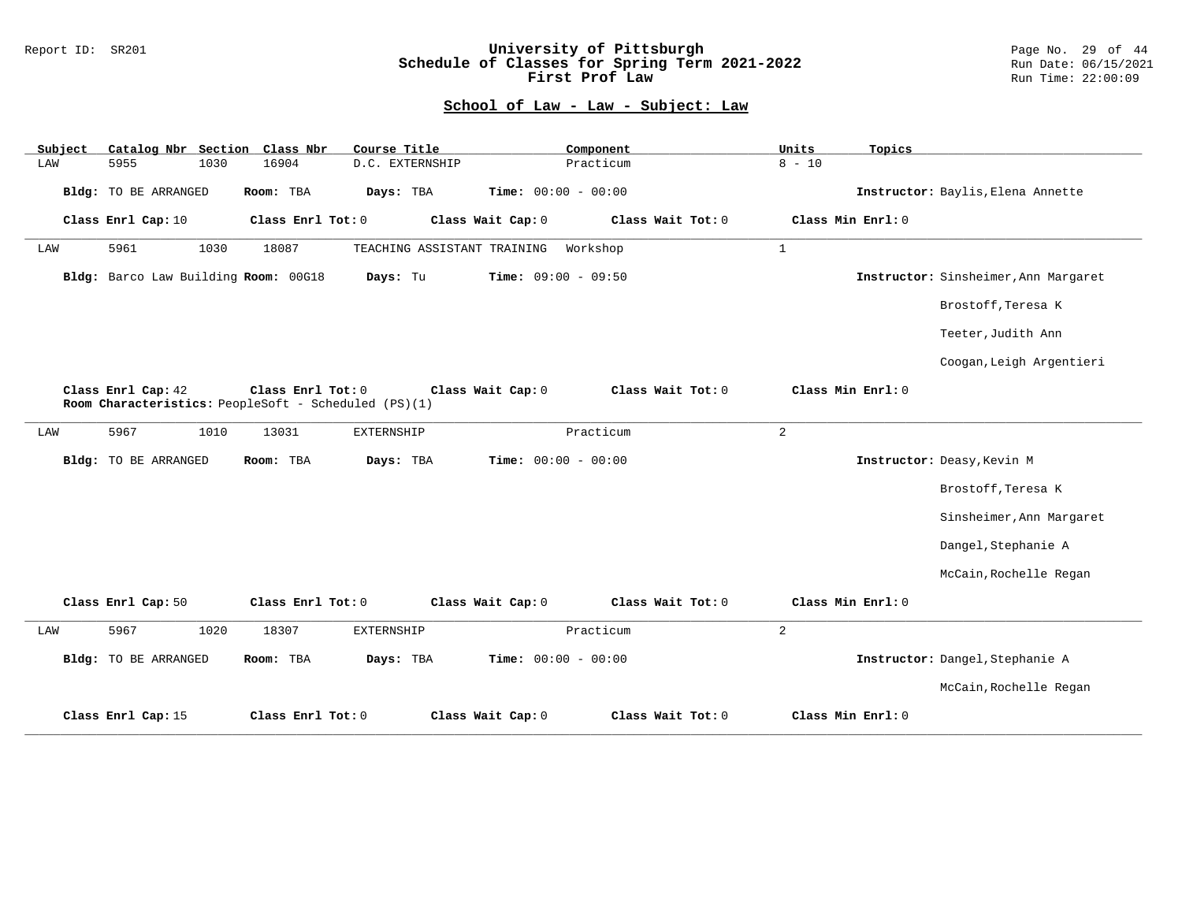# University of Pittsburgh
## Schedule of Classes for Spring Term 2021-2022
### First Prof Law

Report ID: SR201

Run Date: 06/15/2021
Run Time: 22:00:09

## School of Law - Law - Subject: Law

| Subject | Catalog Nbr | Section | Class Nbr | Course Title | Component | Units | Topics |
|---|---|---|---|---|---|---|---|
| LAW | 5955 | 1030 | 16904 | D.C. EXTERNSHIP | Practicum | 8 - 10 | |

**Bldg:** TO BE ARRANGED **Room:** TBA **Days:** TBA **Time:** 00:00 - 00:00 **Instructor:** Baylis,Elena Annette

**Class Enrl Cap:** 10 **Class Enrl Tot:** 0 **Class Wait Cap:** 0 **Class Wait Tot:** 0 **Class Min Enrl:** 0

---

| Subject | Catalog Nbr | Section | Class Nbr | Course Title | Component | Units | Topics |
|---|---|---|---|---|---|---|---|
| LAW | 5961 | 1030 | 18087 | TEACHING ASSISTANT TRAINING | Workshop | 1 | |

**Bldg:** Barco Law Building **Room:** 00G18 **Days:** Tu **Time:** 09:00 - 09:50 **Instructor:** Sinsheimer,Ann Margaret; Brostoff,Teresa K; Teeter,Judith Ann; Coogan,Leigh Argentieri

**Class Enrl Cap:** 42 **Class Enrl Tot:** 0 **Class Wait Cap:** 0 **Class Wait Tot:** 0 **Class Min Enrl:** 0

**Room Characteristics:** PeopleSoft - Scheduled (PS)(1)

---

| Subject | Catalog Nbr | Section | Class Nbr | Course Title | Component | Units | Topics |
|---|---|---|---|---|---|---|---|
| LAW | 5967 | 1010 | 13031 | EXTERNSHIP | Practicum | 2 | |

**Bldg:** TO BE ARRANGED **Room:** TBA **Days:** TBA **Time:** 00:00 - 00:00 **Instructor:** Deasy,Kevin M; Brostoff,Teresa K; Sinsheimer,Ann Margaret; Dangel,Stephanie A; McCain,Rochelle Regan

**Class Enrl Cap:** 50 **Class Enrl Tot:** 0 **Class Wait Cap:** 0 **Class Wait Tot:** 0 **Class Min Enrl:** 0

---

| Subject | Catalog Nbr | Section | Class Nbr | Course Title | Component | Units | Topics |
|---|---|---|---|---|---|---|---|
| LAW | 5967 | 1020 | 18307 | EXTERNSHIP | Practicum | 2 | |

**Bldg:** TO BE ARRANGED **Room:** TBA **Days:** TBA **Time:** 00:00 - 00:00 **Instructor:** Dangel,Stephanie A; McCain,Rochelle Regan

**Class Enrl Cap:** 15 **Class Enrl Tot:** 0 **Class Wait Cap:** 0 **Class Wait Tot:** 0 **Class Min Enrl:** 0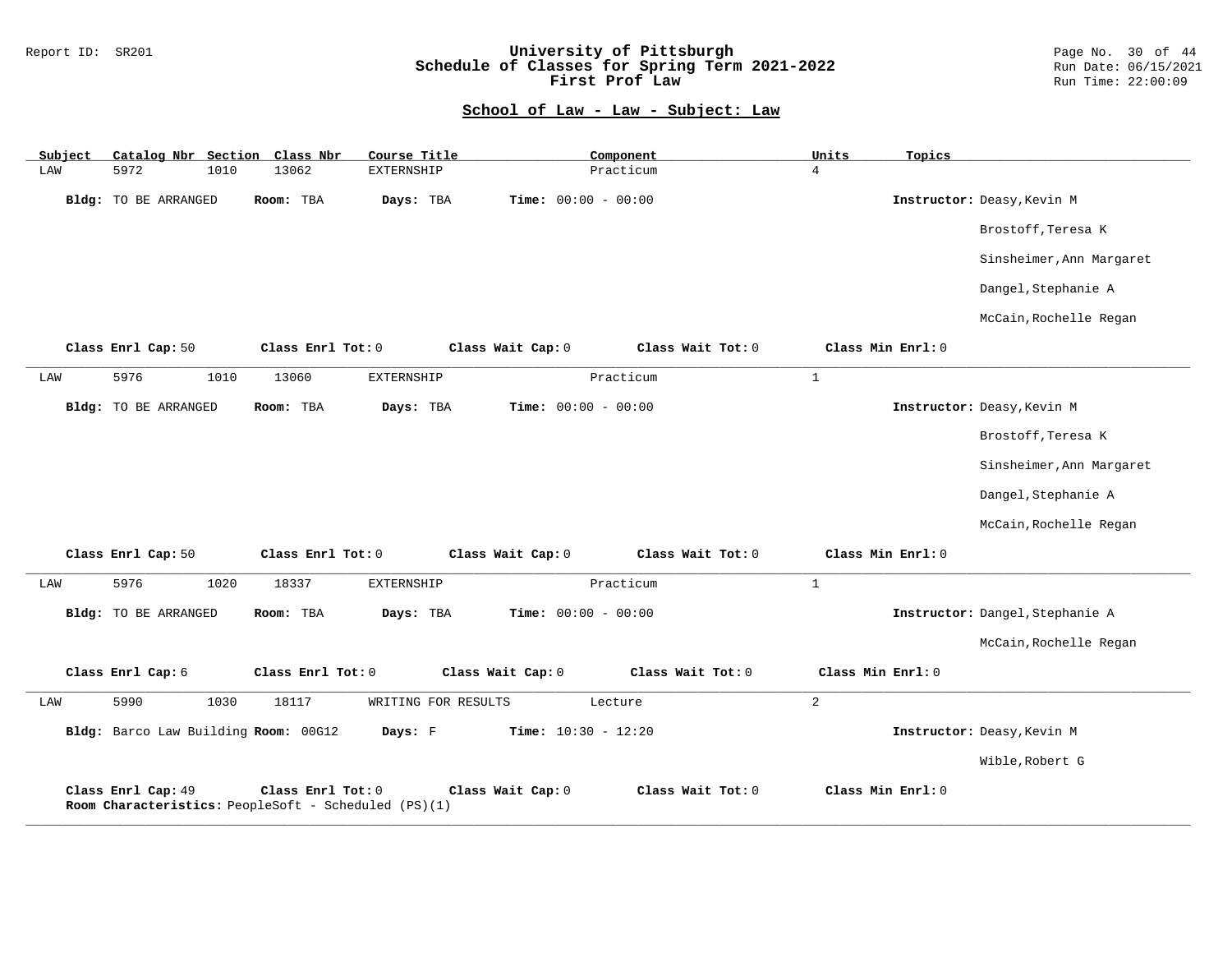## School of Law - Law - Subject: Law

| Subject | Catalog Nbr | Section | Class Nbr | Course Title | Component | Units | Topics |
|---|---|---|---|---|---|---|---|
| LAW | 5972 | 1010 | 13062 | EXTERNSHIP | Practicum | 4 | |

**Bldg:** TO BE ARRANGED **Room:** TBA **Days:** TBA **Time:** 00:00 - 00:00 **Instructor:** Deasy,Kevin M; Brostoff,Teresa K; Sinsheimer,Ann Margaret; Dangel,Stephanie A; McCain,Rochelle Regan

**Class Enrl Cap:** 50 **Class Enrl Tot:** 0 **Class Wait Cap:** 0 **Class Wait Tot:** 0 **Class Min Enrl:** 0

---

| Subject | Catalog Nbr | Section | Class Nbr | Course Title | Component | Units | Topics |
|---|---|---|---|---|---|---|---|
| LAW | 5976 | 1010 | 13060 | EXTERNSHIP | Practicum | 1 | |

**Bldg:** TO BE ARRANGED **Room:** TBA **Days:** TBA **Time:** 00:00 - 00:00 **Instructor:** Deasy,Kevin M; Brostoff,Teresa K; Sinsheimer,Ann Margaret; Dangel,Stephanie A; McCain,Rochelle Regan

**Class Enrl Cap:** 50 **Class Enrl Tot:** 0 **Class Wait Cap:** 0 **Class Wait Tot:** 0 **Class Min Enrl:** 0

---

| Subject | Catalog Nbr | Section | Class Nbr | Course Title | Component | Units | Topics |
|---|---|---|---|---|---|---|---|
| LAW | 5976 | 1020 | 18337 | EXTERNSHIP | Practicum | 1 | |

**Bldg:** TO BE ARRANGED **Room:** TBA **Days:** TBA **Time:** 00:00 - 00:00 **Instructor:** Dangel,Stephanie A; McCain,Rochelle Regan

**Class Enrl Cap:** 6 **Class Enrl Tot:** 0 **Class Wait Cap:** 0 **Class Wait Tot:** 0 **Class Min Enrl:** 0

---

| Subject | Catalog Nbr | Section | Class Nbr | Course Title | Component | Units | Topics |
|---|---|---|---|---|---|---|---|
| LAW | 5990 | 1030 | 18117 | WRITING FOR RESULTS | Lecture | 2 | |

**Bldg:** Barco Law Building **Room:** 00G12 **Days:** F **Time:** 10:30 - 12:20 **Instructor:** Deasy,Kevin M; Wible,Robert G

**Class Enrl Cap:** 49 **Class Enrl Tot:** 0 **Class Wait Cap:** 0 **Class Wait Tot:** 0 **Class Min Enrl:** 0
**Room Characteristics:** PeopleSoft - Scheduled (PS)(1)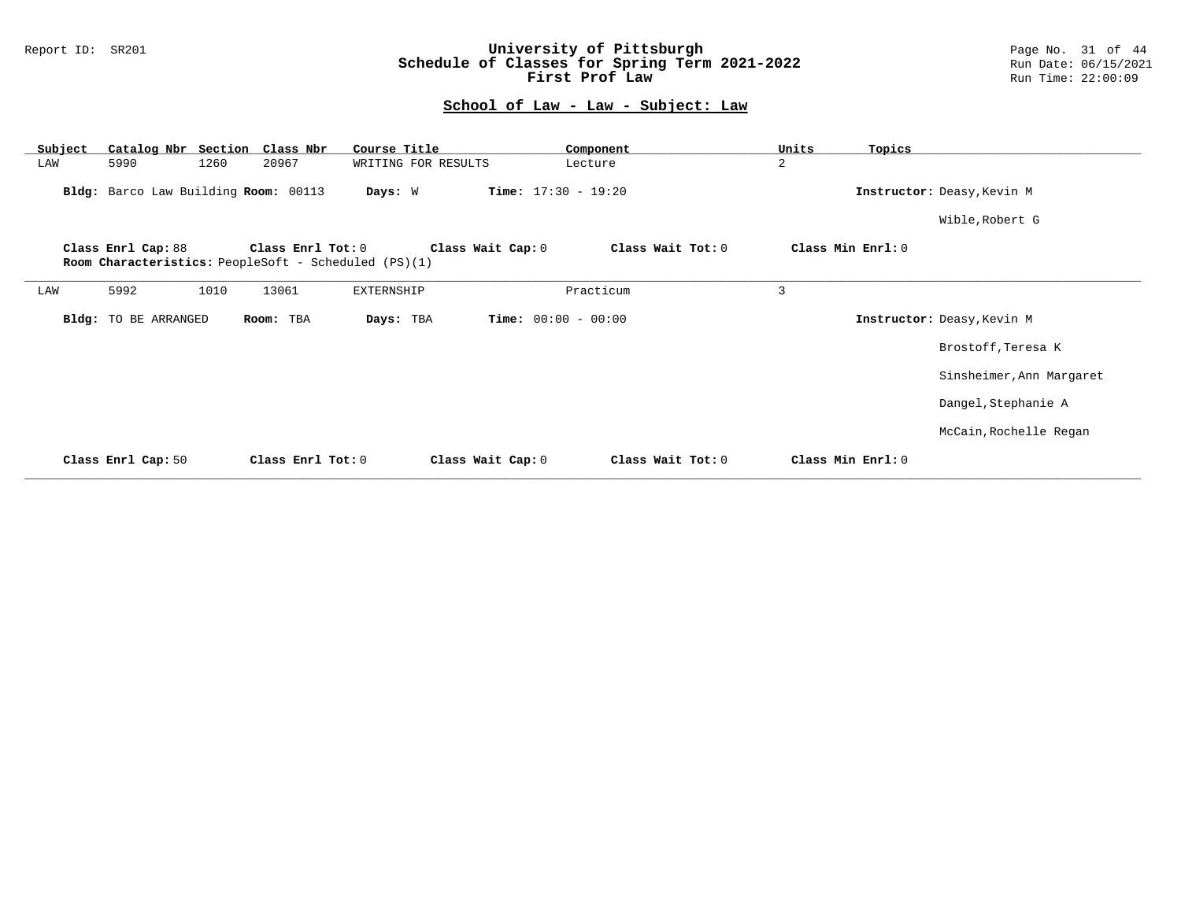## School of Law - Law - Subject: Law

| Subject | Catalog Nbr | Section | Class Nbr | Course Title | Component | Units | Topics |
|---|---|---|---|---|---|---|---|
| LAW | 5990 | 1260 | 20967 | WRITING FOR RESULTS | Lecture | 2 | |

**Bldg:** Barco Law Building **Room:** 00113 **Days:** W **Time:** 17:30 - 19:20 **Instructor:** Deasy,Kevin M
Wible,Robert G

**Class Enrl Cap:** 88 **Class Enrl Tot:** 0 **Class Wait Cap:** 0 **Class Wait Tot:** 0 **Class Min Enrl:** 0
**Room Characteristics:** PeopleSoft - Scheduled (PS)(1)

---

| Subject | Catalog Nbr | Section | Class Nbr | Course Title | Component | Units | Topics |
|---|---|---|---|---|---|---|---|
| LAW | 5992 | 1010 | 13061 | EXTERNSHIP | Practicum | 3 | |

**Bldg:** TO BE ARRANGED **Room:** TBA **Days:** TBA **Time:** 00:00 - 00:00 **Instructor:** Deasy,Kevin M
Brostoff,Teresa K
Sinsheimer,Ann Margaret
Dangel,Stephanie A
McCain,Rochelle Regan

**Class Enrl Cap:** 50 **Class Enrl Tot:** 0 **Class Wait Cap:** 0 **Class Wait Tot:** 0 **Class Min Enrl:** 0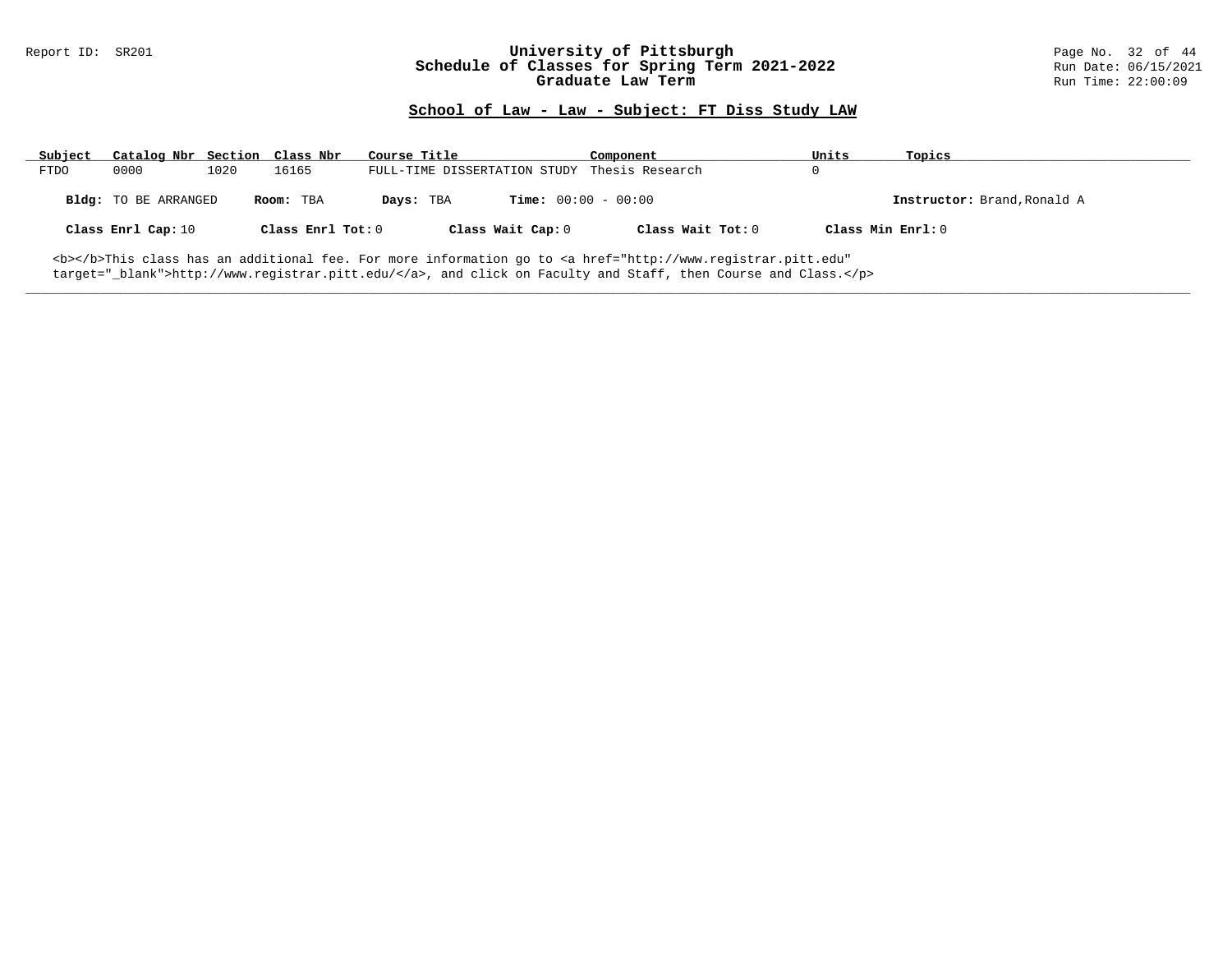## School of Law - Law - Subject: FT Diss Study LAW

| Subject | Catalog Nbr | Section | Class Nbr | Course Title | Component | Units | Topics |
|---|---|---|---|---|---|---|---|
| FTDO | 0000 | 1020 | 16165 | FULL-TIME DISSERTATION STUDY | Thesis Research | 0 | |

**Bldg:** TO BE ARRANGED **Room:** TBA **Days:** TBA **Time:** 00:00 - 00:00 **Instructor:** Brand,Ronald A

**Class Enrl Cap:** 10 **Class Enrl Tot:** 0 **Class Wait Cap:** 0 **Class Wait Tot:** 0 **Class Min Enrl:** 0

<b></b>This class has an additional fee. For more information go to <a href="http://www.registrar.pitt.edu" target="_blank">http://www.registrar.pitt.edu/</a>, and click on Faculty and Staff, then Course and Class.</p>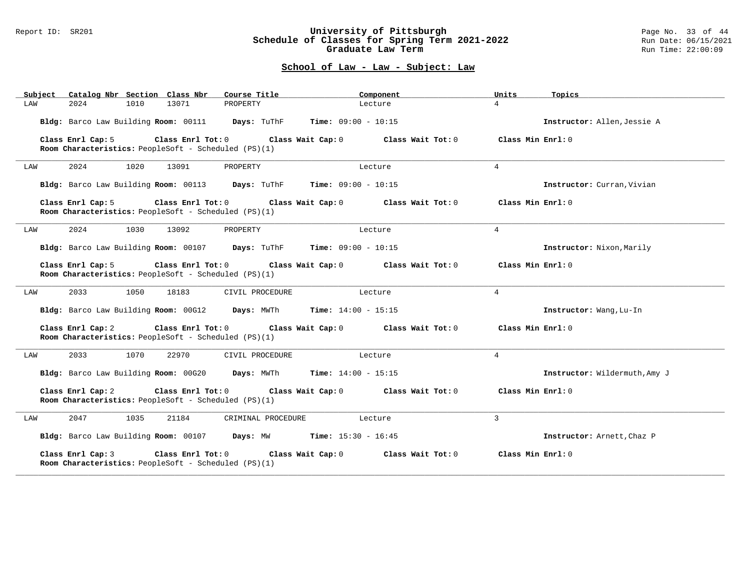# University of Pittsburgh
## Schedule of Classes for Spring Term 2021-2022
## Graduate Law Term

Report ID: SR201

Run Date: 06/15/2021
Run Time: 22:00:09

### School of Law - Law - Subject: Law

| Subject | Catalog Nbr | Section | Class Nbr | Course Title | Component | Units | Topics |
|---|---|---|---|---|---|---|---|
| LAW | 2024 | 1010 | 13071 | PROPERTY | Lecture | 4 | |

**Bldg:** Barco Law Building **Room:** 00111 **Days:** TuThF **Time:** 09:00 - 10:15 **Instructor:** Allen,Jessie A

**Class Enrl Cap:** 5 **Class Enrl Tot:** 0 **Class Wait Cap:** 0 **Class Wait Tot:** 0 **Class Min Enrl:** 0
**Room Characteristics:** PeopleSoft - Scheduled (PS)(1)

---

| Subject | Catalog Nbr | Section | Class Nbr | Course Title | Component | Units | Topics |
|---|---|---|---|---|---|---|---|
| LAW | 2024 | 1020 | 13091 | PROPERTY | Lecture | 4 | |

**Bldg:** Barco Law Building **Room:** 00113 **Days:** TuThF **Time:** 09:00 - 10:15 **Instructor:** Curran,Vivian

**Class Enrl Cap:** 5 **Class Enrl Tot:** 0 **Class Wait Cap:** 0 **Class Wait Tot:** 0 **Class Min Enrl:** 0
**Room Characteristics:** PeopleSoft - Scheduled (PS)(1)

---

| Subject | Catalog Nbr | Section | Class Nbr | Course Title | Component | Units | Topics |
|---|---|---|---|---|---|---|---|
| LAW | 2024 | 1030 | 13092 | PROPERTY | Lecture | 4 | |

**Bldg:** Barco Law Building **Room:** 00107 **Days:** TuThF **Time:** 09:00 - 10:15 **Instructor:** Nixon,Marily

**Class Enrl Cap:** 5 **Class Enrl Tot:** 0 **Class Wait Cap:** 0 **Class Wait Tot:** 0 **Class Min Enrl:** 0
**Room Characteristics:** PeopleSoft - Scheduled (PS)(1)

---

| Subject | Catalog Nbr | Section | Class Nbr | Course Title | Component | Units | Topics |
|---|---|---|---|---|---|---|---|
| LAW | 2033 | 1050 | 18183 | CIVIL PROCEDURE | Lecture | 4 | |

**Bldg:** Barco Law Building **Room:** 00G12 **Days:** MWTh **Time:** 14:00 - 15:15 **Instructor:** Wang,Lu-In

**Class Enrl Cap:** 2 **Class Enrl Tot:** 0 **Class Wait Cap:** 0 **Class Wait Tot:** 0 **Class Min Enrl:** 0
**Room Characteristics:** PeopleSoft - Scheduled (PS)(1)

---

| Subject | Catalog Nbr | Section | Class Nbr | Course Title | Component | Units | Topics |
|---|---|---|---|---|---|---|---|
| LAW | 2033 | 1070 | 22970 | CIVIL PROCEDURE | Lecture | 4 | |

**Bldg:** Barco Law Building **Room:** 00G20 **Days:** MWTh **Time:** 14:00 - 15:15 **Instructor:** Wildermuth,Amy J

**Class Enrl Cap:** 2 **Class Enrl Tot:** 0 **Class Wait Cap:** 0 **Class Wait Tot:** 0 **Class Min Enrl:** 0
**Room Characteristics:** PeopleSoft - Scheduled (PS)(1)

---

| Subject | Catalog Nbr | Section | Class Nbr | Course Title | Component | Units | Topics |
|---|---|---|---|---|---|---|---|
| LAW | 2047 | 1035 | 21184 | CRIMINAL PROCEDURE | Lecture | 3 | |

**Bldg:** Barco Law Building **Room:** 00107 **Days:** MW **Time:** 15:30 - 16:45 **Instructor:** Arnett,Chaz P

**Class Enrl Cap:** 3 **Class Enrl Tot:** 0 **Class Wait Cap:** 0 **Class Wait Tot:** 0 **Class Min Enrl:** 0
**Room Characteristics:** PeopleSoft - Scheduled (PS)(1)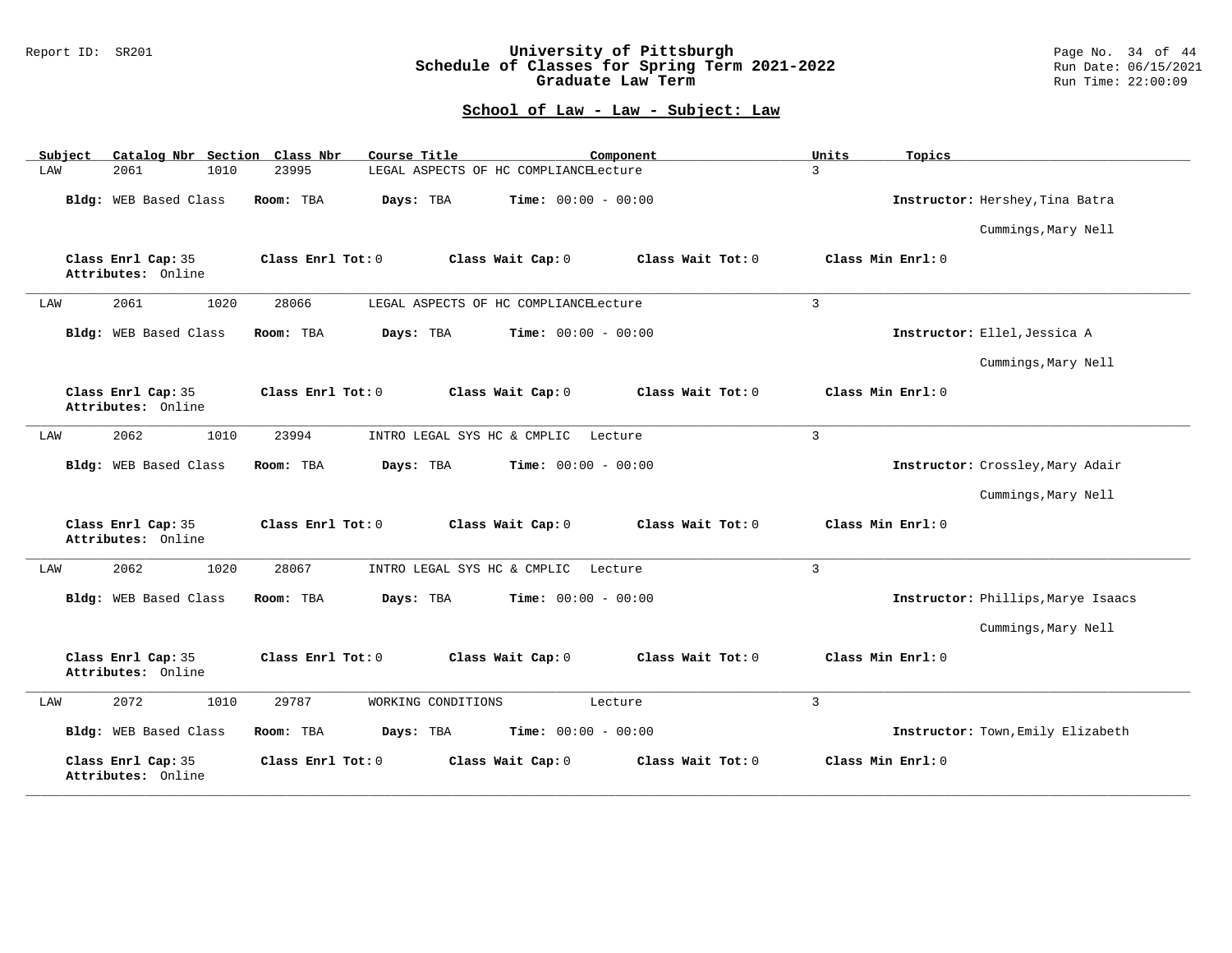# University of Pittsburgh
## Schedule of Classes for Spring Term 2021-2022
## Graduate Law Term

### School of Law - Law - Subject: Law

| Subject | Catalog Nbr | Section | Class Nbr | Course Title | Component | Units | Topics |
|---|---|---|---|---|---|---|---|
| LAW | 2061 | 1010 | 23995 | LEGAL ASPECTS OF HC COMPLIANCE | Lecture | 3 | |

**Bldg:** WEB Based Class **Room:** TBA **Days:** TBA **Time:** 00:00 - 00:00 **Instructor:** Hershey,Tina Batra; Cummings,Mary Nell

**Class Enrl Cap:** 35 **Class Enrl Tot:** 0 **Class Wait Cap:** 0 **Class Wait Tot:** 0 **Class Min Enrl:** 0
**Attributes:** Online

---

| Subject | Catalog Nbr | Section | Class Nbr | Course Title | Component | Units | Topics |
|---|---|---|---|---|---|---|---|
| LAW | 2061 | 1020 | 28066 | LEGAL ASPECTS OF HC COMPLIANCE | Lecture | 3 | |

**Bldg:** WEB Based Class **Room:** TBA **Days:** TBA **Time:** 00:00 - 00:00 **Instructor:** Ellel,Jessica A; Cummings,Mary Nell

**Class Enrl Cap:** 35 **Class Enrl Tot:** 0 **Class Wait Cap:** 0 **Class Wait Tot:** 0 **Class Min Enrl:** 0
**Attributes:** Online

---

| Subject | Catalog Nbr | Section | Class Nbr | Course Title | Component | Units | Topics |
|---|---|---|---|---|---|---|---|
| LAW | 2062 | 1010 | 23994 | INTRO LEGAL SYS HC & CMPLIC | Lecture | 3 | |

**Bldg:** WEB Based Class **Room:** TBA **Days:** TBA **Time:** 00:00 - 00:00 **Instructor:** Crossley,Mary Adair; Cummings,Mary Nell

**Class Enrl Cap:** 35 **Class Enrl Tot:** 0 **Class Wait Cap:** 0 **Class Wait Tot:** 0 **Class Min Enrl:** 0
**Attributes:** Online

---

| Subject | Catalog Nbr | Section | Class Nbr | Course Title | Component | Units | Topics |
|---|---|---|---|---|---|---|---|
| LAW | 2062 | 1020 | 28067 | INTRO LEGAL SYS HC & CMPLIC | Lecture | 3 | |

**Bldg:** WEB Based Class **Room:** TBA **Days:** TBA **Time:** 00:00 - 00:00 **Instructor:** Phillips,Marye Isaacs; Cummings,Mary Nell

**Class Enrl Cap:** 35 **Class Enrl Tot:** 0 **Class Wait Cap:** 0 **Class Wait Tot:** 0 **Class Min Enrl:** 0
**Attributes:** Online

---

| Subject | Catalog Nbr | Section | Class Nbr | Course Title | Component | Units | Topics |
|---|---|---|---|---|---|---|---|
| LAW | 2072 | 1010 | 29787 | WORKING CONDITIONS | Lecture | 3 | |

**Bldg:** WEB Based Class **Room:** TBA **Days:** TBA **Time:** 00:00 - 00:00 **Instructor:** Town,Emily Elizabeth

**Class Enrl Cap:** 35 **Class Enrl Tot:** 0 **Class Wait Cap:** 0 **Class Wait Tot:** 0 **Class Min Enrl:** 0
**Attributes:** Online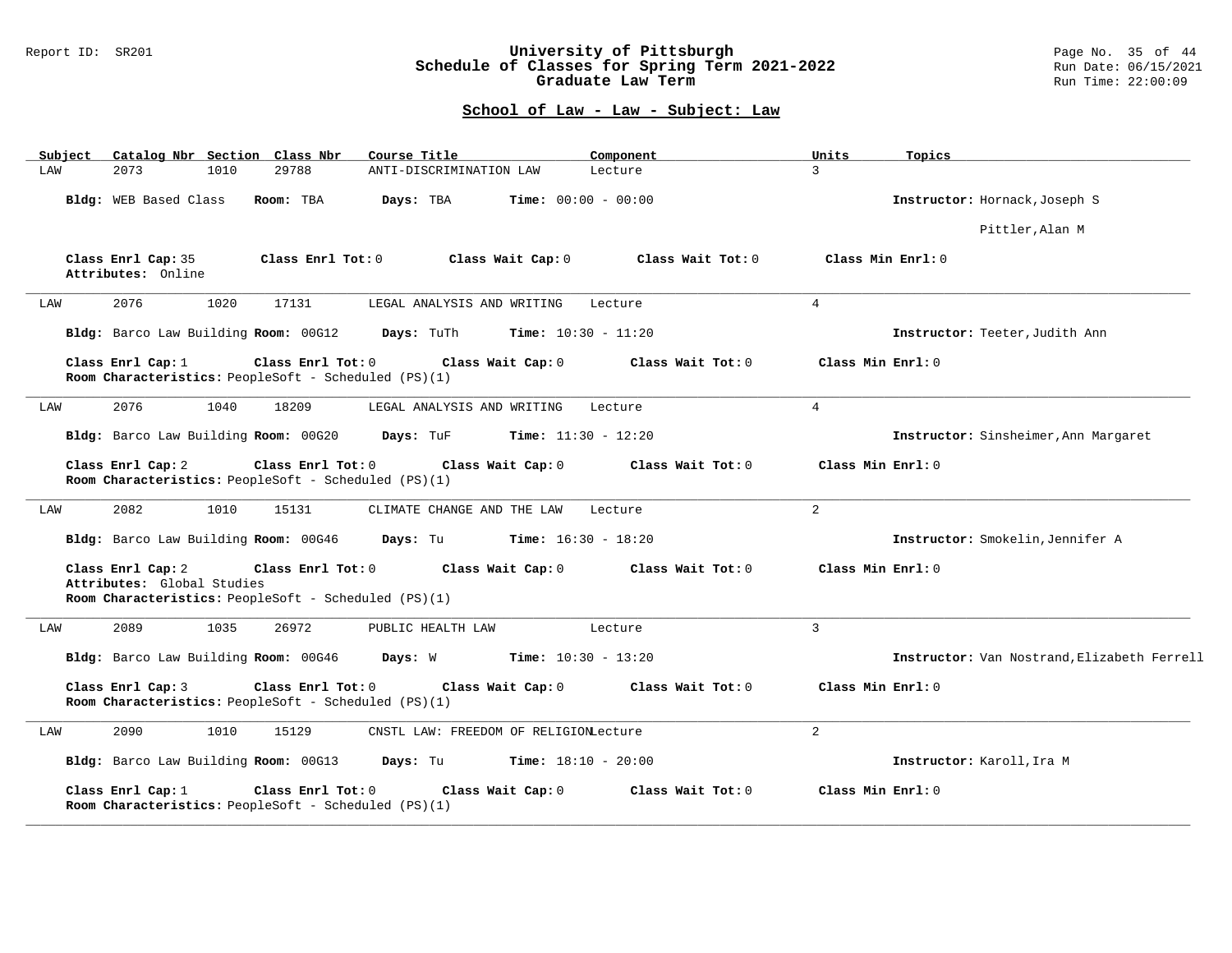## School of Law - Law - Subject: Law

| Subject | Catalog Nbr | Section | Class Nbr | Course Title | Component | Units | Topics |
|---|---|---|---|---|---|---|---|
| LAW | 2073 | 1010 | 29788 | ANTI-DISCRIMINATION LAW | Lecture | 3 | |

**Bldg:** WEB Based Class **Room:** TBA **Days:** TBA **Time:** 00:00 - 00:00 **Instructor:** Hornack,Joseph S
Pittler,Alan M

**Class Enrl Cap:** 35 **Class Enrl Tot:** 0 **Class Wait Cap:** 0 **Class Wait Tot:** 0 **Class Min Enrl:** 0
**Attributes:** Online

---

| Subject | Catalog Nbr | Section | Class Nbr | Course Title | Component | Units | Topics |
|---|---|---|---|---|---|---|---|
| LAW | 2076 | 1020 | 17131 | LEGAL ANALYSIS AND WRITING | Lecture | 4 | |

**Bldg:** Barco Law Building **Room:** 00G12 **Days:** TuTh **Time:** 10:30 - 11:20 **Instructor:** Teeter,Judith Ann

**Class Enrl Cap:** 1 **Class Enrl Tot:** 0 **Class Wait Cap:** 0 **Class Wait Tot:** 0 **Class Min Enrl:** 0
**Room Characteristics:** PeopleSoft - Scheduled (PS)(1)

---

| Subject | Catalog Nbr | Section | Class Nbr | Course Title | Component | Units | Topics |
|---|---|---|---|---|---|---|---|
| LAW | 2076 | 1040 | 18209 | LEGAL ANALYSIS AND WRITING | Lecture | 4 | |

**Bldg:** Barco Law Building **Room:** 00G20 **Days:** TuF **Time:** 11:30 - 12:20 **Instructor:** Sinsheimer,Ann Margaret

**Class Enrl Cap:** 2 **Class Enrl Tot:** 0 **Class Wait Cap:** 0 **Class Wait Tot:** 0 **Class Min Enrl:** 0
**Room Characteristics:** PeopleSoft - Scheduled (PS)(1)

---

| Subject | Catalog Nbr | Section | Class Nbr | Course Title | Component | Units | Topics |
|---|---|---|---|---|---|---|---|
| LAW | 2082 | 1010 | 15131 | CLIMATE CHANGE AND THE LAW | Lecture | 2 | |

**Bldg:** Barco Law Building **Room:** 00G46 **Days:** Tu **Time:** 16:30 - 18:20 **Instructor:** Smokelin,Jennifer A

**Class Enrl Cap:** 2 **Class Enrl Tot:** 0 **Class Wait Cap:** 0 **Class Wait Tot:** 0 **Class Min Enrl:** 0
**Attributes:** Global Studies
**Room Characteristics:** PeopleSoft - Scheduled (PS)(1)

---

| Subject | Catalog Nbr | Section | Class Nbr | Course Title | Component | Units | Topics |
|---|---|---|---|---|---|---|---|
| LAW | 2089 | 1035 | 26972 | PUBLIC HEALTH LAW | Lecture | 3 | |

**Bldg:** Barco Law Building **Room:** 00G46 **Days:** W **Time:** 10:30 - 13:20 **Instructor:** Van Nostrand,Elizabeth Ferrell

**Class Enrl Cap:** 3 **Class Enrl Tot:** 0 **Class Wait Cap:** 0 **Class Wait Tot:** 0 **Class Min Enrl:** 0
**Room Characteristics:** PeopleSoft - Scheduled (PS)(1)

---

| Subject | Catalog Nbr | Section | Class Nbr | Course Title | Component | Units | Topics |
|---|---|---|---|---|---|---|---|
| LAW | 2090 | 1010 | 15129 | CNSTL LAW: FREEDOM OF RELIGION | Lecture | 2 | |

**Bldg:** Barco Law Building **Room:** 00G13 **Days:** Tu **Time:** 18:10 - 20:00 **Instructor:** Karoll,Ira M

**Class Enrl Cap:** 1 **Class Enrl Tot:** 0 **Class Wait Cap:** 0 **Class Wait Tot:** 0 **Class Min Enrl:** 0
**Room Characteristics:** PeopleSoft - Scheduled (PS)(1)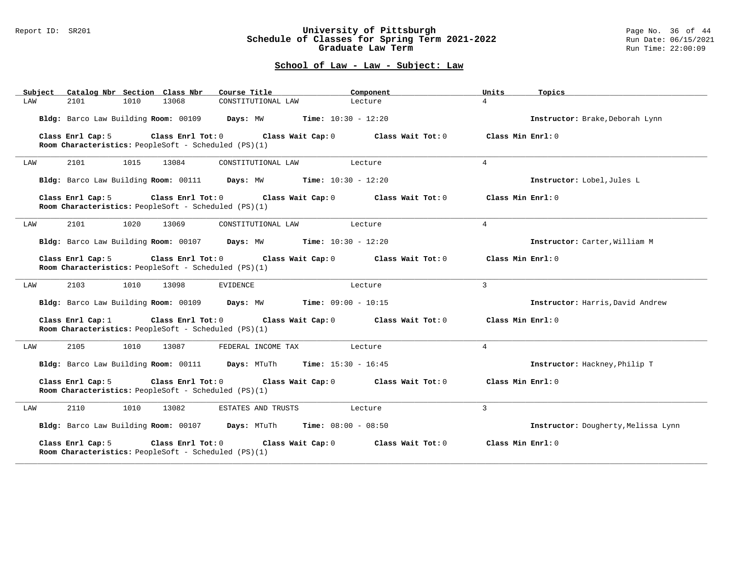## School of Law - Law - Subject: Law

| Subject | Catalog Nbr | Section | Class Nbr | Course Title | Component | Units | Topics |
|---|---|---|---|---|---|---|---|
| LAW | 2101 | 1010 | 13068 | CONSTITUTIONAL LAW | Lecture | 4 | |

**Bldg:** Barco Law Building **Room:** 00109 **Days:** MW **Time:** 10:30 - 12:20 **Instructor:** Brake,Deborah Lynn

**Class Enrl Cap:** 5 **Class Enrl Tot:** 0 **Class Wait Cap:** 0 **Class Wait Tot:** 0 **Class Min Enrl:** 0
**Room Characteristics:** PeopleSoft - Scheduled (PS)(1)

---

| Subject | Catalog Nbr | Section | Class Nbr | Course Title | Component | Units | Topics |
|---|---|---|---|---|---|---|---|
| LAW | 2101 | 1015 | 13084 | CONSTITUTIONAL LAW | Lecture | 4 | |

**Bldg:** Barco Law Building **Room:** 00111 **Days:** MW **Time:** 10:30 - 12:20 **Instructor:** Lobel,Jules L

**Class Enrl Cap:** 5 **Class Enrl Tot:** 0 **Class Wait Cap:** 0 **Class Wait Tot:** 0 **Class Min Enrl:** 0
**Room Characteristics:** PeopleSoft - Scheduled (PS)(1)

---

| Subject | Catalog Nbr | Section | Class Nbr | Course Title | Component | Units | Topics |
|---|---|---|---|---|---|---|---|
| LAW | 2101 | 1020 | 13069 | CONSTITUTIONAL LAW | Lecture | 4 | |

**Bldg:** Barco Law Building **Room:** 00107 **Days:** MW **Time:** 10:30 - 12:20 **Instructor:** Carter,William M

**Class Enrl Cap:** 5 **Class Enrl Tot:** 0 **Class Wait Cap:** 0 **Class Wait Tot:** 0 **Class Min Enrl:** 0
**Room Characteristics:** PeopleSoft - Scheduled (PS)(1)

---

| Subject | Catalog Nbr | Section | Class Nbr | Course Title | Component | Units | Topics |
|---|---|---|---|---|---|---|---|
| LAW | 2103 | 1010 | 13098 | EVIDENCE | Lecture | 3 | |

**Bldg:** Barco Law Building **Room:** 00109 **Days:** MW **Time:** 09:00 - 10:15 **Instructor:** Harris,David Andrew

**Class Enrl Cap:** 1 **Class Enrl Tot:** 0 **Class Wait Cap:** 0 **Class Wait Tot:** 0 **Class Min Enrl:** 0
**Room Characteristics:** PeopleSoft - Scheduled (PS)(1)

---

| Subject | Catalog Nbr | Section | Class Nbr | Course Title | Component | Units | Topics |
|---|---|---|---|---|---|---|---|
| LAW | 2105 | 1010 | 13087 | FEDERAL INCOME TAX | Lecture | 4 | |

**Bldg:** Barco Law Building **Room:** 00111 **Days:** MTuTh **Time:** 15:30 - 16:45 **Instructor:** Hackney,Philip T

**Class Enrl Cap:** 5 **Class Enrl Tot:** 0 **Class Wait Cap:** 0 **Class Wait Tot:** 0 **Class Min Enrl:** 0
**Room Characteristics:** PeopleSoft - Scheduled (PS)(1)

---

| Subject | Catalog Nbr | Section | Class Nbr | Course Title | Component | Units | Topics |
|---|---|---|---|---|---|---|---|
| LAW | 2110 | 1010 | 13082 | ESTATES AND TRUSTS | Lecture | 3 | |

**Bldg:** Barco Law Building **Room:** 00107 **Days:** MTuTh **Time:** 08:00 - 08:50 **Instructor:** Dougherty,Melissa Lynn

**Class Enrl Cap:** 5 **Class Enrl Tot:** 0 **Class Wait Cap:** 0 **Class Wait Tot:** 0 **Class Min Enrl:** 0
**Room Characteristics:** PeopleSoft - Scheduled (PS)(1)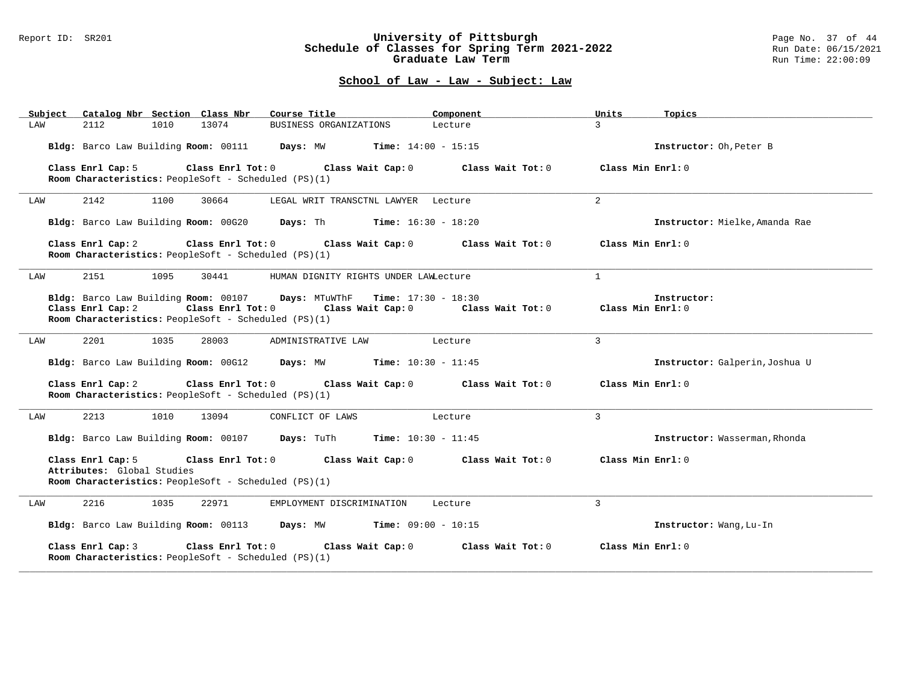## School of Law - Law - Subject: Law

| Subject | Catalog Nbr | Section | Class Nbr | Course Title | Component | Units | Topics |
|---|---|---|---|---|---|---|---|
| LAW | 2112 | 1010 | 13074 | BUSINESS ORGANIZATIONS | Lecture | 3 | |

**Bldg:** Barco Law Building **Room:** 00111 **Days:** MW **Time:** 14:00 - 15:15 **Instructor:** Oh,Peter B

**Class Enrl Cap:** 5 **Class Enrl Tot:** 0 **Class Wait Cap:** 0 **Class Wait Tot:** 0 **Class Min Enrl:** 0
**Room Characteristics:** PeopleSoft - Scheduled (PS)(1)

---

| Subject | Catalog Nbr | Section | Class Nbr | Course Title | Component | Units | Topics |
|---|---|---|---|---|---|---|---|
| LAW | 2142 | 1100 | 30664 | LEGAL WRIT TRANSCTNL LAWYER | Lecture | 2 | |

**Bldg:** Barco Law Building **Room:** 00G20 **Days:** Th **Time:** 16:30 - 18:20 **Instructor:** Mielke,Amanda Rae

**Class Enrl Cap:** 2 **Class Enrl Tot:** 0 **Class Wait Cap:** 0 **Class Wait Tot:** 0 **Class Min Enrl:** 0
**Room Characteristics:** PeopleSoft - Scheduled (PS)(1)

---

| Subject | Catalog Nbr | Section | Class Nbr | Course Title | Component | Units | Topics |
|---|---|---|---|---|---|---|---|
| LAW | 2151 | 1095 | 30441 | HUMAN DIGNITY RIGHTS UNDER LAW | Lecture | 1 | |

**Bldg:** Barco Law Building **Room:** 00107 **Days:** MTuWThF **Time:** 17:30 - 18:30 **Instructor:**
**Class Enrl Cap:** 2 **Class Enrl Tot:** 0 **Class Wait Cap:** 0 **Class Wait Tot:** 0 **Class Min Enrl:** 0
**Room Characteristics:** PeopleSoft - Scheduled (PS)(1)

---

| Subject | Catalog Nbr | Section | Class Nbr | Course Title | Component | Units | Topics |
|---|---|---|---|---|---|---|---|
| LAW | 2201 | 1035 | 28003 | ADMINISTRATIVE LAW | Lecture | 3 | |

**Bldg:** Barco Law Building **Room:** 00G12 **Days:** MW **Time:** 10:30 - 11:45 **Instructor:** Galperin,Joshua U

**Class Enrl Cap:** 2 **Class Enrl Tot:** 0 **Class Wait Cap:** 0 **Class Wait Tot:** 0 **Class Min Enrl:** 0
**Room Characteristics:** PeopleSoft - Scheduled (PS)(1)

---

| Subject | Catalog Nbr | Section | Class Nbr | Course Title | Component | Units | Topics |
|---|---|---|---|---|---|---|---|
| LAW | 2213 | 1010 | 13094 | CONFLICT OF LAWS | Lecture | 3 | |

**Bldg:** Barco Law Building **Room:** 00107 **Days:** TuTh **Time:** 10:30 - 11:45 **Instructor:** Wasserman,Rhonda

**Class Enrl Cap:** 5 **Class Enrl Tot:** 0 **Class Wait Cap:** 0 **Class Wait Tot:** 0 **Class Min Enrl:** 0
**Attributes:** Global Studies
**Room Characteristics:** PeopleSoft - Scheduled (PS)(1)

---

| Subject | Catalog Nbr | Section | Class Nbr | Course Title | Component | Units | Topics |
|---|---|---|---|---|---|---|---|
| LAW | 2216 | 1035 | 22971 | EMPLOYMENT DISCRIMINATION | Lecture | 3 | |

**Bldg:** Barco Law Building **Room:** 00113 **Days:** MW **Time:** 09:00 - 10:15 **Instructor:** Wang,Lu-In

**Class Enrl Cap:** 3 **Class Enrl Tot:** 0 **Class Wait Cap:** 0 **Class Wait Tot:** 0 **Class Min Enrl:** 0
**Room Characteristics:** PeopleSoft - Scheduled (PS)(1)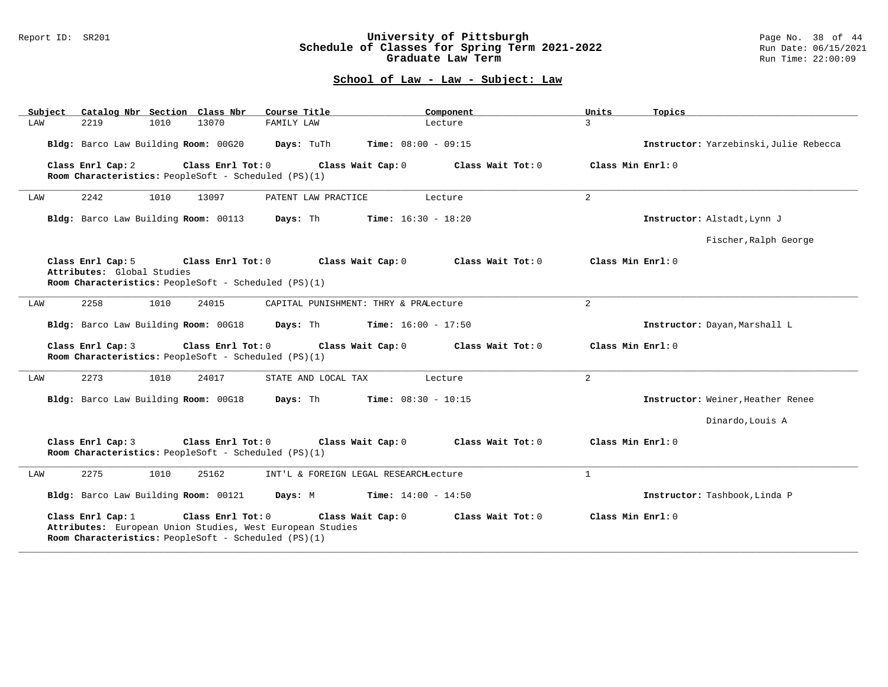# University of Pittsburgh
## Schedule of Classes for Spring Term 2021-2022
## Graduate Law Term

Report ID: SR201

Run Date: 06/15/2021
Run Time: 22:00:09

### School of Law - Law - Subject: Law

| Subject | Catalog Nbr | Section | Class Nbr | Course Title | Component | Units | Topics |
|---|---|---|---|---|---|---|---|
| LAW | 2219 | 1010 | 13070 | FAMILY LAW | Lecture | 3 | |

**Bldg:** Barco Law Building **Room:** 00G20 **Days:** TuTh **Time:** 08:00 - 09:15 **Instructor:** Yarzebinski,Julie Rebecca

**Class Enrl Cap:** 2 **Class Enrl Tot:** 0 **Class Wait Cap:** 0 **Class Wait Tot:** 0 **Class Min Enrl:** 0
**Room Characteristics:** PeopleSoft - Scheduled (PS)(1)

---

| Subject | Catalog Nbr | Section | Class Nbr | Course Title | Component | Units | Topics |
|---|---|---|---|---|---|---|---|
| LAW | 2242 | 1010 | 13097 | PATENT LAW PRACTICE | Lecture | 2 | |

**Bldg:** Barco Law Building **Room:** 00113 **Days:** Th **Time:** 16:30 - 18:20 **Instructor:** Alstadt,Lynn J; Fischer,Ralph George

**Class Enrl Cap:** 5 **Class Enrl Tot:** 0 **Class Wait Cap:** 0 **Class Wait Tot:** 0 **Class Min Enrl:** 0
**Attributes:** Global Studies
**Room Characteristics:** PeopleSoft - Scheduled (PS)(1)

---

| Subject | Catalog Nbr | Section | Class Nbr | Course Title | Component | Units | Topics |
|---|---|---|---|---|---|---|---|
| LAW | 2258 | 1010 | 24015 | CAPITAL PUNISHMENT: THRY & PRA | Lecture | 2 | |

**Bldg:** Barco Law Building **Room:** 00G18 **Days:** Th **Time:** 16:00 - 17:50 **Instructor:** Dayan,Marshall L

**Class Enrl Cap:** 3 **Class Enrl Tot:** 0 **Class Wait Cap:** 0 **Class Wait Tot:** 0 **Class Min Enrl:** 0
**Room Characteristics:** PeopleSoft - Scheduled (PS)(1)

---

| Subject | Catalog Nbr | Section | Class Nbr | Course Title | Component | Units | Topics |
|---|---|---|---|---|---|---|---|
| LAW | 2273 | 1010 | 24017 | STATE AND LOCAL TAX | Lecture | 2 | |

**Bldg:** Barco Law Building **Room:** 00G18 **Days:** Th **Time:** 08:30 - 10:15 **Instructor:** Weiner,Heather Renee; Dinardo,Louis A

**Class Enrl Cap:** 3 **Class Enrl Tot:** 0 **Class Wait Cap:** 0 **Class Wait Tot:** 0 **Class Min Enrl:** 0
**Room Characteristics:** PeopleSoft - Scheduled (PS)(1)

---

| Subject | Catalog Nbr | Section | Class Nbr | Course Title | Component | Units | Topics |
|---|---|---|---|---|---|---|---|
| LAW | 2275 | 1010 | 25162 | INT'L & FOREIGN LEGAL RESEARCH | Lecture | 1 | |

**Bldg:** Barco Law Building **Room:** 00121 **Days:** M **Time:** 14:00 - 14:50 **Instructor:** Tashbook,Linda P

**Class Enrl Cap:** 1 **Class Enrl Tot:** 0 **Class Wait Cap:** 0 **Class Wait Tot:** 0 **Class Min Enrl:** 0
**Attributes:** European Union Studies, West European Studies
**Room Characteristics:** PeopleSoft - Scheduled (PS)(1)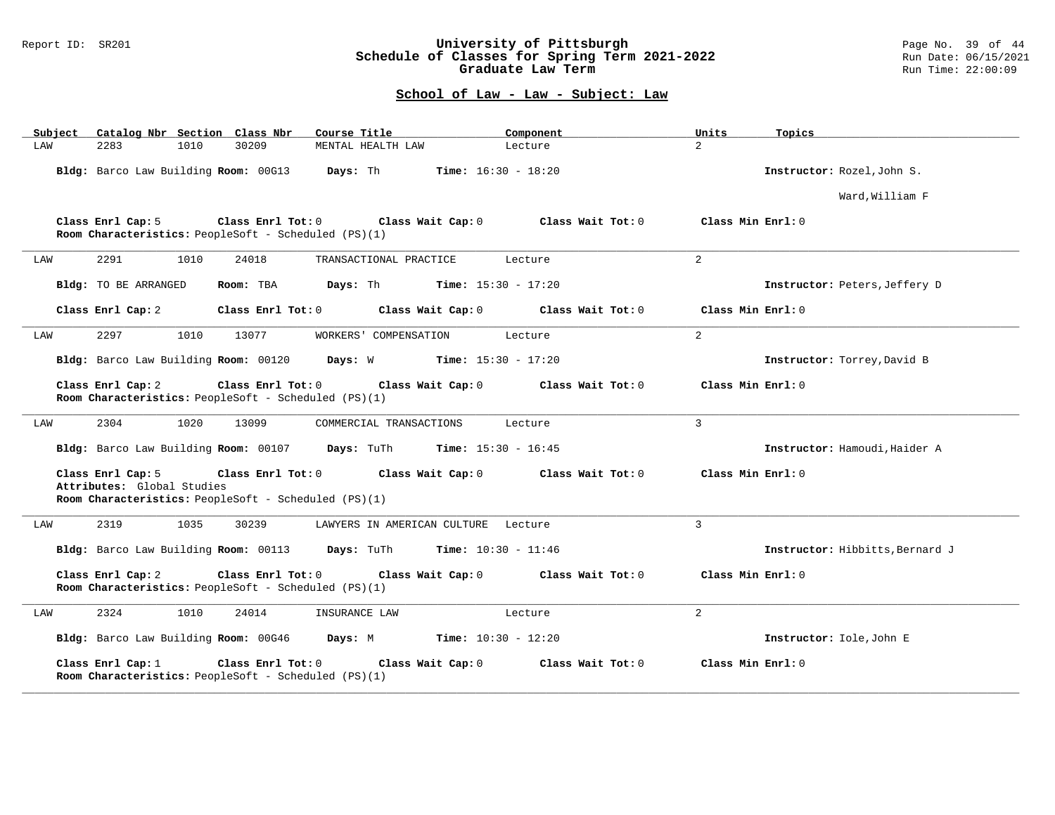# University of Pittsburgh
## Schedule of Classes for Spring Term 2021-2022
## Graduate Law Term

### School of Law - Law - Subject: Law

| Subject | Catalog Nbr | Section | Class Nbr | Course Title | Component | Units | Topics |
|---|---|---|---|---|---|---|---|
| LAW | 2283 | 1010 | 30209 | MENTAL HEALTH LAW | Lecture | 2 | |

**Bldg:** Barco Law Building **Room:** 00G13 **Days:** Th **Time:** 16:30 - 18:20 **Instructor:** Rozel,John S.
Ward,William F

**Class Enrl Cap:** 5 **Class Enrl Tot:** 0 **Class Wait Cap:** 0 **Class Wait Tot:** 0 **Class Min Enrl:** 0
**Room Characteristics:** PeopleSoft - Scheduled (PS)(1)

---

| Subject | Catalog Nbr | Section | Class Nbr | Course Title | Component | Units | Topics |
|---|---|---|---|---|---|---|---|
| LAW | 2291 | 1010 | 24018 | TRANSACTIONAL PRACTICE | Lecture | 2 | |

**Bldg:** TO BE ARRANGED **Room:** TBA **Days:** Th **Time:** 15:30 - 17:20 **Instructor:** Peters,Jeffery D

**Class Enrl Cap:** 2 **Class Enrl Tot:** 0 **Class Wait Cap:** 0 **Class Wait Tot:** 0 **Class Min Enrl:** 0

---

| Subject | Catalog Nbr | Section | Class Nbr | Course Title | Component | Units | Topics |
|---|---|---|---|---|---|---|---|
| LAW | 2297 | 1010 | 13077 | WORKERS' COMPENSATION | Lecture | 2 | |

**Bldg:** Barco Law Building **Room:** 00120 **Days:** W **Time:** 15:30 - 17:20 **Instructor:** Torrey,David B

**Class Enrl Cap:** 2 **Class Enrl Tot:** 0 **Class Wait Cap:** 0 **Class Wait Tot:** 0 **Class Min Enrl:** 0
**Room Characteristics:** PeopleSoft - Scheduled (PS)(1)

---

| Subject | Catalog Nbr | Section | Class Nbr | Course Title | Component | Units | Topics |
|---|---|---|---|---|---|---|---|
| LAW | 2304 | 1020 | 13099 | COMMERCIAL TRANSACTIONS | Lecture | 3 | |

**Bldg:** Barco Law Building **Room:** 00107 **Days:** TuTh **Time:** 15:30 - 16:45 **Instructor:** Hamoudi,Haider A

**Class Enrl Cap:** 5 **Class Enrl Tot:** 0 **Class Wait Cap:** 0 **Class Wait Tot:** 0 **Class Min Enrl:** 0
**Attributes:** Global Studies
**Room Characteristics:** PeopleSoft - Scheduled (PS)(1)

---

| Subject | Catalog Nbr | Section | Class Nbr | Course Title | Component | Units | Topics |
|---|---|---|---|---|---|---|---|
| LAW | 2319 | 1035 | 30239 | LAWYERS IN AMERICAN CULTURE | Lecture | 3 | |

**Bldg:** Barco Law Building **Room:** 00113 **Days:** TuTh **Time:** 10:30 - 11:46 **Instructor:** Hibbitts,Bernard J

**Class Enrl Cap:** 2 **Class Enrl Tot:** 0 **Class Wait Cap:** 0 **Class Wait Tot:** 0 **Class Min Enrl:** 0
**Room Characteristics:** PeopleSoft - Scheduled (PS)(1)

---

| Subject | Catalog Nbr | Section | Class Nbr | Course Title | Component | Units | Topics |
|---|---|---|---|---|---|---|---|
| LAW | 2324 | 1010 | 24014 | INSURANCE LAW | Lecture | 2 | |

**Bldg:** Barco Law Building **Room:** 00G46 **Days:** M **Time:** 10:30 - 12:20 **Instructor:** Iole,John E

**Class Enrl Cap:** 1 **Class Enrl Tot:** 0 **Class Wait Cap:** 0 **Class Wait Tot:** 0 **Class Min Enrl:** 0
**Room Characteristics:** PeopleSoft - Scheduled (PS)(1)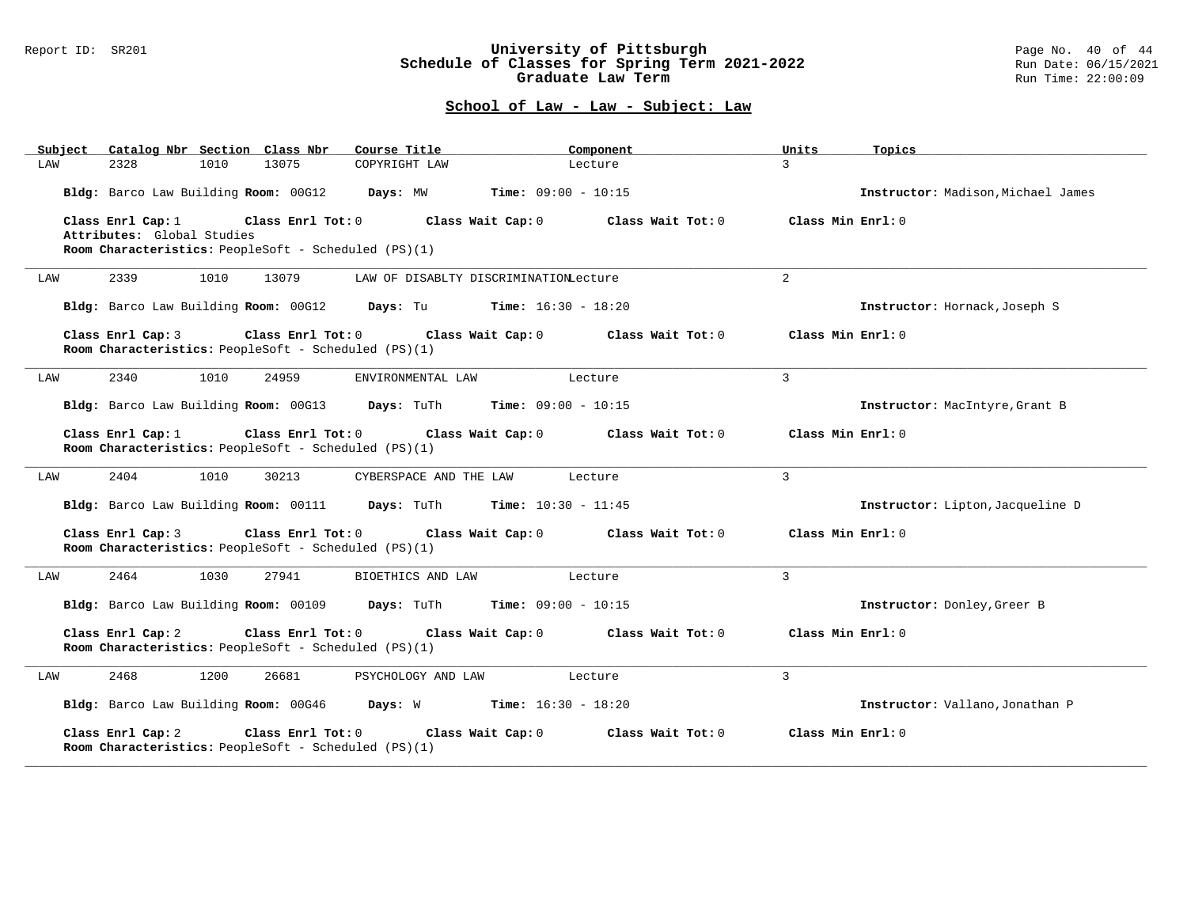# University of Pittsburgh
## Schedule of Classes for Spring Term 2021-2022
## Graduate Law Term

Report ID: SR201

### School of Law - Law - Subject: Law

| Subject | Catalog Nbr | Section | Class Nbr | Course Title | Component | Units | Topics |
|---|---|---|---|---|---|---|---|
| LAW | 2328 | 1010 | 13075 | COPYRIGHT LAW | Lecture | 3 | |

**Bldg:** Barco Law Building **Room:** 00G12 **Days:** MW **Time:** 09:00 - 10:15 **Instructor:** Madison,Michael James

**Class Enrl Cap:** 1 **Class Enrl Tot:** 0 **Class Wait Cap:** 0 **Class Wait Tot:** 0 **Class Min Enrl:** 0
**Attributes:** Global Studies
**Room Characteristics:** PeopleSoft - Scheduled (PS)(1)

---

| Subject | Catalog Nbr | Section | Class Nbr | Course Title | Component | Units | Topics |
|---|---|---|---|---|---|---|---|
| LAW | 2339 | 1010 | 13079 | LAW OF DISABLTY DISCRIMINATION | Lecture | 2 | |

**Bldg:** Barco Law Building **Room:** 00G12 **Days:** Tu **Time:** 16:30 - 18:20 **Instructor:** Hornack,Joseph S

**Class Enrl Cap:** 3 **Class Enrl Tot:** 0 **Class Wait Cap:** 0 **Class Wait Tot:** 0 **Class Min Enrl:** 0
**Room Characteristics:** PeopleSoft - Scheduled (PS)(1)

---

| Subject | Catalog Nbr | Section | Class Nbr | Course Title | Component | Units | Topics |
|---|---|---|---|---|---|---|---|
| LAW | 2340 | 1010 | 24959 | ENVIRONMENTAL LAW | Lecture | 3 | |

**Bldg:** Barco Law Building **Room:** 00G13 **Days:** TuTh **Time:** 09:00 - 10:15 **Instructor:** MacIntyre,Grant B

**Class Enrl Cap:** 1 **Class Enrl Tot:** 0 **Class Wait Cap:** 0 **Class Wait Tot:** 0 **Class Min Enrl:** 0
**Room Characteristics:** PeopleSoft - Scheduled (PS)(1)

---

| Subject | Catalog Nbr | Section | Class Nbr | Course Title | Component | Units | Topics |
|---|---|---|---|---|---|---|---|
| LAW | 2404 | 1010 | 30213 | CYBERSPACE AND THE LAW | Lecture | 3 | |

**Bldg:** Barco Law Building **Room:** 00111 **Days:** TuTh **Time:** 10:30 - 11:45 **Instructor:** Lipton,Jacqueline D

**Class Enrl Cap:** 3 **Class Enrl Tot:** 0 **Class Wait Cap:** 0 **Class Wait Tot:** 0 **Class Min Enrl:** 0
**Room Characteristics:** PeopleSoft - Scheduled (PS)(1)

---

| Subject | Catalog Nbr | Section | Class Nbr | Course Title | Component | Units | Topics |
|---|---|---|---|---|---|---|---|
| LAW | 2464 | 1030 | 27941 | BIOETHICS AND LAW | Lecture | 3 | |

**Bldg:** Barco Law Building **Room:** 00109 **Days:** TuTh **Time:** 09:00 - 10:15 **Instructor:** Donley,Greer B

**Class Enrl Cap:** 2 **Class Enrl Tot:** 0 **Class Wait Cap:** 0 **Class Wait Tot:** 0 **Class Min Enrl:** 0
**Room Characteristics:** PeopleSoft - Scheduled (PS)(1)

---

| Subject | Catalog Nbr | Section | Class Nbr | Course Title | Component | Units | Topics |
|---|---|---|---|---|---|---|---|
| LAW | 2468 | 1200 | 26681 | PSYCHOLOGY AND LAW | Lecture | 3 | |

**Bldg:** Barco Law Building **Room:** 00G46 **Days:** W **Time:** 16:30 - 18:20 **Instructor:** Vallano,Jonathan P

**Class Enrl Cap:** 2 **Class Enrl Tot:** 0 **Class Wait Cap:** 0 **Class Wait Tot:** 0 **Class Min Enrl:** 0
**Room Characteristics:** PeopleSoft - Scheduled (PS)(1)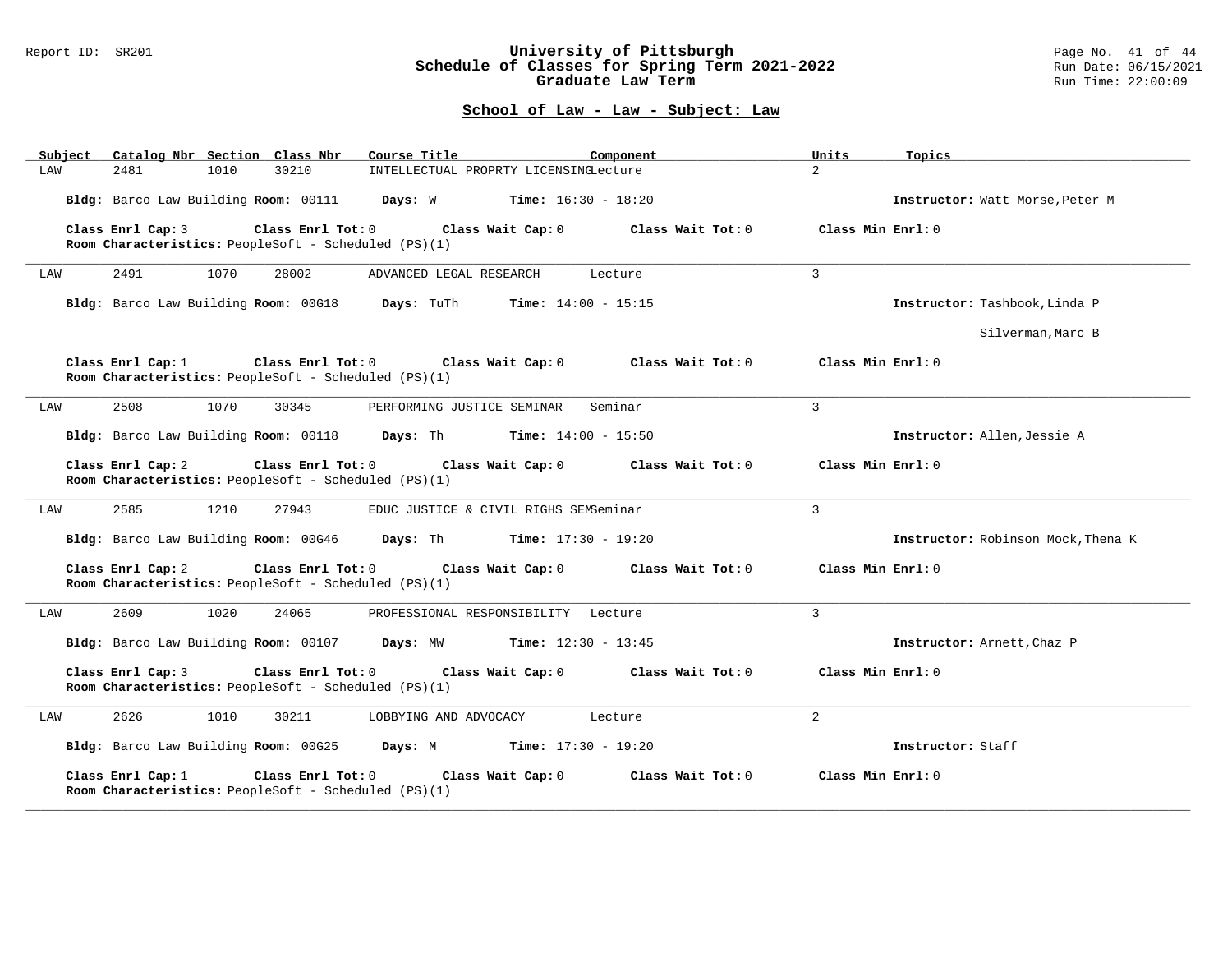University of Pittsburgh
Schedule of Classes for Spring Term 2021-2022
Graduate Law Term

## School of Law - Law - Subject: Law

| Subject | Catalog Nbr | Section | Class Nbr | Course Title | Component | Units | Topics |
|---|---|---|---|---|---|---|---|
| LAW | 2481 | 1010 | 30210 | INTELLECTUAL PROPRTY LICENSING | Lecture | 2 | |

**Bldg:** Barco Law Building **Room:** 00111 **Days:** W **Time:** 16:30 - 18:20 **Instructor:** Watt Morse,Peter M

**Class Enrl Cap:** 3 **Class Enrl Tot:** 0 **Class Wait Cap:** 0 **Class Wait Tot:** 0 **Class Min Enrl:** 0
**Room Characteristics:** PeopleSoft - Scheduled (PS)(1)

---

| Subject | Catalog Nbr | Section | Class Nbr | Course Title | Component | Units | Topics |
|---|---|---|---|---|---|---|---|
| LAW | 2491 | 1070 | 28002 | ADVANCED LEGAL RESEARCH | Lecture | 3 | |

**Bldg:** Barco Law Building **Room:** 00G18 **Days:** TuTh **Time:** 14:00 - 15:15 **Instructor:** Tashbook,Linda P; Silverman,Marc B

**Class Enrl Cap:** 1 **Class Enrl Tot:** 0 **Class Wait Cap:** 0 **Class Wait Tot:** 0 **Class Min Enrl:** 0
**Room Characteristics:** PeopleSoft - Scheduled (PS)(1)

---

| Subject | Catalog Nbr | Section | Class Nbr | Course Title | Component | Units | Topics |
|---|---|---|---|---|---|---|---|
| LAW | 2508 | 1070 | 30345 | PERFORMING JUSTICE SEMINAR | Seminar | 3 | |

**Bldg:** Barco Law Building **Room:** 00118 **Days:** Th **Time:** 14:00 - 15:50 **Instructor:** Allen,Jessie A

**Class Enrl Cap:** 2 **Class Enrl Tot:** 0 **Class Wait Cap:** 0 **Class Wait Tot:** 0 **Class Min Enrl:** 0
**Room Characteristics:** PeopleSoft - Scheduled (PS)(1)

---

| Subject | Catalog Nbr | Section | Class Nbr | Course Title | Component | Units | Topics |
|---|---|---|---|---|---|---|---|
| LAW | 2585 | 1210 | 27943 | EDUC JUSTICE & CIVIL RIGHS SEM | Seminar | 3 | |

**Bldg:** Barco Law Building **Room:** 00G46 **Days:** Th **Time:** 17:30 - 19:20 **Instructor:** Robinson Mock,Thena K

**Class Enrl Cap:** 2 **Class Enrl Tot:** 0 **Class Wait Cap:** 0 **Class Wait Tot:** 0 **Class Min Enrl:** 0
**Room Characteristics:** PeopleSoft - Scheduled (PS)(1)

---

| Subject | Catalog Nbr | Section | Class Nbr | Course Title | Component | Units | Topics |
|---|---|---|---|---|---|---|---|
| LAW | 2609 | 1020 | 24065 | PROFESSIONAL RESPONSIBILITY | Lecture | 3 | |

**Bldg:** Barco Law Building **Room:** 00107 **Days:** MW **Time:** 12:30 - 13:45 **Instructor:** Arnett,Chaz P

**Class Enrl Cap:** 3 **Class Enrl Tot:** 0 **Class Wait Cap:** 0 **Class Wait Tot:** 0 **Class Min Enrl:** 0
**Room Characteristics:** PeopleSoft - Scheduled (PS)(1)

---

| Subject | Catalog Nbr | Section | Class Nbr | Course Title | Component | Units | Topics |
|---|---|---|---|---|---|---|---|
| LAW | 2626 | 1010 | 30211 | LOBBYING AND ADVOCACY | Lecture | 2 | |

**Bldg:** Barco Law Building **Room:** 00G25 **Days:** M **Time:** 17:30 - 19:20 **Instructor:** Staff

**Class Enrl Cap:** 1 **Class Enrl Tot:** 0 **Class Wait Cap:** 0 **Class Wait Tot:** 0 **Class Min Enrl:** 0
**Room Characteristics:** PeopleSoft - Scheduled (PS)(1)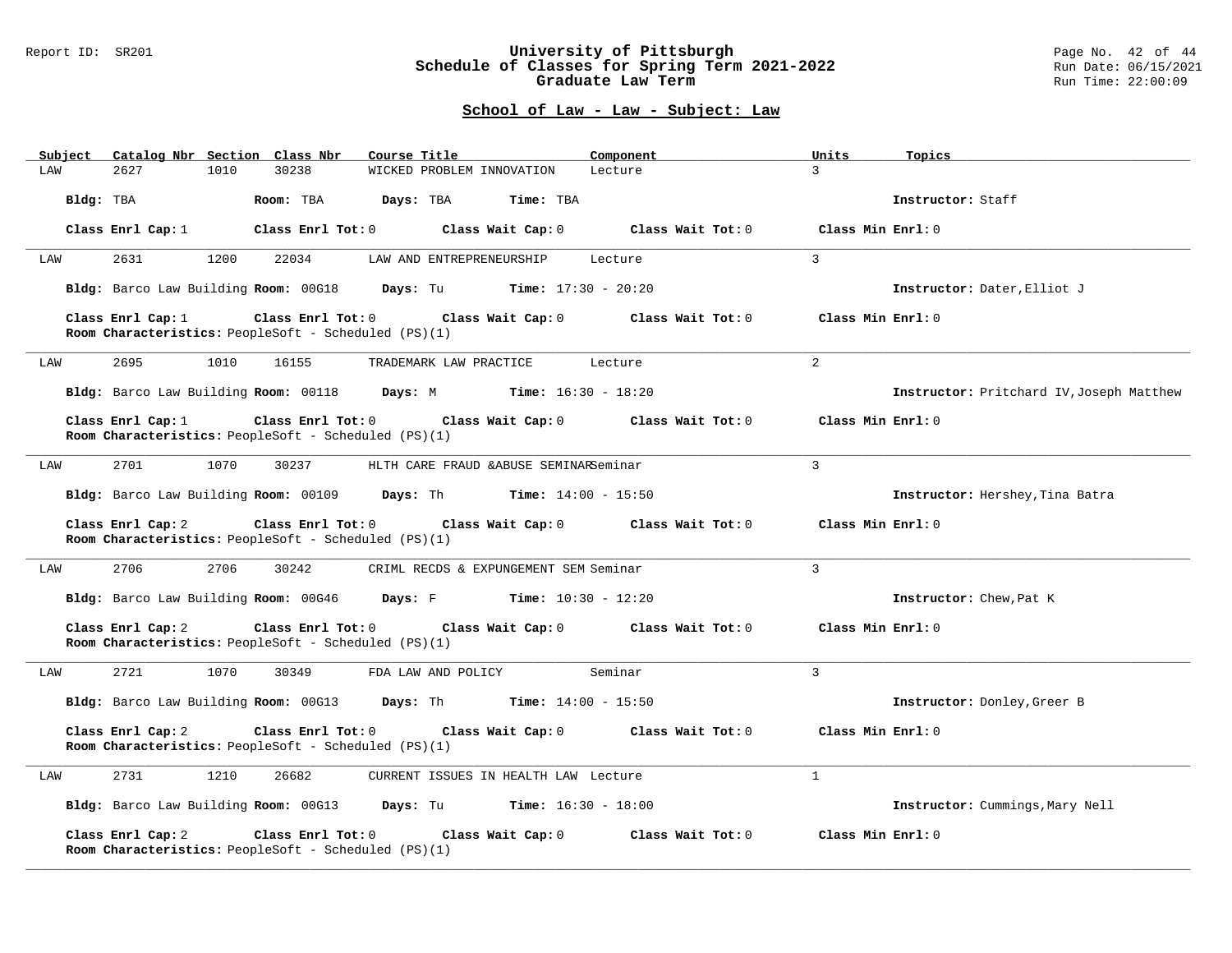# University of Pittsburgh
## Schedule of Classes for Spring Term 2021-2022
### Graduate Law Term

Report ID: SR201

Run Date: 06/15/2021
Run Time: 22:00:09

### School of Law - Law - Subject: Law

| Subject | Catalog Nbr | Section | Class Nbr | Course Title | Component | Units | Topics |
|---|---|---|---|---|---|---|---|
| LAW | 2627 | 1010 | 30238 | WICKED PROBLEM INNOVATION | Lecture | 3 | |

**Bldg:** TBA **Room:** TBA **Days:** TBA **Time:** TBA **Instructor:** Staff

**Class Enrl Cap:** 1 **Class Enrl Tot:** 0 **Class Wait Cap:** 0 **Class Wait Tot:** 0 **Class Min Enrl:** 0

---

| Subject | Catalog Nbr | Section | Class Nbr | Course Title | Component | Units | Topics |
|---|---|---|---|---|---|---|---|
| LAW | 2631 | 1200 | 22034 | LAW AND ENTREPRENEURSHIP | Lecture | 3 | |

**Bldg:** Barco Law Building **Room:** 00G18 **Days:** Tu **Time:** 17:30 - 20:20 **Instructor:** Dater,Elliot J

**Class Enrl Cap:** 1 **Class Enrl Tot:** 0 **Class Wait Cap:** 0 **Class Wait Tot:** 0 **Class Min Enrl:** 0
**Room Characteristics:** PeopleSoft - Scheduled (PS)(1)

---

| Subject | Catalog Nbr | Section | Class Nbr | Course Title | Component | Units | Topics |
|---|---|---|---|---|---|---|---|
| LAW | 2695 | 1010 | 16155 | TRADEMARK LAW PRACTICE | Lecture | 2 | |

**Bldg:** Barco Law Building **Room:** 00118 **Days:** M **Time:** 16:30 - 18:20 **Instructor:** Pritchard IV,Joseph Matthew

**Class Enrl Cap:** 1 **Class Enrl Tot:** 0 **Class Wait Cap:** 0 **Class Wait Tot:** 0 **Class Min Enrl:** 0
**Room Characteristics:** PeopleSoft - Scheduled (PS)(1)

---

| Subject | Catalog Nbr | Section | Class Nbr | Course Title | Component | Units | Topics |
|---|---|---|---|---|---|---|---|
| LAW | 2701 | 1070 | 30237 | HLTH CARE FRAUD &ABUSE SEMINAR | Seminar | 3 | |

**Bldg:** Barco Law Building **Room:** 00109 **Days:** Th **Time:** 14:00 - 15:50 **Instructor:** Hershey,Tina Batra

**Class Enrl Cap:** 2 **Class Enrl Tot:** 0 **Class Wait Cap:** 0 **Class Wait Tot:** 0 **Class Min Enrl:** 0
**Room Characteristics:** PeopleSoft - Scheduled (PS)(1)

---

| Subject | Catalog Nbr | Section | Class Nbr | Course Title | Component | Units | Topics |
|---|---|---|---|---|---|---|---|
| LAW | 2706 | 2706 | 30242 | CRIML RECDS & EXPUNGEMENT SEM | Seminar | 3 | |

**Bldg:** Barco Law Building **Room:** 00G46 **Days:** F **Time:** 10:30 - 12:20 **Instructor:** Chew,Pat K

**Class Enrl Cap:** 2 **Class Enrl Tot:** 0 **Class Wait Cap:** 0 **Class Wait Tot:** 0 **Class Min Enrl:** 0
**Room Characteristics:** PeopleSoft - Scheduled (PS)(1)

---

| Subject | Catalog Nbr | Section | Class Nbr | Course Title | Component | Units | Topics |
|---|---|---|---|---|---|---|---|
| LAW | 2721 | 1070 | 30349 | FDA LAW AND POLICY | Seminar | 3 | |

**Bldg:** Barco Law Building **Room:** 00G13 **Days:** Th **Time:** 14:00 - 15:50 **Instructor:** Donley,Greer B

**Class Enrl Cap:** 2 **Class Enrl Tot:** 0 **Class Wait Cap:** 0 **Class Wait Tot:** 0 **Class Min Enrl:** 0
**Room Characteristics:** PeopleSoft - Scheduled (PS)(1)

---

| Subject | Catalog Nbr | Section | Class Nbr | Course Title | Component | Units | Topics |
|---|---|---|---|---|---|---|---|
| LAW | 2731 | 1210 | 26682 | CURRENT ISSUES IN HEALTH LAW | Lecture | 1 | |

**Bldg:** Barco Law Building **Room:** 00G13 **Days:** Tu **Time:** 16:30 - 18:00 **Instructor:** Cummings,Mary Nell

**Class Enrl Cap:** 2 **Class Enrl Tot:** 0 **Class Wait Cap:** 0 **Class Wait Tot:** 0 **Class Min Enrl:** 0
**Room Characteristics:** PeopleSoft - Scheduled (PS)(1)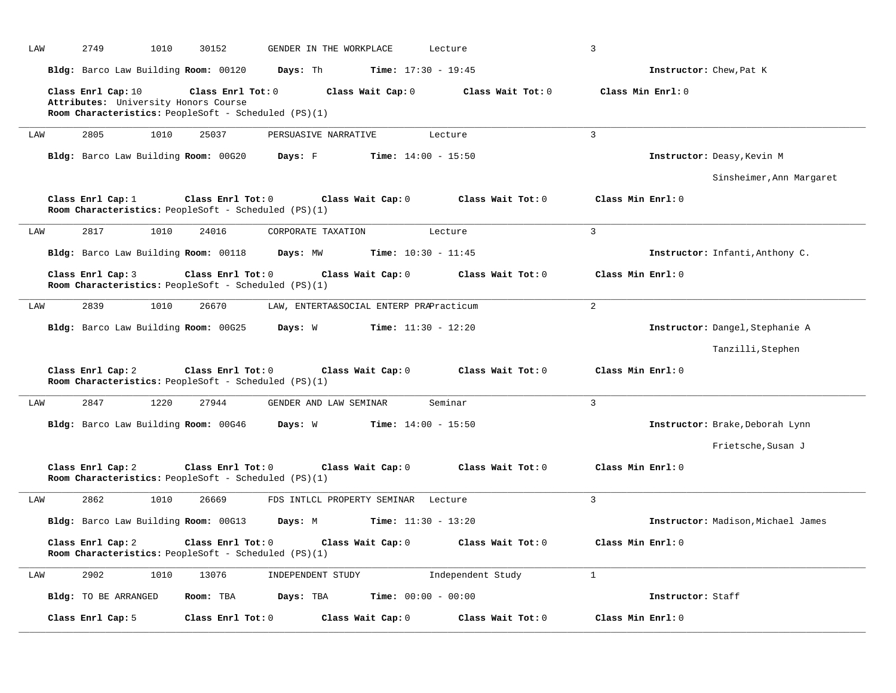LAW 2749 1010 30152 GENDER IN THE WORKPLACE Lecture 3

**Bldg:** Barco Law Building **Room:** 00120 **Days:** Th **Time:** 17:30 - 19:45 **Instructor:** Chew,Pat K

**Class Enrl Cap:** 10 **Class Enrl Tot:** 0 **Class Wait Cap:** 0 **Class Wait Tot:** 0 **Class Min Enrl:** 0
**Attributes:** University Honors Course
**Room Characteristics:** PeopleSoft - Scheduled (PS)(1)

---

LAW 2805 1010 25037 PERSUASIVE NARRATIVE Lecture 3

**Bldg:** Barco Law Building **Room:** 00G20 **Days:** F **Time:** 14:00 - 15:50 **Instructor:** Deasy,Kevin M

Sinsheimer,Ann Margaret

**Class Enrl Cap:** 1 **Class Enrl Tot:** 0 **Class Wait Cap:** 0 **Class Wait Tot:** 0 **Class Min Enrl:** 0
**Room Characteristics:** PeopleSoft - Scheduled (PS)(1)

---

LAW 2817 1010 24016 CORPORATE TAXATION Lecture 3

**Bldg:** Barco Law Building **Room:** 00118 **Days:** MW **Time:** 10:30 - 11:45 **Instructor:** Infanti,Anthony C.

**Class Enrl Cap:** 3 **Class Enrl Tot:** 0 **Class Wait Cap:** 0 **Class Wait Tot:** 0 **Class Min Enrl:** 0
**Room Characteristics:** PeopleSoft - Scheduled (PS)(1)

---

LAW 2839 1010 26670 LAW, ENTERTA&SOCIAL ENTERP PRAPracticum 2

**Bldg:** Barco Law Building **Room:** 00G25 **Days:** W **Time:** 11:30 - 12:20 **Instructor:** Dangel,Stephanie A

Tanzilli,Stephen

**Class Enrl Cap:** 2 **Class Enrl Tot:** 0 **Class Wait Cap:** 0 **Class Wait Tot:** 0 **Class Min Enrl:** 0
**Room Characteristics:** PeopleSoft - Scheduled (PS)(1)

---

LAW 2847 1220 27944 GENDER AND LAW SEMINAR Seminar 3

**Bldg:** Barco Law Building **Room:** 00G46 **Days:** W **Time:** 14:00 - 15:50 **Instructor:** Brake,Deborah Lynn

Frietsche,Susan J

**Class Enrl Cap:** 2 **Class Enrl Tot:** 0 **Class Wait Cap:** 0 **Class Wait Tot:** 0 **Class Min Enrl:** 0
**Room Characteristics:** PeopleSoft - Scheduled (PS)(1)

---

LAW 2862 1010 26669 FDS INTLCL PROPERTY SEMINAR Lecture 3

**Bldg:** Barco Law Building **Room:** 00G13 **Days:** M **Time:** 11:30 - 13:20 **Instructor:** Madison,Michael James

**Class Enrl Cap:** 2 **Class Enrl Tot:** 0 **Class Wait Cap:** 0 **Class Wait Tot:** 0 **Class Min Enrl:** 0
**Room Characteristics:** PeopleSoft - Scheduled (PS)(1)

---

LAW 2902 1010 13076 INDEPENDENT STUDY Independent Study 1

**Bldg:** TO BE ARRANGED **Room:** TBA **Days:** TBA **Time:** 00:00 - 00:00 **Instructor:** Staff

**Class Enrl Cap:** 5 **Class Enrl Tot:** 0 **Class Wait Cap:** 0 **Class Wait Tot:** 0 **Class Min Enrl:** 0

---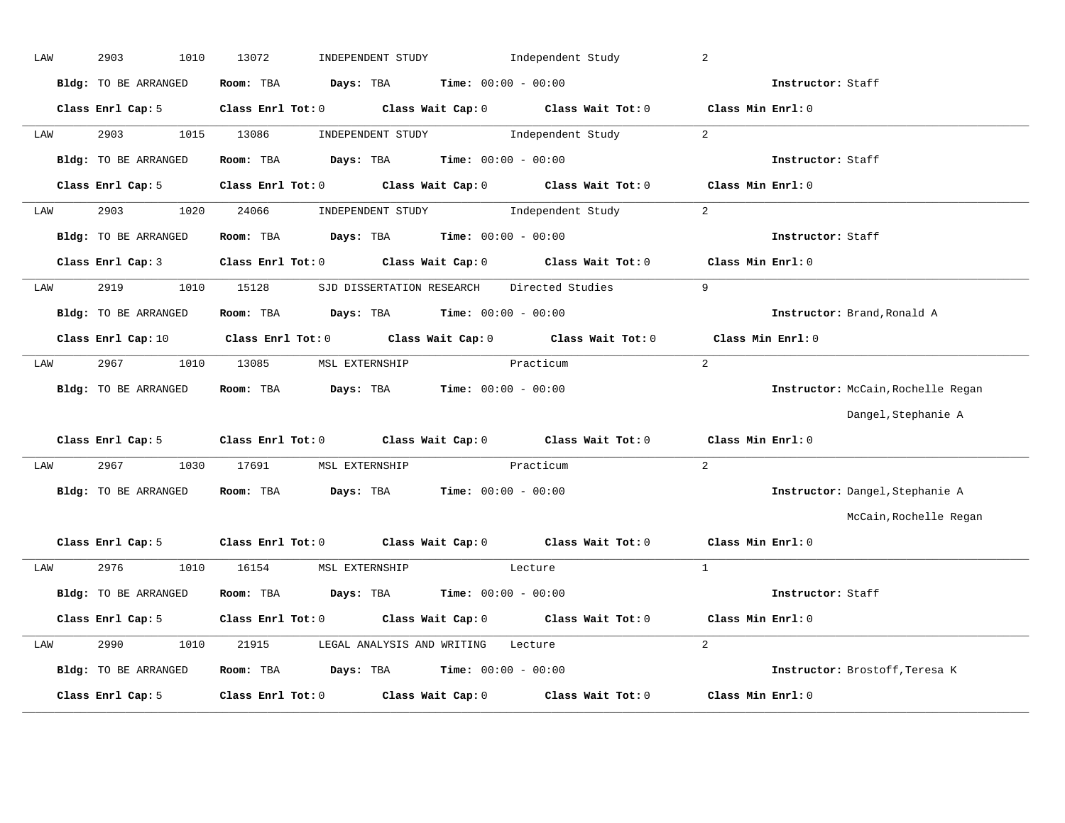LAW 2903 1010 13072 INDEPENDENT STUDY Independent Study 2

**Bldg:** TO BE ARRANGED **Room:** TBA **Days:** TBA **Time:** 00:00 - 00:00 **Instructor:** Staff

**Class Enrl Cap:** 5 **Class Enrl Tot:** 0 **Class Wait Cap:** 0 **Class Wait Tot:** 0 **Class Min Enrl:** 0

---

LAW 2903 1015 13086 INDEPENDENT STUDY Independent Study 2

**Bldg:** TO BE ARRANGED **Room:** TBA **Days:** TBA **Time:** 00:00 - 00:00 **Instructor:** Staff

**Class Enrl Cap:** 5 **Class Enrl Tot:** 0 **Class Wait Cap:** 0 **Class Wait Tot:** 0 **Class Min Enrl:** 0

---

LAW 2903 1020 24066 INDEPENDENT STUDY Independent Study 2

**Bldg:** TO BE ARRANGED **Room:** TBA **Days:** TBA **Time:** 00:00 - 00:00 **Instructor:** Staff

**Class Enrl Cap:** 3 **Class Enrl Tot:** 0 **Class Wait Cap:** 0 **Class Wait Tot:** 0 **Class Min Enrl:** 0

---

LAW 2919 1010 15128 SJD DISSERTATION RESEARCH Directed Studies 9

**Bldg:** TO BE ARRANGED **Room:** TBA **Days:** TBA **Time:** 00:00 - 00:00 **Instructor:** Brand,Ronald A

**Class Enrl Cap:** 10 **Class Enrl Tot:** 0 **Class Wait Cap:** 0 **Class Wait Tot:** 0 **Class Min Enrl:** 0

---

LAW 2967 1010 13085 MSL EXTERNSHIP Practicum 2

**Bldg:** TO BE ARRANGED **Room:** TBA **Days:** TBA **Time:** 00:00 - 00:00 **Instructor:** McCain,Rochelle Regan
Dangel,Stephanie A

**Class Enrl Cap:** 5 **Class Enrl Tot:** 0 **Class Wait Cap:** 0 **Class Wait Tot:** 0 **Class Min Enrl:** 0

---

LAW 2967 1030 17691 MSL EXTERNSHIP Practicum 2

**Bldg:** TO BE ARRANGED **Room:** TBA **Days:** TBA **Time:** 00:00 - 00:00 **Instructor:** Dangel,Stephanie A
McCain,Rochelle Regan

**Class Enrl Cap:** 5 **Class Enrl Tot:** 0 **Class Wait Cap:** 0 **Class Wait Tot:** 0 **Class Min Enrl:** 0

---

LAW 2976 1010 16154 MSL EXTERNSHIP Lecture 1

**Bldg:** TO BE ARRANGED **Room:** TBA **Days:** TBA **Time:** 00:00 - 00:00 **Instructor:** Staff

**Class Enrl Cap:** 5 **Class Enrl Tot:** 0 **Class Wait Cap:** 0 **Class Wait Tot:** 0 **Class Min Enrl:** 0

---

LAW 2990 1010 21915 LEGAL ANALYSIS AND WRITING Lecture 2

**Bldg:** TO BE ARRANGED **Room:** TBA **Days:** TBA **Time:** 00:00 - 00:00 **Instructor:** Brostoff,Teresa K

**Class Enrl Cap:** 5 **Class Enrl Tot:** 0 **Class Wait Cap:** 0 **Class Wait Tot:** 0 **Class Min Enrl:** 0

---